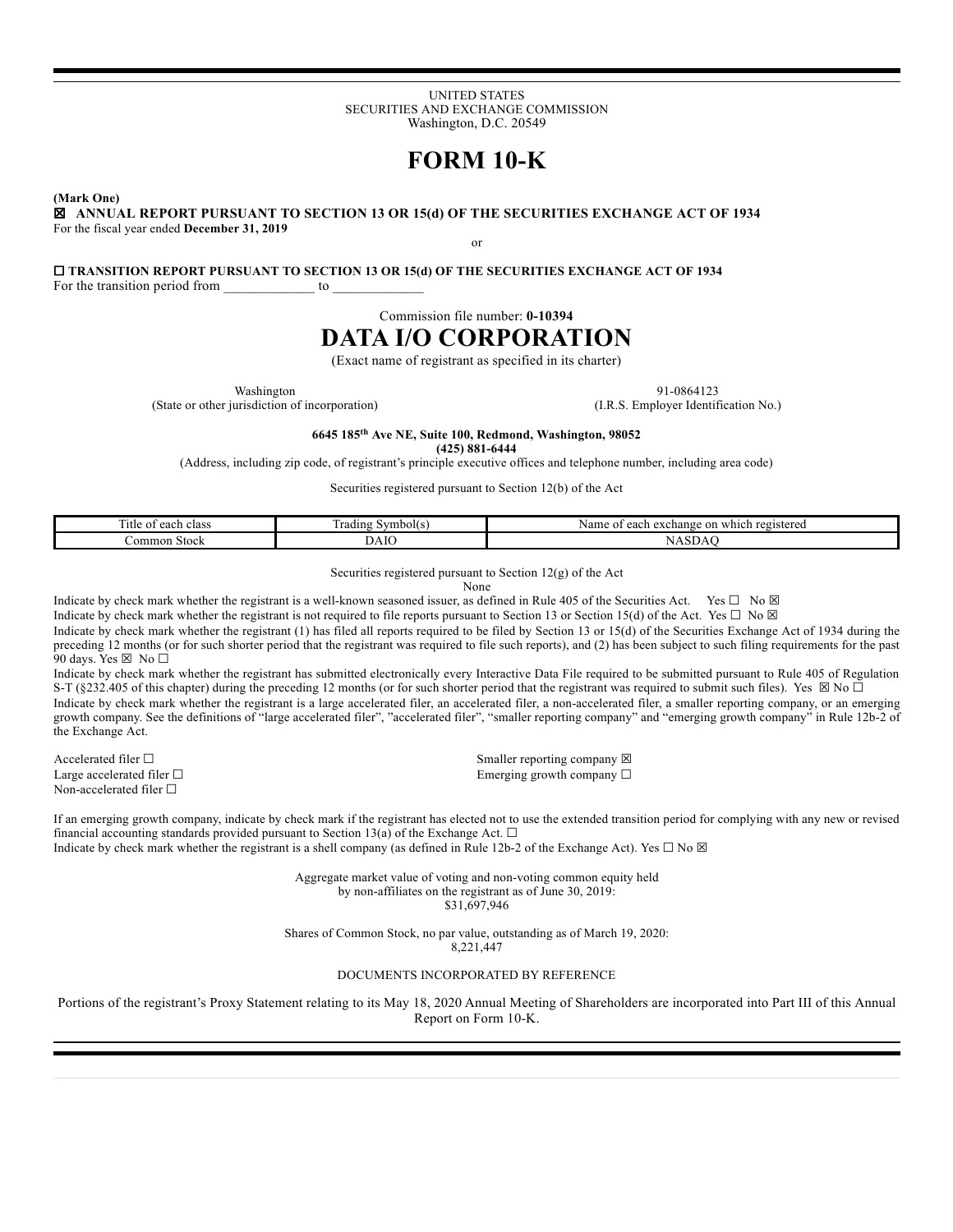UNITED STATES
SECURITIES AND EXCHANGE COMMISSION
Washington, D.C. 20549

# FORM 10-K

**(Mark One)**

☒ **ANNUAL REPORT PURSUANT TO SECTION 13 OR 15(d) OF THE SECURITIES EXCHANGE ACT OF 1934**
For the fiscal year ended **December 31, 2019**

or

☐ **TRANSITION REPORT PURSUANT TO SECTION 13 OR 15(d) OF THE SECURITIES EXCHANGE ACT OF 1934**
For the transition period from _____________ to _____________

Commission file number: **0-10394**

# DATA I/O CORPORATION

(Exact name of registrant as specified in its charter)

| Washington | 91-0864123 |
|---|---|
| (State or other jurisdiction of incorporation) | (I.R.S. Employer Identification No.) |

**6645 185th Ave NE, Suite 100, Redmond, Washington, 98052**
**(425) 881-6444**
(Address, including zip code, of registrant's principle executive offices and telephone number, including area code)

Securities registered pursuant to Section 12(b) of the Act

| Title of each class | Trading Symbol(s) | Name of each exchange on which registered |
|---|---|---|
| Common Stock | DAIO | NASDAQ |

Securities registered pursuant to Section 12(g) of the Act
None

Indicate by check mark whether the registrant is a well-known seasoned issuer, as defined in Rule 405 of the Securities Act. Yes ☐ No ☒

Indicate by check mark whether the registrant is not required to file reports pursuant to Section 13 or Section 15(d) of the Act. Yes ☐ No ☒

Indicate by check mark whether the registrant (1) has filed all reports required to be filed by Section 13 or 15(d) of the Securities Exchange Act of 1934 during the preceding 12 months (or for such shorter period that the registrant was required to file such reports), and (2) has been subject to such filing requirements for the past 90 days. Yes ☒ No ☐

Indicate by check mark whether the registrant has submitted electronically every Interactive Data File required to be submitted pursuant to Rule 405 of Regulation S-T (§232.405 of this chapter) during the preceding 12 months (or for such shorter period that the registrant was required to submit such files). Yes ☒ No ☐

Indicate by check mark whether the registrant is a large accelerated filer, an accelerated filer, a non-accelerated filer, a smaller reporting company, or an emerging growth company. See the definitions of "large accelerated filer", "accelerated filer", "smaller reporting company" and "emerging growth company" in Rule 12b-2 of the Exchange Act.

| | |
|---|---|
| Accelerated filer ☐ | Smaller reporting company ☒ |
| Large accelerated filer ☐ | Emerging growth company ☐ |
| Non-accelerated filer ☐ | |

If an emerging growth company, indicate by check mark if the registrant has elected not to use the extended transition period for complying with any new or revised financial accounting standards provided pursuant to Section 13(a) of the Exchange Act. ☐

Indicate by check mark whether the registrant is a shell company (as defined in Rule 12b-2 of the Exchange Act). Yes ☐ No ☒

Aggregate market value of voting and non-voting common equity held
by non-affiliates on the registrant as of June 30, 2019:
$31,697,946

Shares of Common Stock, no par value, outstanding as of March 19, 2020:
8,221,447

DOCUMENTS INCORPORATED BY REFERENCE

Portions of the registrant's Proxy Statement relating to its May 18, 2020 Annual Meeting of Shareholders are incorporated into Part III of this Annual Report on Form 10-K.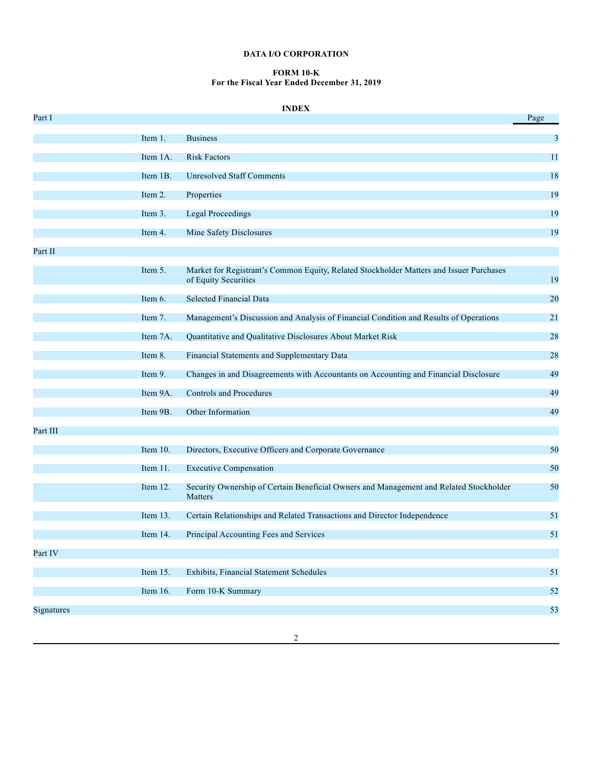**DATA I/O CORPORATION**

**FORM 10-K**
**For the Fiscal Year Ended December 31, 2019**

**INDEX**

| | | | Page |
|---|---|---|---|
| Part I | | | |
| | Item 1. | Business | 3 |
| | Item 1A. | Risk Factors | 11 |
| | Item 1B. | Unresolved Staff Comments | 18 |
| | Item 2. | Properties | 19 |
| | Item 3. | Legal Proceedings | 19 |
| | Item 4. | Mine Safety Disclosures | 19 |
| Part II | | | |
| | Item 5. | Market for Registrant's Common Equity, Related Stockholder Matters and Issuer Purchases of Equity Securities | 19 |
| | Item 6. | Selected Financial Data | 20 |
| | Item 7. | Management's Discussion and Analysis of Financial Condition and Results of Operations | 21 |
| | Item 7A. | Quantitative and Qualitative Disclosures About Market Risk | 28 |
| | Item 8. | Financial Statements and Supplementary Data | 28 |
| | Item 9. | Changes in and Disagreements with Accountants on Accounting and Financial Disclosure | 49 |
| | Item 9A. | Controls and Procedures | 49 |
| | Item 9B. | Other Information | 49 |
| Part III | | | |
| | Item 10. | Directors, Executive Officers and Corporate Governance | 50 |
| | Item 11. | Executive Compensation | 50 |
| | Item 12. | Security Ownership of Certain Beneficial Owners and Management and Related Stockholder Matters | 50 |
| | Item 13. | Certain Relationships and Related Transactions and Director Independence | 51 |
| | Item 14. | Principal Accounting Fees and Services | 51 |
| Part IV | | | |
| | Item 15. | Exhibits, Financial Statement Schedules | 51 |
| | Item 16. | Form 10-K Summary | 52 |
| Signatures | | | 53 |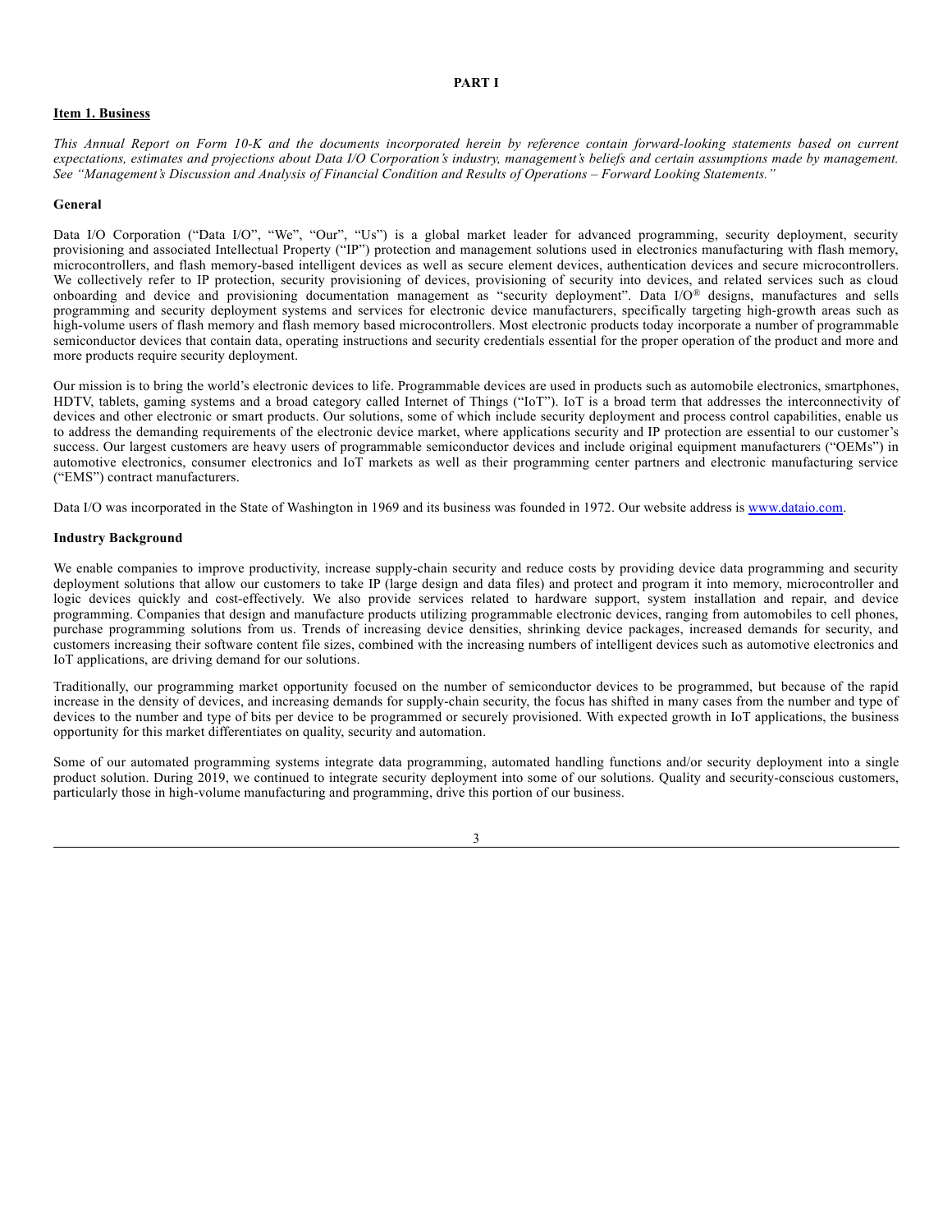# PART I

## Item 1. Business

*This Annual Report on Form 10-K and the documents incorporated herein by reference contain forward-looking statements based on current expectations, estimates and projections about Data I/O Corporation's industry, management's beliefs and certain assumptions made by management. See "Management's Discussion and Analysis of Financial Condition and Results of Operations – Forward Looking Statements."*

### General

Data I/O Corporation ("Data I/O", "We", "Our", "Us") is a global market leader for advanced programming, security deployment, security provisioning and associated Intellectual Property ("IP") protection and management solutions used in electronics manufacturing with flash memory, microcontrollers, and flash memory-based intelligent devices as well as secure element devices, authentication devices and secure microcontrollers. We collectively refer to IP protection, security provisioning of devices, provisioning of security into devices, and related services such as cloud onboarding and device and provisioning documentation management as "security deployment". Data I/O® designs, manufactures and sells programming and security deployment systems and services for electronic device manufacturers, specifically targeting high-growth areas such as high-volume users of flash memory and flash memory based microcontrollers. Most electronic products today incorporate a number of programmable semiconductor devices that contain data, operating instructions and security credentials essential for the proper operation of the product and more and more products require security deployment.

Our mission is to bring the world's electronic devices to life. Programmable devices are used in products such as automobile electronics, smartphones, HDTV, tablets, gaming systems and a broad category called Internet of Things ("IoT"). IoT is a broad term that addresses the interconnectivity of devices and other electronic or smart products. Our solutions, some of which include security deployment and process control capabilities, enable us to address the demanding requirements of the electronic device market, where applications security and IP protection are essential to our customer's success. Our largest customers are heavy users of programmable semiconductor devices and include original equipment manufacturers ("OEMs") in automotive electronics, consumer electronics and IoT markets as well as their programming center partners and electronic manufacturing service ("EMS") contract manufacturers.

Data I/O was incorporated in the State of Washington in 1969 and its business was founded in 1972. Our website address is [www.dataio.com](http://www.dataio.com).

### Industry Background

We enable companies to improve productivity, increase supply-chain security and reduce costs by providing device data programming and security deployment solutions that allow our customers to take IP (large design and data files) and protect and program it into memory, microcontroller and logic devices quickly and cost-effectively. We also provide services related to hardware support, system installation and repair, and device programming. Companies that design and manufacture products utilizing programmable electronic devices, ranging from automobiles to cell phones, purchase programming solutions from us. Trends of increasing device densities, shrinking device packages, increased demands for security, and customers increasing their software content file sizes, combined with the increasing numbers of intelligent devices such as automotive electronics and IoT applications, are driving demand for our solutions.

Traditionally, our programming market opportunity focused on the number of semiconductor devices to be programmed, but because of the rapid increase in the density of devices, and increasing demands for supply-chain security, the focus has shifted in many cases from the number and type of devices to the number and type of bits per device to be programmed or securely provisioned. With expected growth in IoT applications, the business opportunity for this market differentiates on quality, security and automation.

Some of our automated programming systems integrate data programming, automated handling functions and/or security deployment into a single product solution. During 2019, we continued to integrate security deployment into some of our solutions. Quality and security-conscious customers, particularly those in high-volume manufacturing and programming, drive this portion of our business.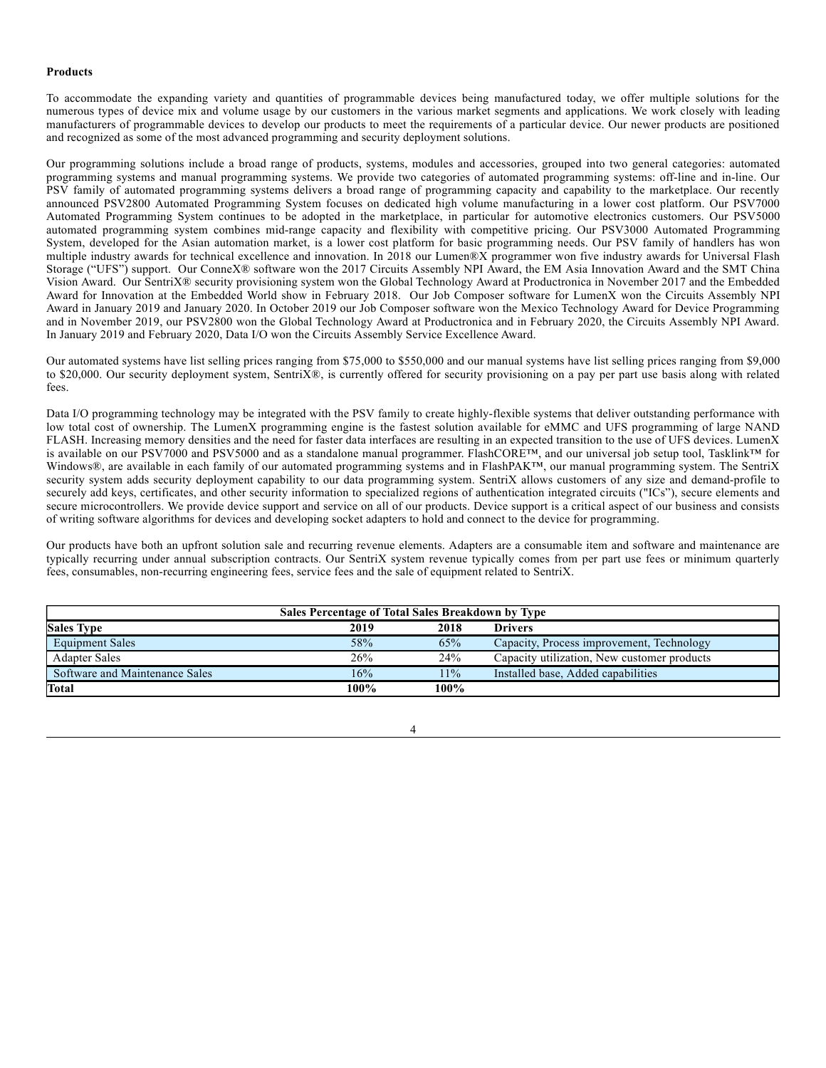**Products**

To accommodate the expanding variety and quantities of programmable devices being manufactured today, we offer multiple solutions for the numerous types of device mix and volume usage by our customers in the various market segments and applications. We work closely with leading manufacturers of programmable devices to develop our products to meet the requirements of a particular device. Our newer products are positioned and recognized as some of the most advanced programming and security deployment solutions.

Our programming solutions include a broad range of products, systems, modules and accessories, grouped into two general categories: automated programming systems and manual programming systems. We provide two categories of automated programming systems: off-line and in-line. Our PSV family of automated programming systems delivers a broad range of programming capacity and capability to the marketplace. Our recently announced PSV2800 Automated Programming System focuses on dedicated high volume manufacturing in a lower cost platform. Our PSV7000 Automated Programming System continues to be adopted in the marketplace, in particular for automotive electronics customers. Our PSV5000 automated programming system combines mid-range capacity and flexibility with competitive pricing. Our PSV3000 Automated Programming System, developed for the Asian automation market, is a lower cost platform for basic programming needs. Our PSV family of handlers has won multiple industry awards for technical excellence and innovation. In 2018 our Lumen®X programmer won five industry awards for Universal Flash Storage ("UFS") support. Our ConneX® software won the 2017 Circuits Assembly NPI Award, the EM Asia Innovation Award and the SMT China Vision Award. Our SentriX® security provisioning system won the Global Technology Award at Productronica in November 2017 and the Embedded Award for Innovation at the Embedded World show in February 2018. Our Job Composer software for LumenX won the Circuits Assembly NPI Award in January 2019 and January 2020. In October 2019 our Job Composer software won the Mexico Technology Award for Device Programming and in November 2019, our PSV2800 won the Global Technology Award at Productronica and in February 2020, the Circuits Assembly NPI Award. In January 2019 and February 2020, Data I/O won the Circuits Assembly Service Excellence Award.

Our automated systems have list selling prices ranging from $75,000 to $550,000 and our manual systems have list selling prices ranging from $9,000 to $20,000. Our security deployment system, SentriX®, is currently offered for security provisioning on a pay per part use basis along with related fees.

Data I/O programming technology may be integrated with the PSV family to create highly-flexible systems that deliver outstanding performance with low total cost of ownership. The LumenX programming engine is the fastest solution available for eMMC and UFS programming of large NAND FLASH. Increasing memory densities and the need for faster data interfaces are resulting in an expected transition to the use of UFS devices. LumenX is available on our PSV7000 and PSV5000 and as a standalone manual programmer. FlashCORE™, and our universal job setup tool, Tasklink™ for Windows®, are available in each family of our automated programming systems and in FlashPAK™, our manual programming system. The SentriX security system adds security deployment capability to our data programming system. SentriX allows customers of any size and demand-profile to securely add keys, certificates, and other security information to specialized regions of authentication integrated circuits ("ICs"), secure elements and secure microcontrollers. We provide device support and service on all of our products. Device support is a critical aspect of our business and consists of writing software algorithms for devices and developing socket adapters to hold and connect to the device for programming.

Our products have both an upfront solution sale and recurring revenue elements. Adapters are a consumable item and software and maintenance are typically recurring under annual subscription contracts. Our SentriX system revenue typically comes from per part use fees or minimum quarterly fees, consumables, non-recurring engineering fees, service fees and the sale of equipment related to SentriX.

| Sales Percentage of Total Sales Breakdown by Type | | | |
|---|---|---|---|
| **Sales Type** | **2019** | **2018** | **Drivers** |
| Equipment Sales | 58% | 65% | Capacity, Process improvement, Technology |
| Adapter Sales | 26% | 24% | Capacity utilization, New customer products |
| Software and Maintenance Sales | 16% | 11% | Installed base, Added capabilities |
| **Total** | **100%** | **100%** | |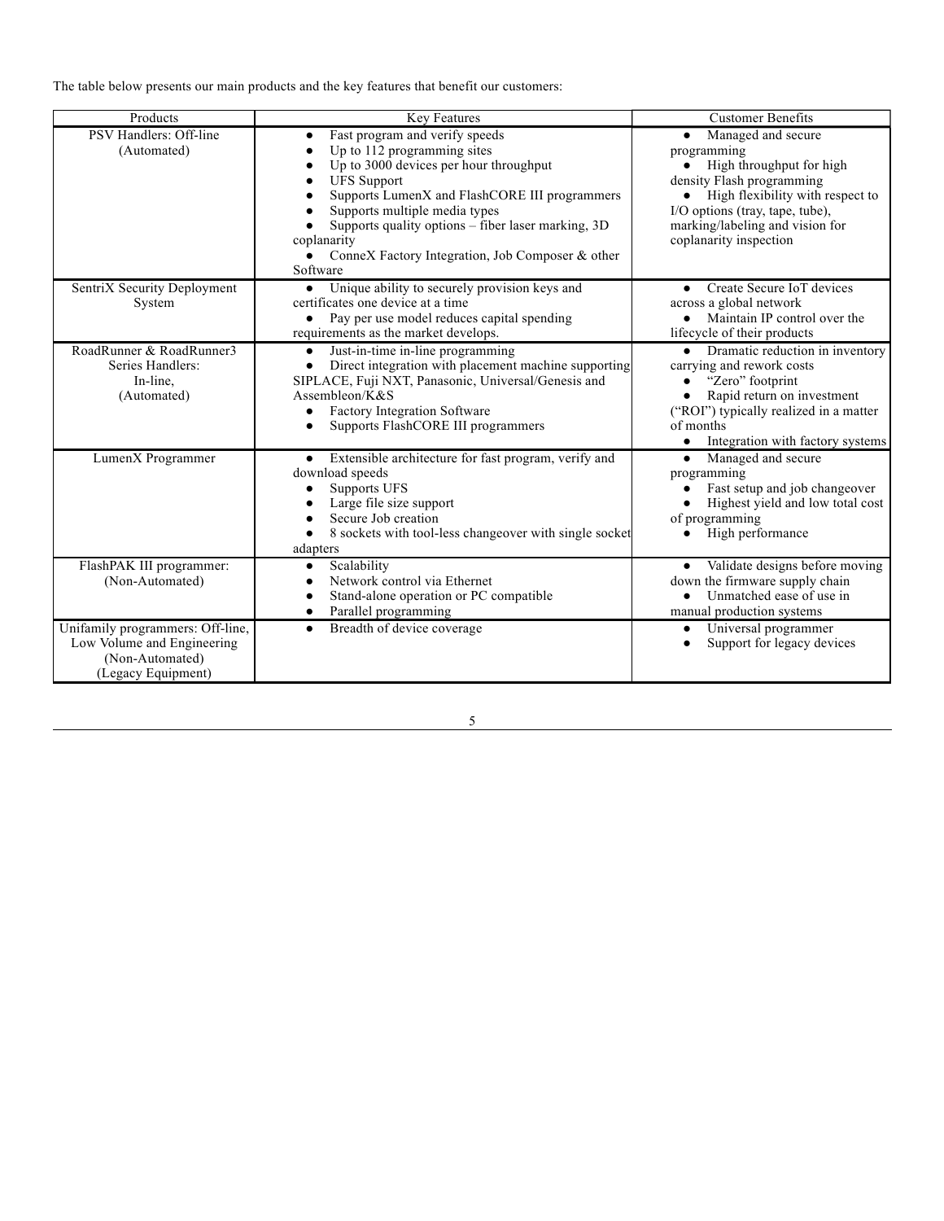The table below presents our main products and the key features that benefit our customers:

| Products | Key Features | Customer Benefits |
| --- | --- | --- |
| PSV Handlers: Off-line (Automated) | ● Fast program and verify speeds<br>● Up to 112 programming sites<br>● Up to 3000 devices per hour throughput<br>● UFS Support<br>● Supports LumenX and FlashCORE III programmers<br>● Supports multiple media types<br>● Supports quality options – fiber laser marking, 3D coplanarity<br>● ConneX Factory Integration, Job Composer & other Software | ● Managed and secure programming<br>● High throughput for high density Flash programming<br>● High flexibility with respect to I/O options (tray, tape, tube), marking/labeling and vision for coplanarity inspection |
| SentriX Security Deployment System | ● Unique ability to securely provision keys and certificates one device at a time<br>● Pay per use model reduces capital spending requirements as the market develops. | ● Create Secure IoT devices across a global network<br>● Maintain IP control over the lifecycle of their products |
| RoadRunner & RoadRunner3 Series Handlers: In-line, (Automated) | ● Just-in-time in-line programming<br>● Direct integration with placement machine supporting SIPLACE, Fuji NXT, Panasonic, Universal/Genesis and Assembleon/K&S<br>● Factory Integration Software<br>● Supports FlashCORE III programmers | ● Dramatic reduction in inventory carrying and rework costs<br>● "Zero" footprint<br>● Rapid return on investment ("ROI") typically realized in a matter of months<br>● Integration with factory systems |
| LumenX Programmer | ● Extensible architecture for fast program, verify and download speeds<br>● Supports UFS<br>● Large file size support<br>● Secure Job creation<br>● 8 sockets with tool-less changeover with single socket adapters | ● Managed and secure programming<br>● Fast setup and job changeover<br>● Highest yield and low total cost of programming<br>● High performance |
| FlashPAK III programmer: (Non-Automated) | ● Scalability<br>● Network control via Ethernet<br>● Stand-alone operation or PC compatible<br>● Parallel programming | ● Validate designs before moving down the firmware supply chain<br>● Unmatched ease of use in manual production systems |
| Unifamily programmers: Off-line, Low Volume and Engineering (Non-Automated) (Legacy Equipment) | ● Breadth of device coverage | ● Universal programmer<br>● Support for legacy devices |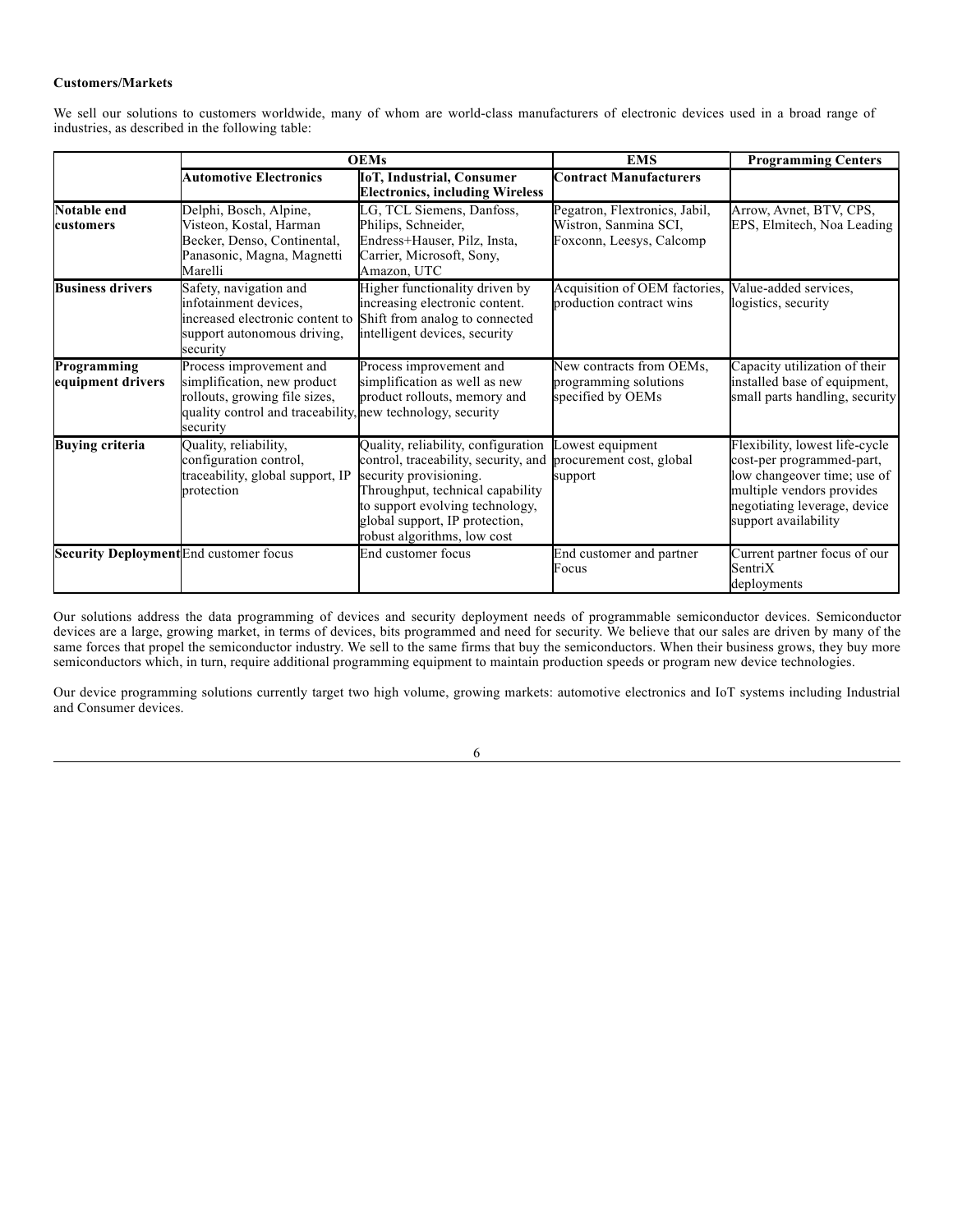**Customers/Markets**

We sell our solutions to customers worldwide, many of whom are world-class manufacturers of electronic devices used in a broad range of industries, as described in the following table:

| | OEMs | | EMS | Programming Centers |
|---|---|---|---|---|
| | **Automotive Electronics** | **IoT, Industrial, Consumer Electronics, including Wireless** | **Contract Manufacturers** | |
| **Notable end customers** | Delphi, Bosch, Alpine, Visteon, Kostal, Harman Becker, Denso, Continental, Panasonic, Magna, Magnetti Marelli | LG, TCL Siemens, Danfoss, Philips, Schneider, Endress+Hauser, Pilz, Insta, Carrier, Microsoft, Sony, Amazon, UTC | Pegatron, Flextronics, Jabil, Wistron, Sanmina SCI, Foxconn, Leesys, Calcomp | Arrow, Avnet, BTV, CPS, EPS, Elmitech, Noa Leading |
| **Business drivers** | Safety, navigation and infotainment devices, increased electronic content to support autonomous driving, security | Higher functionality driven by increasing electronic content. Shift from analog to connected intelligent devices, security | Acquisition of OEM factories, production contract wins | Value-added services, logistics, security |
| **Programming equipment drivers** | Process improvement and simplification, new product rollouts, growing file sizes, quality control and traceability, security | Process improvement and simplification as well as new product rollouts, memory and new technology, security | New contracts from OEMs, programming solutions specified by OEMs | Capacity utilization of their installed base of equipment, small parts handling, security |
| **Buying criteria** | Quality, reliability, configuration control, traceability, global support, IP protection | Quality, reliability, configuration control, traceability, security, and security provisioning. Throughput, technical capability to support evolving technology, global support, IP protection, robust algorithms, low cost | Lowest equipment procurement cost, global support | Flexibility, lowest life-cycle cost-per programmed-part, low changeover time; use of multiple vendors provides negotiating leverage, device support availability |
| **Security Deployment** | End customer focus | End customer focus | End customer and partner Focus | Current partner focus of our SentriX deployments |

Our solutions address the data programming of devices and security deployment needs of programmable semiconductor devices. Semiconductor devices are a large, growing market, in terms of devices, bits programmed and need for security. We believe that our sales are driven by many of the same forces that propel the semiconductor industry. We sell to the same firms that buy the semiconductors. When their business grows, they buy more semiconductors which, in turn, require additional programming equipment to maintain production speeds or program new device technologies.

Our device programming solutions currently target two high volume, growing markets: automotive electronics and IoT systems including Industrial and Consumer devices.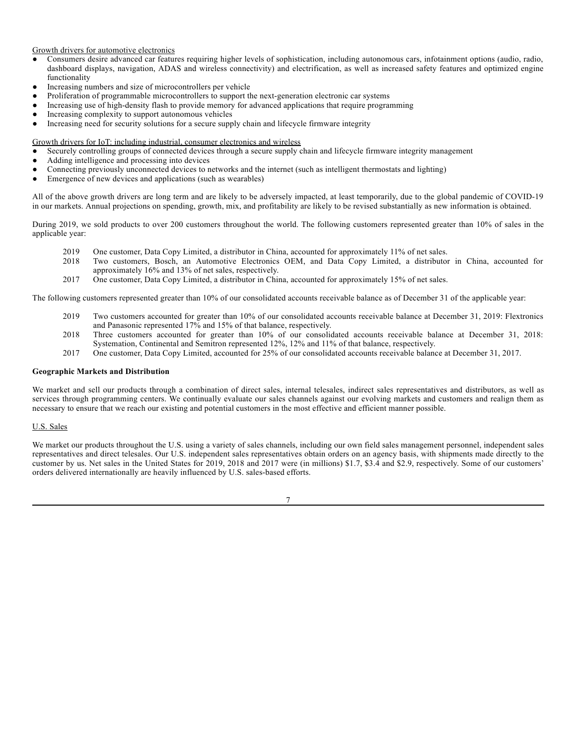Growth drivers for automotive electronics

- Consumers desire advanced car features requiring higher levels of sophistication, including autonomous cars, infotainment options (audio, radio, dashboard displays, navigation, ADAS and wireless connectivity) and electrification, as well as increased safety features and optimized engine functionality
- Increasing numbers and size of microcontrollers per vehicle
- Proliferation of programmable microcontrollers to support the next-generation electronic car systems
- Increasing use of high-density flash to provide memory for advanced applications that require programming
- Increasing complexity to support autonomous vehicles
- Increasing need for security solutions for a secure supply chain and lifecycle firmware integrity

Growth drivers for IoT: including industrial, consumer electronics and wireless

- Securely controlling groups of connected devices through a secure supply chain and lifecycle firmware integrity management
- Adding intelligence and processing into devices
- Connecting previously unconnected devices to networks and the internet (such as intelligent thermostats and lighting)
- Emergence of new devices and applications (such as wearables)

All of the above growth drivers are long term and are likely to be adversely impacted, at least temporarily, due to the global pandemic of COVID-19 in our markets. Annual projections on spending, growth, mix, and profitability are likely to be revised substantially as new information is obtained.

During 2019, we sold products to over 200 customers throughout the world. The following customers represented greater than 10% of sales in the applicable year:

2019 One customer, Data Copy Limited, a distributor in China, accounted for approximately 11% of net sales.

2018 Two customers, Bosch, an Automotive Electronics OEM, and Data Copy Limited, a distributor in China, accounted for approximately 16% and 13% of net sales, respectively.

2017 One customer, Data Copy Limited, a distributor in China, accounted for approximately 15% of net sales.

The following customers represented greater than 10% of our consolidated accounts receivable balance as of December 31 of the applicable year:

2019 Two customers accounted for greater than 10% of our consolidated accounts receivable balance at December 31, 2019: Flextronics and Panasonic represented 17% and 15% of that balance, respectively.

2018 Three customers accounted for greater than 10% of our consolidated accounts receivable balance at December 31, 2018: Systemation, Continental and Semitron represented 12%, 12% and 11% of that balance, respectively.

2017 One customer, Data Copy Limited, accounted for 25% of our consolidated accounts receivable balance at December 31, 2017.

**Geographic Markets and Distribution**

We market and sell our products through a combination of direct sales, internal telesales, indirect sales representatives and distributors, as well as services through programming centers. We continually evaluate our sales channels against our evolving markets and customers and realign them as necessary to ensure that we reach our existing and potential customers in the most effective and efficient manner possible.

U.S. Sales

We market our products throughout the U.S. using a variety of sales channels, including our own field sales management personnel, independent sales representatives and direct telesales. Our U.S. independent sales representatives obtain orders on an agency basis, with shipments made directly to the customer by us. Net sales in the United States for 2019, 2018 and 2017 were (in millions) $1.7, $3.4 and $2.9, respectively. Some of our customers' orders delivered internationally are heavily influenced by U.S. sales-based efforts.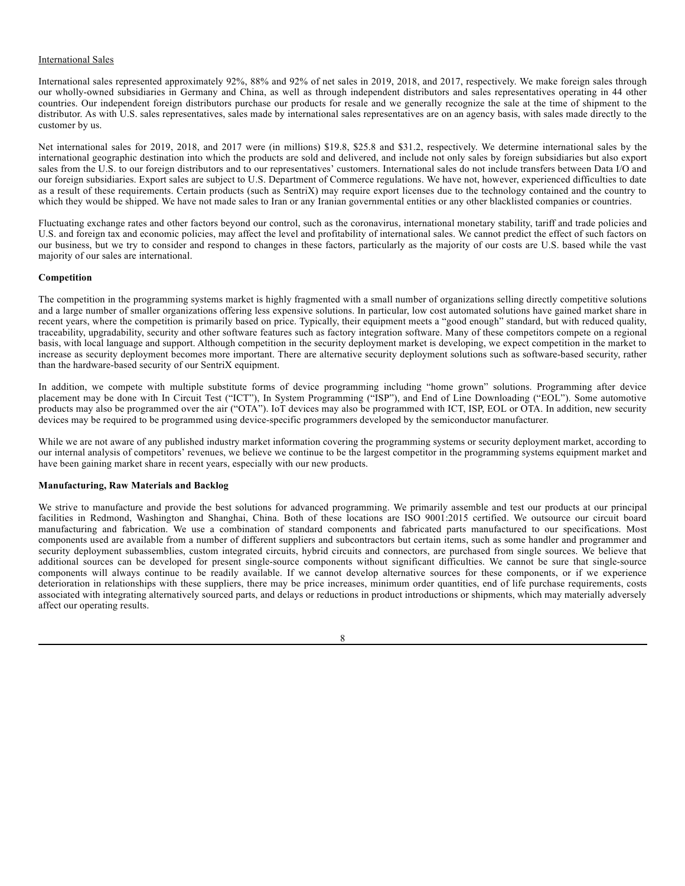International Sales

International sales represented approximately 92%, 88% and 92% of net sales in 2019, 2018, and 2017, respectively. We make foreign sales through our wholly-owned subsidiaries in Germany and China, as well as through independent distributors and sales representatives operating in 44 other countries. Our independent foreign distributors purchase our products for resale and we generally recognize the sale at the time of shipment to the distributor. As with U.S. sales representatives, sales made by international sales representatives are on an agency basis, with sales made directly to the customer by us.

Net international sales for 2019, 2018, and 2017 were (in millions) $19.8, $25.8 and $31.2, respectively. We determine international sales by the international geographic destination into which the products are sold and delivered, and include not only sales by foreign subsidiaries but also export sales from the U.S. to our foreign distributors and to our representatives' customers. International sales do not include transfers between Data I/O and our foreign subsidiaries. Export sales are subject to U.S. Department of Commerce regulations. We have not, however, experienced difficulties to date as a result of these requirements. Certain products (such as SentriX) may require export licenses due to the technology contained and the country to which they would be shipped. We have not made sales to Iran or any Iranian governmental entities or any other blacklisted companies or countries.

Fluctuating exchange rates and other factors beyond our control, such as the coronavirus, international monetary stability, tariff and trade policies and U.S. and foreign tax and economic policies, may affect the level and profitability of international sales. We cannot predict the effect of such factors on our business, but we try to consider and respond to changes in these factors, particularly as the majority of our costs are U.S. based while the vast majority of our sales are international.

**Competition**

The competition in the programming systems market is highly fragmented with a small number of organizations selling directly competitive solutions and a large number of smaller organizations offering less expensive solutions. In particular, low cost automated solutions have gained market share in recent years, where the competition is primarily based on price. Typically, their equipment meets a "good enough" standard, but with reduced quality, traceability, upgradability, security and other software features such as factory integration software. Many of these competitors compete on a regional basis, with local language and support. Although competition in the security deployment market is developing, we expect competition in the market to increase as security deployment becomes more important. There are alternative security deployment solutions such as software-based security, rather than the hardware-based security of our SentriX equipment.

In addition, we compete with multiple substitute forms of device programming including "home grown" solutions. Programming after device placement may be done with In Circuit Test ("ICT"), In System Programming ("ISP"), and End of Line Downloading ("EOL"). Some automotive products may also be programmed over the air ("OTA"). IoT devices may also be programmed with ICT, ISP, EOL or OTA. In addition, new security devices may be required to be programmed using device-specific programmers developed by the semiconductor manufacturer.

While we are not aware of any published industry market information covering the programming systems or security deployment market, according to our internal analysis of competitors' revenues, we believe we continue to be the largest competitor in the programming systems equipment market and have been gaining market share in recent years, especially with our new products.

**Manufacturing, Raw Materials and Backlog**

We strive to manufacture and provide the best solutions for advanced programming. We primarily assemble and test our products at our principal facilities in Redmond, Washington and Shanghai, China. Both of these locations are ISO 9001:2015 certified. We outsource our circuit board manufacturing and fabrication. We use a combination of standard components and fabricated parts manufactured to our specifications. Most components used are available from a number of different suppliers and subcontractors but certain items, such as some handler and programmer and security deployment subassemblies, custom integrated circuits, hybrid circuits and connectors, are purchased from single sources. We believe that additional sources can be developed for present single-source components without significant difficulties. We cannot be sure that single-source components will always continue to be readily available. If we cannot develop alternative sources for these components, or if we experience deterioration in relationships with these suppliers, there may be price increases, minimum order quantities, end of life purchase requirements, costs associated with integrating alternatively sourced parts, and delays or reductions in product introductions or shipments, which may materially adversely affect our operating results.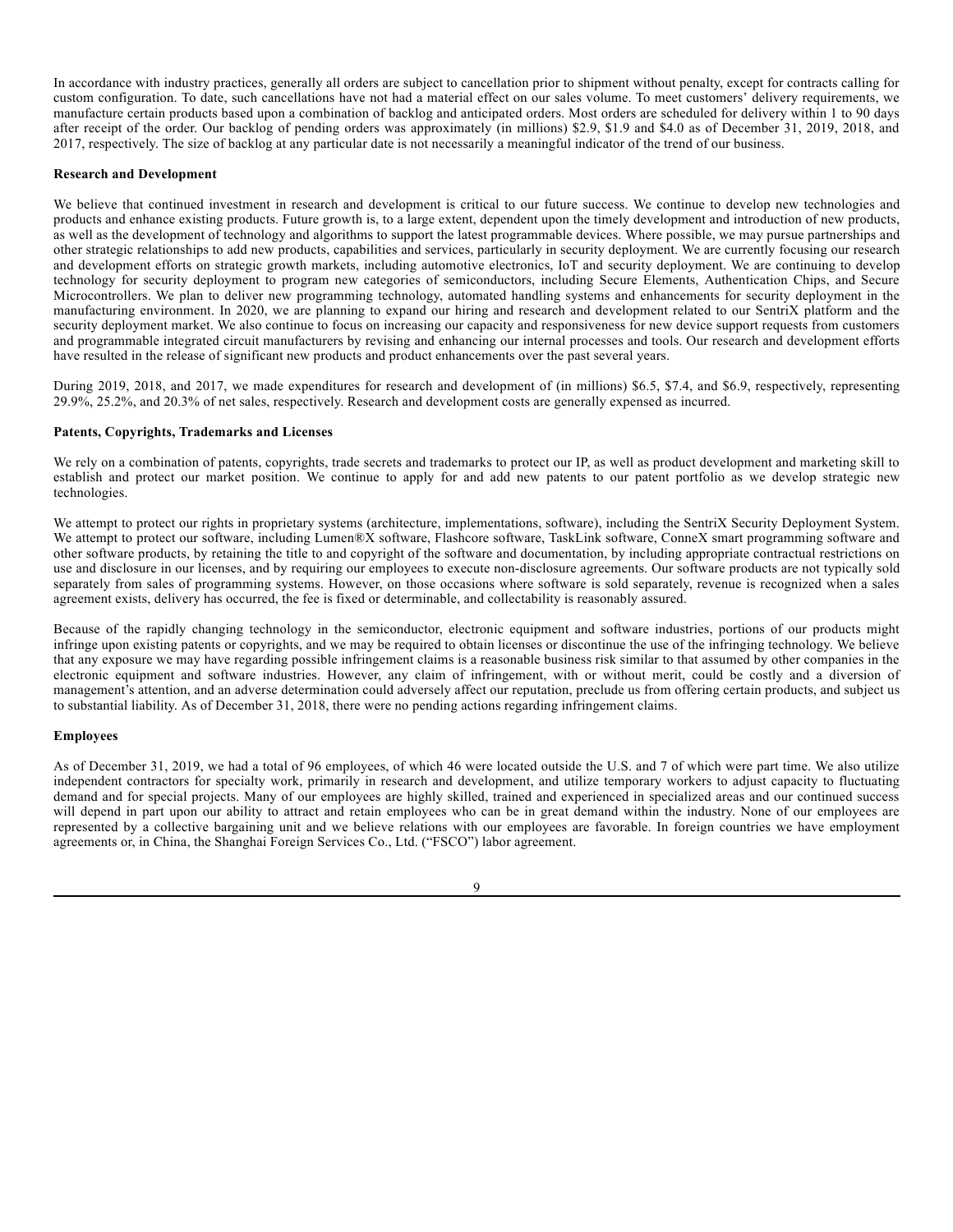In accordance with industry practices, generally all orders are subject to cancellation prior to shipment without penalty, except for contracts calling for custom configuration. To date, such cancellations have not had a material effect on our sales volume. To meet customers' delivery requirements, we manufacture certain products based upon a combination of backlog and anticipated orders. Most orders are scheduled for delivery within 1 to 90 days after receipt of the order. Our backlog of pending orders was approximately (in millions) $2.9, $1.9 and $4.0 as of December 31, 2019, 2018, and 2017, respectively. The size of backlog at any particular date is not necessarily a meaningful indicator of the trend of our business.

**Research and Development**

We believe that continued investment in research and development is critical to our future success. We continue to develop new technologies and products and enhance existing products. Future growth is, to a large extent, dependent upon the timely development and introduction of new products, as well as the development of technology and algorithms to support the latest programmable devices. Where possible, we may pursue partnerships and other strategic relationships to add new products, capabilities and services, particularly in security deployment. We are currently focusing our research and development efforts on strategic growth markets, including automotive electronics, IoT and security deployment. We are continuing to develop technology for security deployment to program new categories of semiconductors, including Secure Elements, Authentication Chips, and Secure Microcontrollers. We plan to deliver new programming technology, automated handling systems and enhancements for security deployment in the manufacturing environment. In 2020, we are planning to expand our hiring and research and development related to our SentriX platform and the security deployment market. We also continue to focus on increasing our capacity and responsiveness for new device support requests from customers and programmable integrated circuit manufacturers by revising and enhancing our internal processes and tools. Our research and development efforts have resulted in the release of significant new products and product enhancements over the past several years.

During 2019, 2018, and 2017, we made expenditures for research and development of (in millions) $6.5, $7.4, and $6.9, respectively, representing 29.9%, 25.2%, and 20.3% of net sales, respectively. Research and development costs are generally expensed as incurred.

**Patents, Copyrights, Trademarks and Licenses**

We rely on a combination of patents, copyrights, trade secrets and trademarks to protect our IP, as well as product development and marketing skill to establish and protect our market position. We continue to apply for and add new patents to our patent portfolio as we develop strategic new technologies.

We attempt to protect our rights in proprietary systems (architecture, implementations, software), including the SentriX Security Deployment System. We attempt to protect our software, including Lumen®X software, Flashcore software, TaskLink software, ConneX smart programming software and other software products, by retaining the title to and copyright of the software and documentation, by including appropriate contractual restrictions on use and disclosure in our licenses, and by requiring our employees to execute non-disclosure agreements. Our software products are not typically sold separately from sales of programming systems. However, on those occasions where software is sold separately, revenue is recognized when a sales agreement exists, delivery has occurred, the fee is fixed or determinable, and collectability is reasonably assured.

Because of the rapidly changing technology in the semiconductor, electronic equipment and software industries, portions of our products might infringe upon existing patents or copyrights, and we may be required to obtain licenses or discontinue the use of the infringing technology. We believe that any exposure we may have regarding possible infringement claims is a reasonable business risk similar to that assumed by other companies in the electronic equipment and software industries. However, any claim of infringement, with or without merit, could be costly and a diversion of management's attention, and an adverse determination could adversely affect our reputation, preclude us from offering certain products, and subject us to substantial liability. As of December 31, 2018, there were no pending actions regarding infringement claims.

**Employees**

As of December 31, 2019, we had a total of 96 employees, of which 46 were located outside the U.S. and 7 of which were part time. We also utilize independent contractors for specialty work, primarily in research and development, and utilize temporary workers to adjust capacity to fluctuating demand and for special projects. Many of our employees are highly skilled, trained and experienced in specialized areas and our continued success will depend in part upon our ability to attract and retain employees who can be in great demand within the industry. None of our employees are represented by a collective bargaining unit and we believe relations with our employees are favorable. In foreign countries we have employment agreements or, in China, the Shanghai Foreign Services Co., Ltd. ("FSCO") labor agreement.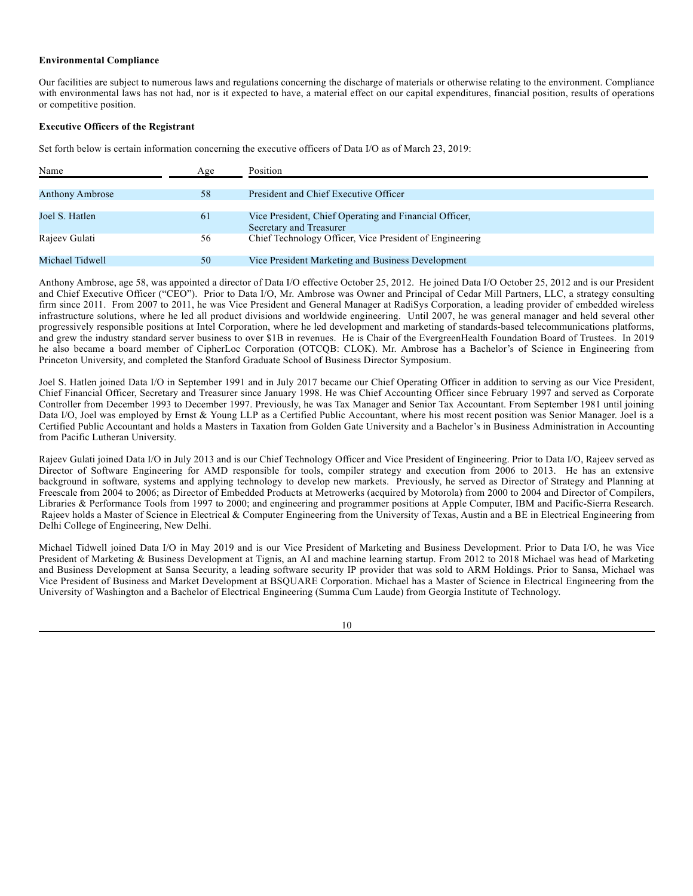### Environmental Compliance

Our facilities are subject to numerous laws and regulations concerning the discharge of materials or otherwise relating to the environment. Compliance with environmental laws has not had, nor is it expected to have, a material effect on our capital expenditures, financial position, results of operations or competitive position.

### Executive Officers of the Registrant

Set forth below is certain information concerning the executive officers of Data I/O as of March 23, 2019:

| Name | Age | Position |
| --- | --- | --- |
| Anthony Ambrose | 58 | President and Chief Executive Officer |
| Joel S. Hatlen | 61 | Vice President, Chief Operating and Financial Officer, Secretary and Treasurer |
| Rajeev Gulati | 56 | Chief Technology Officer, Vice President of Engineering |
| Michael Tidwell | 50 | Vice President Marketing and Business Development |

Anthony Ambrose, age 58, was appointed a director of Data I/O effective October 25, 2012. He joined Data I/O October 25, 2012 and is our President and Chief Executive Officer ("CEO"). Prior to Data I/O, Mr. Ambrose was Owner and Principal of Cedar Mill Partners, LLC, a strategy consulting firm since 2011. From 2007 to 2011, he was Vice President and General Manager at RadiSys Corporation, a leading provider of embedded wireless infrastructure solutions, where he led all product divisions and worldwide engineering. Until 2007, he was general manager and held several other progressively responsible positions at Intel Corporation, where he led development and marketing of standards-based telecommunications platforms, and grew the industry standard server business to over $1B in revenues. He is Chair of the EvergreenHealth Foundation Board of Trustees. In 2019 he also became a board member of CipherLoc Corporation (OTCQB: CLOK). Mr. Ambrose has a Bachelor's of Science in Engineering from Princeton University, and completed the Stanford Graduate School of Business Director Symposium.

Joel S. Hatlen joined Data I/O in September 1991 and in July 2017 became our Chief Operating Officer in addition to serving as our Vice President, Chief Financial Officer, Secretary and Treasurer since January 1998. He was Chief Accounting Officer since February 1997 and served as Corporate Controller from December 1993 to December 1997. Previously, he was Tax Manager and Senior Tax Accountant. From September 1981 until joining Data I/O, Joel was employed by Ernst & Young LLP as a Certified Public Accountant, where his most recent position was Senior Manager. Joel is a Certified Public Accountant and holds a Masters in Taxation from Golden Gate University and a Bachelor's in Business Administration in Accounting from Pacific Lutheran University.

Rajeev Gulati joined Data I/O in July 2013 and is our Chief Technology Officer and Vice President of Engineering. Prior to Data I/O, Rajeev served as Director of Software Engineering for AMD responsible for tools, compiler strategy and execution from 2006 to 2013. He has an extensive background in software, systems and applying technology to develop new markets. Previously, he served as Director of Strategy and Planning at Freescale from 2004 to 2006; as Director of Embedded Products at Metrowerks (acquired by Motorola) from 2000 to 2004 and Director of Compilers, Libraries & Performance Tools from 1997 to 2000; and engineering and programmer positions at Apple Computer, IBM and Pacific-Sierra Research. Rajeev holds a Master of Science in Electrical & Computer Engineering from the University of Texas, Austin and a BE in Electrical Engineering from Delhi College of Engineering, New Delhi.

Michael Tidwell joined Data I/O in May 2019 and is our Vice President of Marketing and Business Development. Prior to Data I/O, he was Vice President of Marketing & Business Development at Tignis, an AI and machine learning startup. From 2012 to 2018 Michael was head of Marketing and Business Development at Sansa Security, a leading software security IP provider that was sold to ARM Holdings. Prior to Sansa, Michael was Vice President of Business and Market Development at BSQUARE Corporation. Michael has a Master of Science in Electrical Engineering from the University of Washington and a Bachelor of Electrical Engineering (Summa Cum Laude) from Georgia Institute of Technology.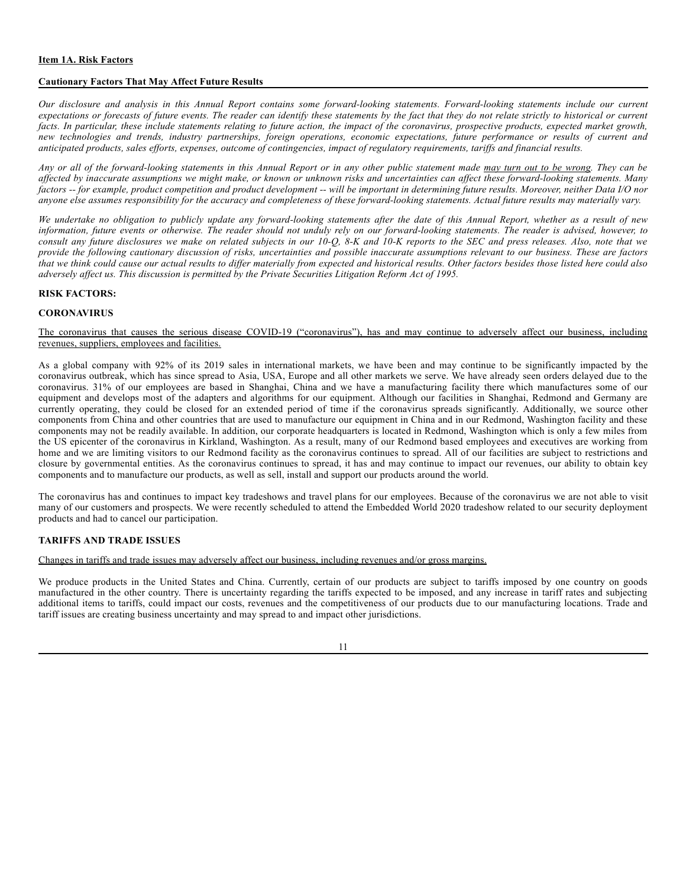**Item 1A. Risk Factors**

**Cautionary Factors That May Affect Future Results**

*Our disclosure and analysis in this Annual Report contains some forward-looking statements. Forward-looking statements include our current expectations or forecasts of future events. The reader can identify these statements by the fact that they do not relate strictly to historical or current facts. In particular, these include statements relating to future action, the impact of the coronavirus, prospective products, expected market growth, new technologies and trends, industry partnerships, foreign operations, economic expectations, future performance or results of current and anticipated products, sales efforts, expenses, outcome of contingencies, impact of regulatory requirements, tariffs and financial results.*

*Any or all of the forward-looking statements in this Annual Report or in any other public statement made may turn out to be wrong. They can be affected by inaccurate assumptions we might make, or known or unknown risks and uncertainties can affect these forward-looking statements. Many factors -- for example, product competition and product development -- will be important in determining future results. Moreover, neither Data I/O nor anyone else assumes responsibility for the accuracy and completeness of these forward-looking statements. Actual future results may materially vary.*

*We undertake no obligation to publicly update any forward-looking statements after the date of this Annual Report, whether as a result of new information, future events or otherwise. The reader should not unduly rely on our forward-looking statements. The reader is advised, however, to consult any future disclosures we make on related subjects in our 10-Q, 8-K and 10-K reports to the SEC and press releases. Also, note that we provide the following cautionary discussion of risks, uncertainties and possible inaccurate assumptions relevant to our business. These are factors that we think could cause our actual results to differ materially from expected and historical results. Other factors besides those listed here could also adversely affect us. This discussion is permitted by the Private Securities Litigation Reform Act of 1995.*

**RISK FACTORS:**

**CORONAVIRUS**

The coronavirus that causes the serious disease COVID-19 ("coronavirus"), has and may continue to adversely affect our business, including revenues, suppliers, employees and facilities.

As a global company with 92% of its 2019 sales in international markets, we have been and may continue to be significantly impacted by the coronavirus outbreak, which has since spread to Asia, USA, Europe and all other markets we serve. We have already seen orders delayed due to the coronavirus. 31% of our employees are based in Shanghai, China and we have a manufacturing facility there which manufactures some of our equipment and develops most of the adapters and algorithms for our equipment. Although our facilities in Shanghai, Redmond and Germany are currently operating, they could be closed for an extended period of time if the coronavirus spreads significantly. Additionally, we source other components from China and other countries that are used to manufacture our equipment in China and in our Redmond, Washington facility and these components may not be readily available. In addition, our corporate headquarters is located in Redmond, Washington which is only a few miles from the US epicenter of the coronavirus in Kirkland, Washington. As a result, many of our Redmond based employees and executives are working from home and we are limiting visitors to our Redmond facility as the coronavirus continues to spread. All of our facilities are subject to restrictions and closure by governmental entities. As the coronavirus continues to spread, it has and may continue to impact our revenues, our ability to obtain key components and to manufacture our products, as well as sell, install and support our products around the world.

The coronavirus has and continues to impact key tradeshows and travel plans for our employees. Because of the coronavirus we are not able to visit many of our customers and prospects. We were recently scheduled to attend the Embedded World 2020 tradeshow related to our security deployment products and had to cancel our participation.

**TARIFFS AND TRADE ISSUES**

Changes in tariffs and trade issues may adversely affect our business, including revenues and/or gross margins.

We produce products in the United States and China. Currently, certain of our products are subject to tariffs imposed by one country on goods manufactured in the other country. There is uncertainty regarding the tariffs expected to be imposed, and any increase in tariff rates and subjecting additional items to tariffs, could impact our costs, revenues and the competitiveness of our products due to our manufacturing locations. Trade and tariff issues are creating business uncertainty and may spread to and impact other jurisdictions.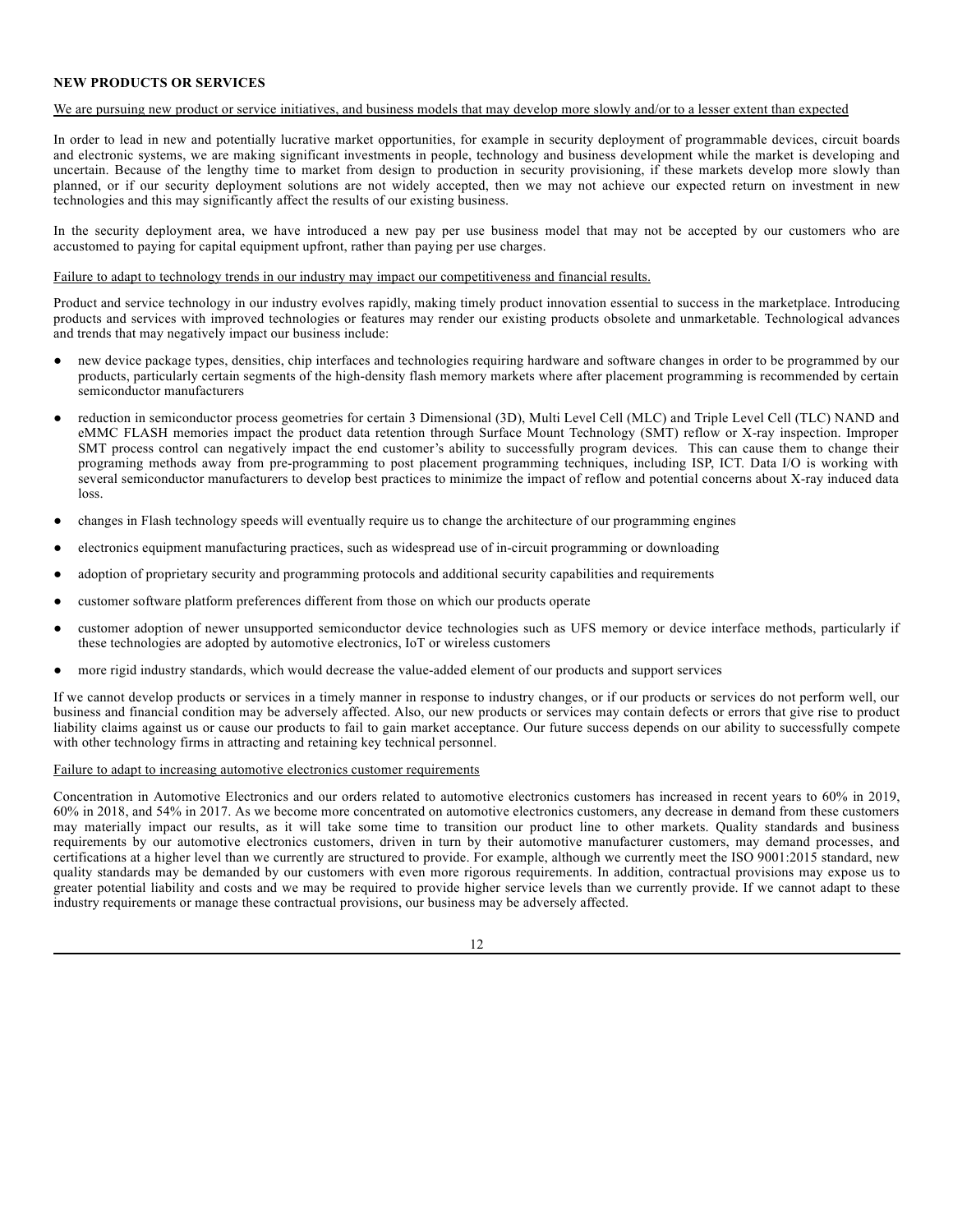## NEW PRODUCTS OR SERVICES

We are pursuing new product or service initiatives, and business models that may develop more slowly and/or to a lesser extent than expected

In order to lead in new and potentially lucrative market opportunities, for example in security deployment of programmable devices, circuit boards and electronic systems, we are making significant investments in people, technology and business development while the market is developing and uncertain. Because of the lengthy time to market from design to production in security provisioning, if these markets develop more slowly than planned, or if our security deployment solutions are not widely accepted, then we may not achieve our expected return on investment in new technologies and this may significantly affect the results of our existing business.

In the security deployment area, we have introduced a new pay per use business model that may not be accepted by our customers who are accustomed to paying for capital equipment upfront, rather than paying per use charges.

Failure to adapt to technology trends in our industry may impact our competitiveness and financial results.

Product and service technology in our industry evolves rapidly, making timely product innovation essential to success in the marketplace. Introducing products and services with improved technologies or features may render our existing products obsolete and unmarketable. Technological advances and trends that may negatively impact our business include:

- new device package types, densities, chip interfaces and technologies requiring hardware and software changes in order to be programmed by our products, particularly certain segments of the high-density flash memory markets where after placement programming is recommended by certain semiconductor manufacturers
- reduction in semiconductor process geometries for certain 3 Dimensional (3D), Multi Level Cell (MLC) and Triple Level Cell (TLC) NAND and eMMC FLASH memories impact the product data retention through Surface Mount Technology (SMT) reflow or X-ray inspection. Improper SMT process control can negatively impact the end customer's ability to successfully program devices. This can cause them to change their programing methods away from pre-programming to post placement programming techniques, including ISP, ICT. Data I/O is working with several semiconductor manufacturers to develop best practices to minimize the impact of reflow and potential concerns about X-ray induced data loss.
- changes in Flash technology speeds will eventually require us to change the architecture of our programming engines
- electronics equipment manufacturing practices, such as widespread use of in-circuit programming or downloading
- adoption of proprietary security and programming protocols and additional security capabilities and requirements
- customer software platform preferences different from those on which our products operate
- customer adoption of newer unsupported semiconductor device technologies such as UFS memory or device interface methods, particularly if these technologies are adopted by automotive electronics, IoT or wireless customers
- more rigid industry standards, which would decrease the value-added element of our products and support services

If we cannot develop products or services in a timely manner in response to industry changes, or if our products or services do not perform well, our business and financial condition may be adversely affected. Also, our new products or services may contain defects or errors that give rise to product liability claims against us or cause our products to fail to gain market acceptance. Our future success depends on our ability to successfully compete with other technology firms in attracting and retaining key technical personnel.

Failure to adapt to increasing automotive electronics customer requirements

Concentration in Automotive Electronics and our orders related to automotive electronics customers has increased in recent years to 60% in 2019, 60% in 2018, and 54% in 2017. As we become more concentrated on automotive electronics customers, any decrease in demand from these customers may materially impact our results, as it will take some time to transition our product line to other markets. Quality standards and business requirements by our automotive electronics customers, driven in turn by their automotive manufacturer customers, may demand processes, and certifications at a higher level than we currently are structured to provide. For example, although we currently meet the ISO 9001:2015 standard, new quality standards may be demanded by our customers with even more rigorous requirements. In addition, contractual provisions may expose us to greater potential liability and costs and we may be required to provide higher service levels than we currently provide. If we cannot adapt to these industry requirements or manage these contractual provisions, our business may be adversely affected.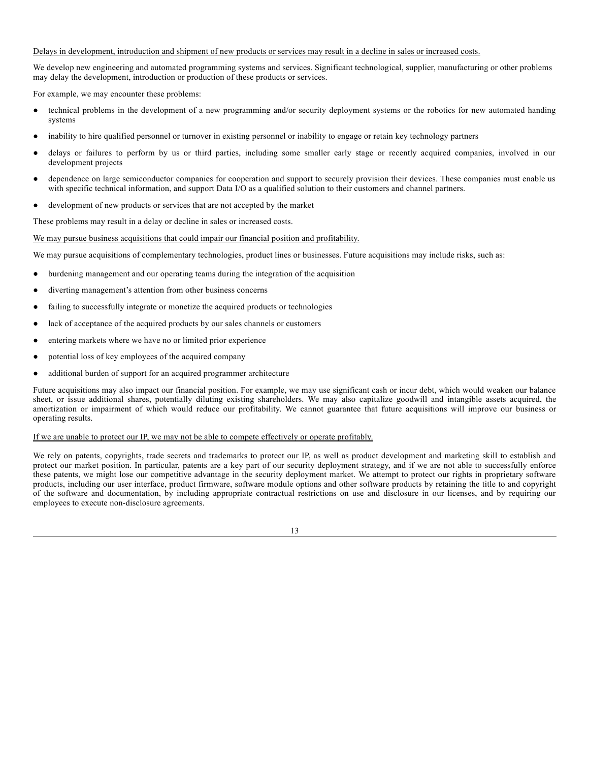<u>Delays in development, introduction and shipment of new products or services may result in a decline in sales or increased costs.</u>

We develop new engineering and automated programming systems and services. Significant technological, supplier, manufacturing or other problems may delay the development, introduction or production of these products or services.

For example, we may encounter these problems:

- technical problems in the development of a new programming and/or security deployment systems or the robotics for new automated handing systems
- inability to hire qualified personnel or turnover in existing personnel or inability to engage or retain key technology partners
- delays or failures to perform by us or third parties, including some smaller early stage or recently acquired companies, involved in our development projects
- dependence on large semiconductor companies for cooperation and support to securely provision their devices. These companies must enable us with specific technical information, and support Data I/O as a qualified solution to their customers and channel partners.
- development of new products or services that are not accepted by the market

These problems may result in a delay or decline in sales or increased costs.

<u>We may pursue business acquisitions that could impair our financial position and profitability.</u>

We may pursue acquisitions of complementary technologies, product lines or businesses. Future acquisitions may include risks, such as:

- burdening management and our operating teams during the integration of the acquisition
- diverting management's attention from other business concerns
- failing to successfully integrate or monetize the acquired products or technologies
- lack of acceptance of the acquired products by our sales channels or customers
- entering markets where we have no or limited prior experience
- potential loss of key employees of the acquired company
- additional burden of support for an acquired programmer architecture

Future acquisitions may also impact our financial position. For example, we may use significant cash or incur debt, which would weaken our balance sheet, or issue additional shares, potentially diluting existing shareholders. We may also capitalize goodwill and intangible assets acquired, the amortization or impairment of which would reduce our profitability. We cannot guarantee that future acquisitions will improve our business or operating results.

<u>If we are unable to protect our IP, we may not be able to compete effectively or operate profitably.</u>

We rely on patents, copyrights, trade secrets and trademarks to protect our IP, as well as product development and marketing skill to establish and protect our market position. In particular, patents are a key part of our security deployment strategy, and if we are not able to successfully enforce these patents, we might lose our competitive advantage in the security deployment market. We attempt to protect our rights in proprietary software products, including our user interface, product firmware, software module options and other software products by retaining the title to and copyright of the software and documentation, by including appropriate contractual restrictions on use and disclosure in our licenses, and by requiring our employees to execute non-disclosure agreements.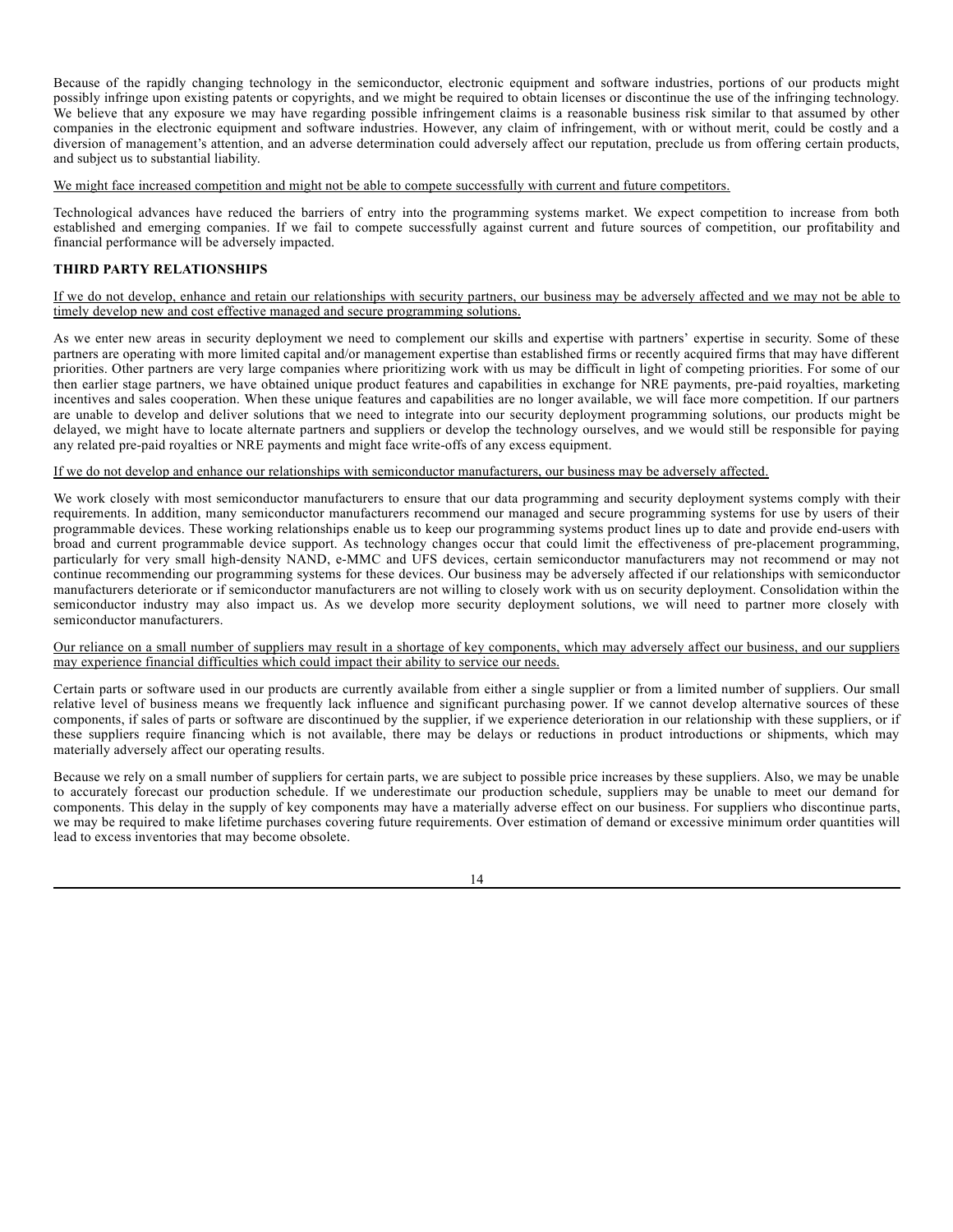Because of the rapidly changing technology in the semiconductor, electronic equipment and software industries, portions of our products might possibly infringe upon existing patents or copyrights, and we might be required to obtain licenses or discontinue the use of the infringing technology. We believe that any exposure we may have regarding possible infringement claims is a reasonable business risk similar to that assumed by other companies in the electronic equipment and software industries. However, any claim of infringement, with or without merit, could be costly and a diversion of management's attention, and an adverse determination could adversely affect our reputation, preclude us from offering certain products, and subject us to substantial liability.

We might face increased competition and might not be able to compete successfully with current and future competitors.

Technological advances have reduced the barriers of entry into the programming systems market. We expect competition to increase from both established and emerging companies. If we fail to compete successfully against current and future sources of competition, our profitability and financial performance will be adversely impacted.

**THIRD PARTY RELATIONSHIPS**

If we do not develop, enhance and retain our relationships with security partners, our business may be adversely affected and we may not be able to timely develop new and cost effective managed and secure programming solutions.

As we enter new areas in security deployment we need to complement our skills and expertise with partners' expertise in security. Some of these partners are operating with more limited capital and/or management expertise than established firms or recently acquired firms that may have different priorities. Other partners are very large companies where prioritizing work with us may be difficult in light of competing priorities. For some of our then earlier stage partners, we have obtained unique product features and capabilities in exchange for NRE payments, pre-paid royalties, marketing incentives and sales cooperation. When these unique features and capabilities are no longer available, we will face more competition. If our partners are unable to develop and deliver solutions that we need to integrate into our security deployment programming solutions, our products might be delayed, we might have to locate alternate partners and suppliers or develop the technology ourselves, and we would still be responsible for paying any related pre-paid royalties or NRE payments and might face write-offs of any excess equipment.

If we do not develop and enhance our relationships with semiconductor manufacturers, our business may be adversely affected.

We work closely with most semiconductor manufacturers to ensure that our data programming and security deployment systems comply with their requirements. In addition, many semiconductor manufacturers recommend our managed and secure programming systems for use by users of their programmable devices. These working relationships enable us to keep our programming systems product lines up to date and provide end-users with broad and current programmable device support. As technology changes occur that could limit the effectiveness of pre-placement programming, particularly for very small high-density NAND, e-MMC and UFS devices, certain semiconductor manufacturers may not recommend or may not continue recommending our programming systems for these devices. Our business may be adversely affected if our relationships with semiconductor manufacturers deteriorate or if semiconductor manufacturers are not willing to closely work with us on security deployment. Consolidation within the semiconductor industry may also impact us. As we develop more security deployment solutions, we will need to partner more closely with semiconductor manufacturers.

Our reliance on a small number of suppliers may result in a shortage of key components, which may adversely affect our business, and our suppliers may experience financial difficulties which could impact their ability to service our needs.

Certain parts or software used in our products are currently available from either a single supplier or from a limited number of suppliers. Our small relative level of business means we frequently lack influence and significant purchasing power. If we cannot develop alternative sources of these components, if sales of parts or software are discontinued by the supplier, if we experience deterioration in our relationship with these suppliers, or if these suppliers require financing which is not available, there may be delays or reductions in product introductions or shipments, which may materially adversely affect our operating results.

Because we rely on a small number of suppliers for certain parts, we are subject to possible price increases by these suppliers. Also, we may be unable to accurately forecast our production schedule. If we underestimate our production schedule, suppliers may be unable to meet our demand for components. This delay in the supply of key components may have a materially adverse effect on our business. For suppliers who discontinue parts, we may be required to make lifetime purchases covering future requirements. Over estimation of demand or excessive minimum order quantities will lead to excess inventories that may become obsolete.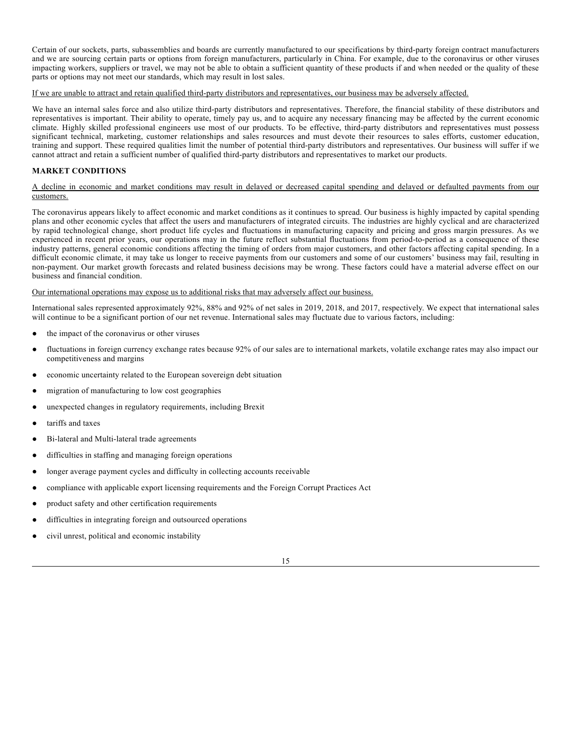Certain of our sockets, parts, subassemblies and boards are currently manufactured to our specifications by third-party foreign contract manufacturers and we are sourcing certain parts or options from foreign manufacturers, particularly in China. For example, due to the coronavirus or other viruses impacting workers, suppliers or travel, we may not be able to obtain a sufficient quantity of these products if and when needed or the quality of these parts or options may not meet our standards, which may result in lost sales.

If we are unable to attract and retain qualified third-party distributors and representatives, our business may be adversely affected.

We have an internal sales force and also utilize third-party distributors and representatives. Therefore, the financial stability of these distributors and representatives is important. Their ability to operate, timely pay us, and to acquire any necessary financing may be affected by the current economic climate. Highly skilled professional engineers use most of our products. To be effective, third-party distributors and representatives must possess significant technical, marketing, customer relationships and sales resources and must devote their resources to sales efforts, customer education, training and support. These required qualities limit the number of potential third-party distributors and representatives. Our business will suffer if we cannot attract and retain a sufficient number of qualified third-party distributors and representatives to market our products.

**MARKET CONDITIONS**

A decline in economic and market conditions may result in delayed or decreased capital spending and delayed or defaulted payments from our customers.

The coronavirus appears likely to affect economic and market conditions as it continues to spread. Our business is highly impacted by capital spending plans and other economic cycles that affect the users and manufacturers of integrated circuits. The industries are highly cyclical and are characterized by rapid technological change, short product life cycles and fluctuations in manufacturing capacity and pricing and gross margin pressures. As we experienced in recent prior years, our operations may in the future reflect substantial fluctuations from period-to-period as a consequence of these industry patterns, general economic conditions affecting the timing of orders from major customers, and other factors affecting capital spending. In a difficult economic climate, it may take us longer to receive payments from our customers and some of our customers' business may fail, resulting in non-payment. Our market growth forecasts and related business decisions may be wrong. These factors could have a material adverse effect on our business and financial condition.

Our international operations may expose us to additional risks that may adversely affect our business.

International sales represented approximately 92%, 88% and 92% of net sales in 2019, 2018, and 2017, respectively. We expect that international sales will continue to be a significant portion of our net revenue. International sales may fluctuate due to various factors, including:

- the impact of the coronavirus or other viruses
- fluctuations in foreign currency exchange rates because 92% of our sales are to international markets, volatile exchange rates may also impact our competitiveness and margins
- economic uncertainty related to the European sovereign debt situation
- migration of manufacturing to low cost geographies
- unexpected changes in regulatory requirements, including Brexit
- tariffs and taxes
- Bi-lateral and Multi-lateral trade agreements
- difficulties in staffing and managing foreign operations
- longer average payment cycles and difficulty in collecting accounts receivable
- compliance with applicable export licensing requirements and the Foreign Corrupt Practices Act
- product safety and other certification requirements
- difficulties in integrating foreign and outsourced operations
- civil unrest, political and economic instability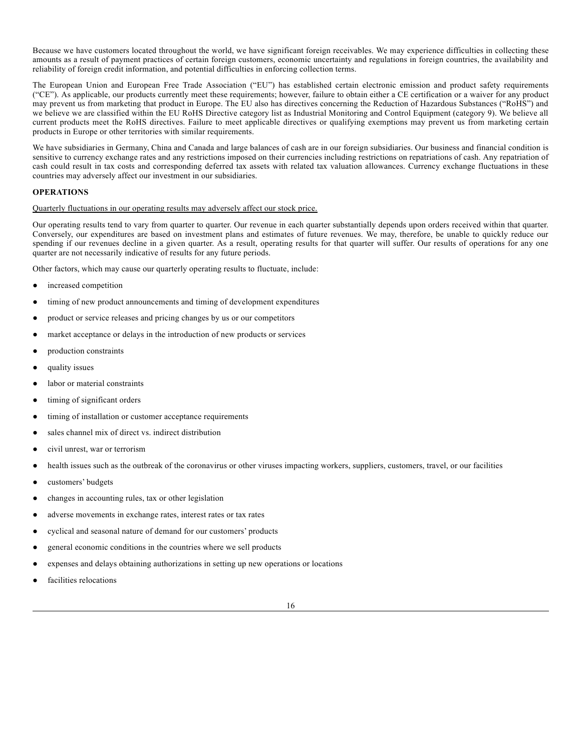Because we have customers located throughout the world, we have significant foreign receivables. We may experience difficulties in collecting these amounts as a result of payment practices of certain foreign customers, economic uncertainty and regulations in foreign countries, the availability and reliability of foreign credit information, and potential difficulties in enforcing collection terms.

The European Union and European Free Trade Association ("EU") has established certain electronic emission and product safety requirements ("CE"). As applicable, our products currently meet these requirements; however, failure to obtain either a CE certification or a waiver for any product may prevent us from marketing that product in Europe. The EU also has directives concerning the Reduction of Hazardous Substances ("RoHS") and we believe we are classified within the EU RoHS Directive category list as Industrial Monitoring and Control Equipment (category 9). We believe all current products meet the RoHS directives. Failure to meet applicable directives or qualifying exemptions may prevent us from marketing certain products in Europe or other territories with similar requirements.

We have subsidiaries in Germany, China and Canada and large balances of cash are in our foreign subsidiaries. Our business and financial condition is sensitive to currency exchange rates and any restrictions imposed on their currencies including restrictions on repatriations of cash. Any repatriation of cash could result in tax costs and corresponding deferred tax assets with related tax valuation allowances. Currency exchange fluctuations in these countries may adversely affect our investment in our subsidiaries.

**OPERATIONS**

Quarterly fluctuations in our operating results may adversely affect our stock price.

Our operating results tend to vary from quarter to quarter. Our revenue in each quarter substantially depends upon orders received within that quarter. Conversely, our expenditures are based on investment plans and estimates of future revenues. We may, therefore, be unable to quickly reduce our spending if our revenues decline in a given quarter. As a result, operating results for that quarter will suffer. Our results of operations for any one quarter are not necessarily indicative of results for any future periods.

Other factors, which may cause our quarterly operating results to fluctuate, include:

- increased competition
- timing of new product announcements and timing of development expenditures
- product or service releases and pricing changes by us or our competitors
- market acceptance or delays in the introduction of new products or services
- production constraints
- quality issues
- labor or material constraints
- timing of significant orders
- timing of installation or customer acceptance requirements
- sales channel mix of direct vs. indirect distribution
- civil unrest, war or terrorism
- health issues such as the outbreak of the coronavirus or other viruses impacting workers, suppliers, customers, travel, or our facilities
- customers' budgets
- changes in accounting rules, tax or other legislation
- adverse movements in exchange rates, interest rates or tax rates
- cyclical and seasonal nature of demand for our customers' products
- general economic conditions in the countries where we sell products
- expenses and delays obtaining authorizations in setting up new operations or locations
- facilities relocations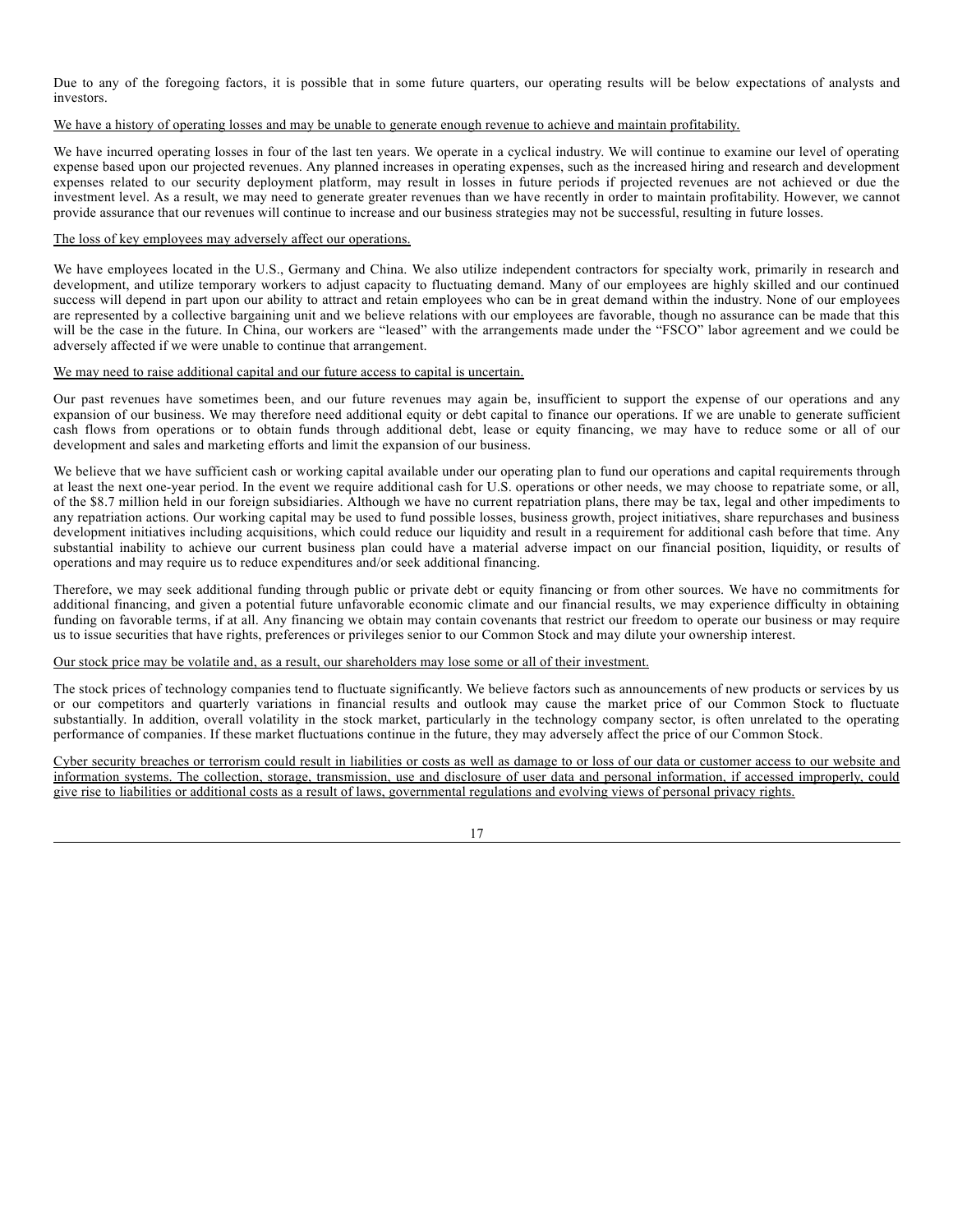Due to any of the foregoing factors, it is possible that in some future quarters, our operating results will be below expectations of analysts and investors.

<u>We have a history of operating losses and may be unable to generate enough revenue to achieve and maintain profitability.</u>

We have incurred operating losses in four of the last ten years. We operate in a cyclical industry. We will continue to examine our level of operating expense based upon our projected revenues. Any planned increases in operating expenses, such as the increased hiring and research and development expenses related to our security deployment platform, may result in losses in future periods if projected revenues are not achieved or due the investment level. As a result, we may need to generate greater revenues than we have recently in order to maintain profitability. However, we cannot provide assurance that our revenues will continue to increase and our business strategies may not be successful, resulting in future losses.

<u>The loss of key employees may adversely affect our operations.</u>

We have employees located in the U.S., Germany and China. We also utilize independent contractors for specialty work, primarily in research and development, and utilize temporary workers to adjust capacity to fluctuating demand. Many of our employees are highly skilled and our continued success will depend in part upon our ability to attract and retain employees who can be in great demand within the industry. None of our employees are represented by a collective bargaining unit and we believe relations with our employees are favorable, though no assurance can be made that this will be the case in the future. In China, our workers are "leased" with the arrangements made under the "FSCO" labor agreement and we could be adversely affected if we were unable to continue that arrangement.

<u>We may need to raise additional capital and our future access to capital is uncertain.</u>

Our past revenues have sometimes been, and our future revenues may again be, insufficient to support the expense of our operations and any expansion of our business. We may therefore need additional equity or debt capital to finance our operations. If we are unable to generate sufficient cash flows from operations or to obtain funds through additional debt, lease or equity financing, we may have to reduce some or all of our development and sales and marketing efforts and limit the expansion of our business.

We believe that we have sufficient cash or working capital available under our operating plan to fund our operations and capital requirements through at least the next one-year period. In the event we require additional cash for U.S. operations or other needs, we may choose to repatriate some, or all, of the $8.7 million held in our foreign subsidiaries. Although we have no current repatriation plans, there may be tax, legal and other impediments to any repatriation actions. Our working capital may be used to fund possible losses, business growth, project initiatives, share repurchases and business development initiatives including acquisitions, which could reduce our liquidity and result in a requirement for additional cash before that time. Any substantial inability to achieve our current business plan could have a material adverse impact on our financial position, liquidity, or results of operations and may require us to reduce expenditures and/or seek additional financing.

Therefore, we may seek additional funding through public or private debt or equity financing or from other sources. We have no commitments for additional financing, and given a potential future unfavorable economic climate and our financial results, we may experience difficulty in obtaining funding on favorable terms, if at all. Any financing we obtain may contain covenants that restrict our freedom to operate our business or may require us to issue securities that have rights, preferences or privileges senior to our Common Stock and may dilute your ownership interest.

<u>Our stock price may be volatile and, as a result, our shareholders may lose some or all of their investment.</u>

The stock prices of technology companies tend to fluctuate significantly. We believe factors such as announcements of new products or services by us or our competitors and quarterly variations in financial results and outlook may cause the market price of our Common Stock to fluctuate substantially. In addition, overall volatility in the stock market, particularly in the technology company sector, is often unrelated to the operating performance of companies. If these market fluctuations continue in the future, they may adversely affect the price of our Common Stock.

<u>Cyber security breaches or terrorism could result in liabilities or costs as well as damage to or loss of our data or customer access to our website and information systems. The collection, storage, transmission, use and disclosure of user data and personal information, if accessed improperly, could give rise to liabilities or additional costs as a result of laws, governmental regulations and evolving views of personal privacy rights.</u>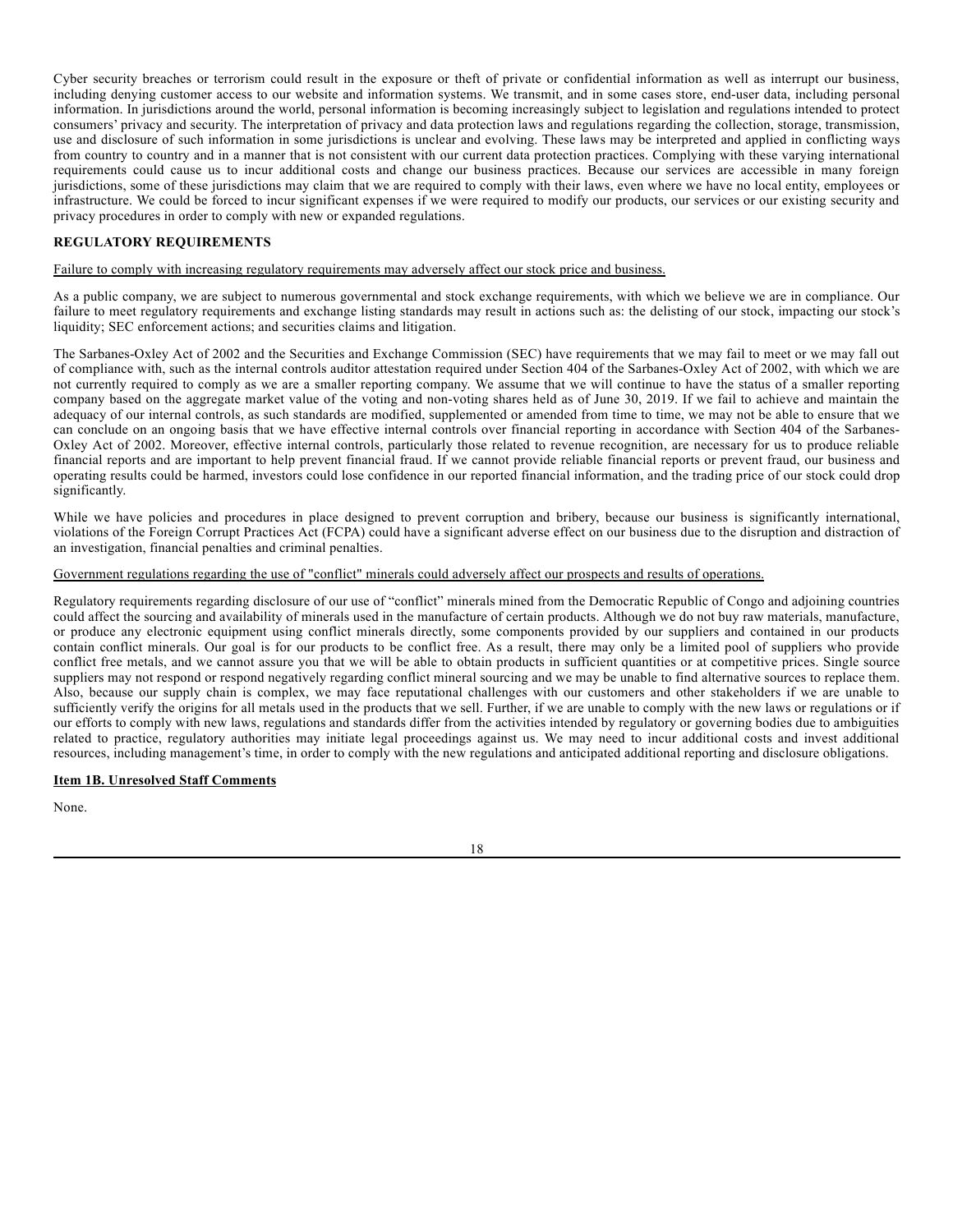Cyber security breaches or terrorism could result in the exposure or theft of private or confidential information as well as interrupt our business, including denying customer access to our website and information systems. We transmit, and in some cases store, end-user data, including personal information. In jurisdictions around the world, personal information is becoming increasingly subject to legislation and regulations intended to protect consumers' privacy and security. The interpretation of privacy and data protection laws and regulations regarding the collection, storage, transmission, use and disclosure of such information in some jurisdictions is unclear and evolving. These laws may be interpreted and applied in conflicting ways from country to country and in a manner that is not consistent with our current data protection practices. Complying with these varying international requirements could cause us to incur additional costs and change our business practices. Because our services are accessible in many foreign jurisdictions, some of these jurisdictions may claim that we are required to comply with their laws, even where we have no local entity, employees or infrastructure. We could be forced to incur significant expenses if we were required to modify our products, our services or our existing security and privacy procedures in order to comply with new or expanded regulations.

**REGULATORY REQUIREMENTS**

Failure to comply with increasing regulatory requirements may adversely affect our stock price and business.

As a public company, we are subject to numerous governmental and stock exchange requirements, with which we believe we are in compliance. Our failure to meet regulatory requirements and exchange listing standards may result in actions such as: the delisting of our stock, impacting our stock's liquidity; SEC enforcement actions; and securities claims and litigation.

The Sarbanes-Oxley Act of 2002 and the Securities and Exchange Commission (SEC) have requirements that we may fail to meet or we may fall out of compliance with, such as the internal controls auditor attestation required under Section 404 of the Sarbanes-Oxley Act of 2002, with which we are not currently required to comply as we are a smaller reporting company. We assume that we will continue to have the status of a smaller reporting company based on the aggregate market value of the voting and non-voting shares held as of June 30, 2019. If we fail to achieve and maintain the adequacy of our internal controls, as such standards are modified, supplemented or amended from time to time, we may not be able to ensure that we can conclude on an ongoing basis that we have effective internal controls over financial reporting in accordance with Section 404 of the Sarbanes-Oxley Act of 2002. Moreover, effective internal controls, particularly those related to revenue recognition, are necessary for us to produce reliable financial reports and are important to help prevent financial fraud. If we cannot provide reliable financial reports or prevent fraud, our business and operating results could be harmed, investors could lose confidence in our reported financial information, and the trading price of our stock could drop significantly.

While we have policies and procedures in place designed to prevent corruption and bribery, because our business is significantly international, violations of the Foreign Corrupt Practices Act (FCPA) could have a significant adverse effect on our business due to the disruption and distraction of an investigation, financial penalties and criminal penalties.

Government regulations regarding the use of "conflict" minerals could adversely affect our prospects and results of operations.

Regulatory requirements regarding disclosure of our use of "conflict" minerals mined from the Democratic Republic of Congo and adjoining countries could affect the sourcing and availability of minerals used in the manufacture of certain products. Although we do not buy raw materials, manufacture, or produce any electronic equipment using conflict minerals directly, some components provided by our suppliers and contained in our products contain conflict minerals. Our goal is for our products to be conflict free. As a result, there may only be a limited pool of suppliers who provide conflict free metals, and we cannot assure you that we will be able to obtain products in sufficient quantities or at competitive prices. Single source suppliers may not respond or respond negatively regarding conflict mineral sourcing and we may be unable to find alternative sources to replace them. Also, because our supply chain is complex, we may face reputational challenges with our customers and other stakeholders if we are unable to sufficiently verify the origins for all metals used in the products that we sell. Further, if we are unable to comply with the new laws or regulations or if our efforts to comply with new laws, regulations and standards differ from the activities intended by regulatory or governing bodies due to ambiguities related to practice, regulatory authorities may initiate legal proceedings against us. We may need to incur additional costs and invest additional resources, including management's time, in order to comply with the new regulations and anticipated additional reporting and disclosure obligations.

**Item 1B. Unresolved Staff Comments**

None.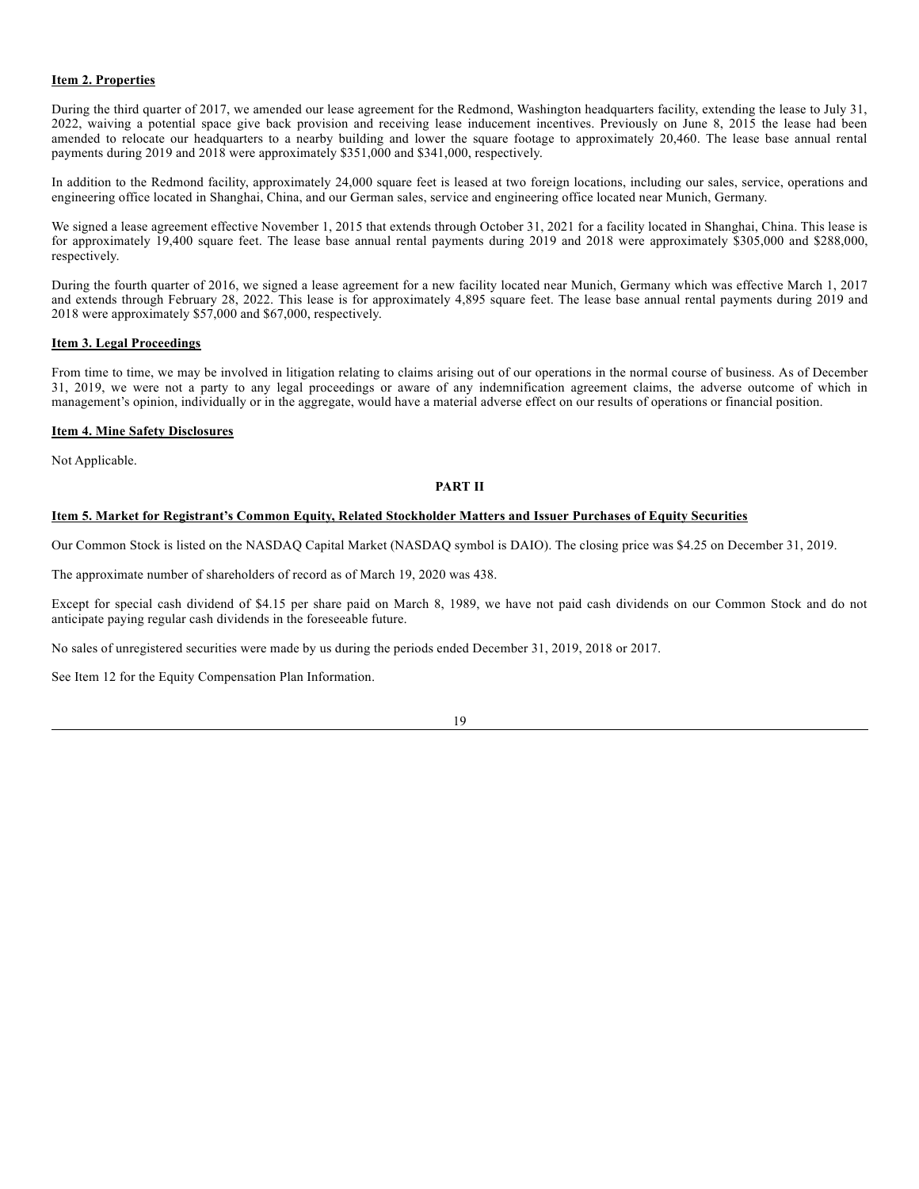**Item 2. Properties**

During the third quarter of 2017, we amended our lease agreement for the Redmond, Washington headquarters facility, extending the lease to July 31, 2022, waiving a potential space give back provision and receiving lease inducement incentives. Previously on June 8, 2015 the lease had been amended to relocate our headquarters to a nearby building and lower the square footage to approximately 20,460. The lease base annual rental payments during 2019 and 2018 were approximately $351,000 and $341,000, respectively.

In addition to the Redmond facility, approximately 24,000 square feet is leased at two foreign locations, including our sales, service, operations and engineering office located in Shanghai, China, and our German sales, service and engineering office located near Munich, Germany.

We signed a lease agreement effective November 1, 2015 that extends through October 31, 2021 for a facility located in Shanghai, China. This lease is for approximately 19,400 square feet. The lease base annual rental payments during 2019 and 2018 were approximately $305,000 and $288,000, respectively.

During the fourth quarter of 2016, we signed a lease agreement for a new facility located near Munich, Germany which was effective March 1, 2017 and extends through February 28, 2022. This lease is for approximately 4,895 square feet. The lease base annual rental payments during 2019 and 2018 were approximately $57,000 and $67,000, respectively.

**Item 3. Legal Proceedings**

From time to time, we may be involved in litigation relating to claims arising out of our operations in the normal course of business. As of December 31, 2019, we were not a party to any legal proceedings or aware of any indemnification agreement claims, the adverse outcome of which in management's opinion, individually or in the aggregate, would have a material adverse effect on our results of operations or financial position.

**Item 4. Mine Safety Disclosures**

Not Applicable.

**PART II**

**Item 5. Market for Registrant's Common Equity, Related Stockholder Matters and Issuer Purchases of Equity Securities**

Our Common Stock is listed on the NASDAQ Capital Market (NASDAQ symbol is DAIO). The closing price was $4.25 on December 31, 2019.

The approximate number of shareholders of record as of March 19, 2020 was 438.

Except for special cash dividend of $4.15 per share paid on March 8, 1989, we have not paid cash dividends on our Common Stock and do not anticipate paying regular cash dividends in the foreseeable future.

No sales of unregistered securities were made by us during the periods ended December 31, 2019, 2018 or 2017.

See Item 12 for the Equity Compensation Plan Information.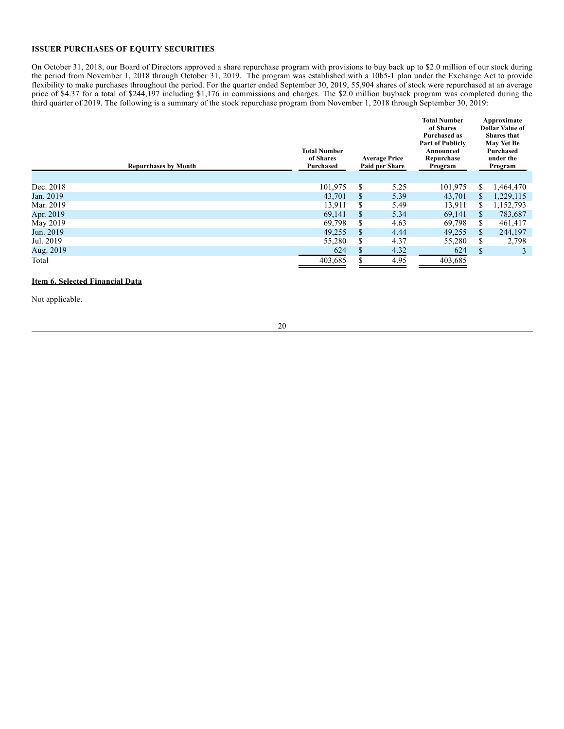**ISSUER PURCHASES OF EQUITY SECURITIES**

On October 31, 2018, our Board of Directors approved a share repurchase program with provisions to buy back up to $2.0 million of our stock during the period from November 1, 2018 through October 31, 2019. The program was established with a 10b5-1 plan under the Exchange Act to provide flexibility to make purchases throughout the period. For the quarter ended September 30, 2019, 55,904 shares of stock were repurchased at an average price of $4.37 for a total of $244,197 including $1,176 in commissions and charges. The $2.0 million buyback program was completed during the third quarter of 2019. The following is a summary of the stock repurchase program from November 1, 2018 through September 30, 2019:

| Repurchases by Month | Total Number of Shares Purchased | Average Price Paid per Share | Total Number of Shares Purchased as Part of Publicly Announced Repurchase Program | Approximate Dollar Value of Shares that May Yet Be Purchased under the Program |
|---|---|---|---|---|
| Dec. 2018 | 101,975 | $ 5.25 | 101,975 | $ 1,464,470 |
| Jan. 2019 | 43,701 | $ 5.39 | 43,701 | $ 1,229,115 |
| Mar. 2019 | 13,911 | $ 5.49 | 13,911 | $ 1,152,793 |
| Apr. 2019 | 69,141 | $ 5.34 | 69,141 | $ 783,687 |
| May 2019 | 69,798 | $ 4.63 | 69,798 | $ 461,417 |
| Jun. 2019 | 49,255 | $ 4.44 | 49,255 | $ 244,197 |
| Jul. 2019 | 55,280 | $ 4.37 | 55,280 | $ 2,798 |
| Aug. 2019 | 624 | $ 4.32 | 624 | $ 3 |
| Total | 403,685 | $ 4.95 | 403,685 | |

**Item 6. Selected Financial Data**

Not applicable.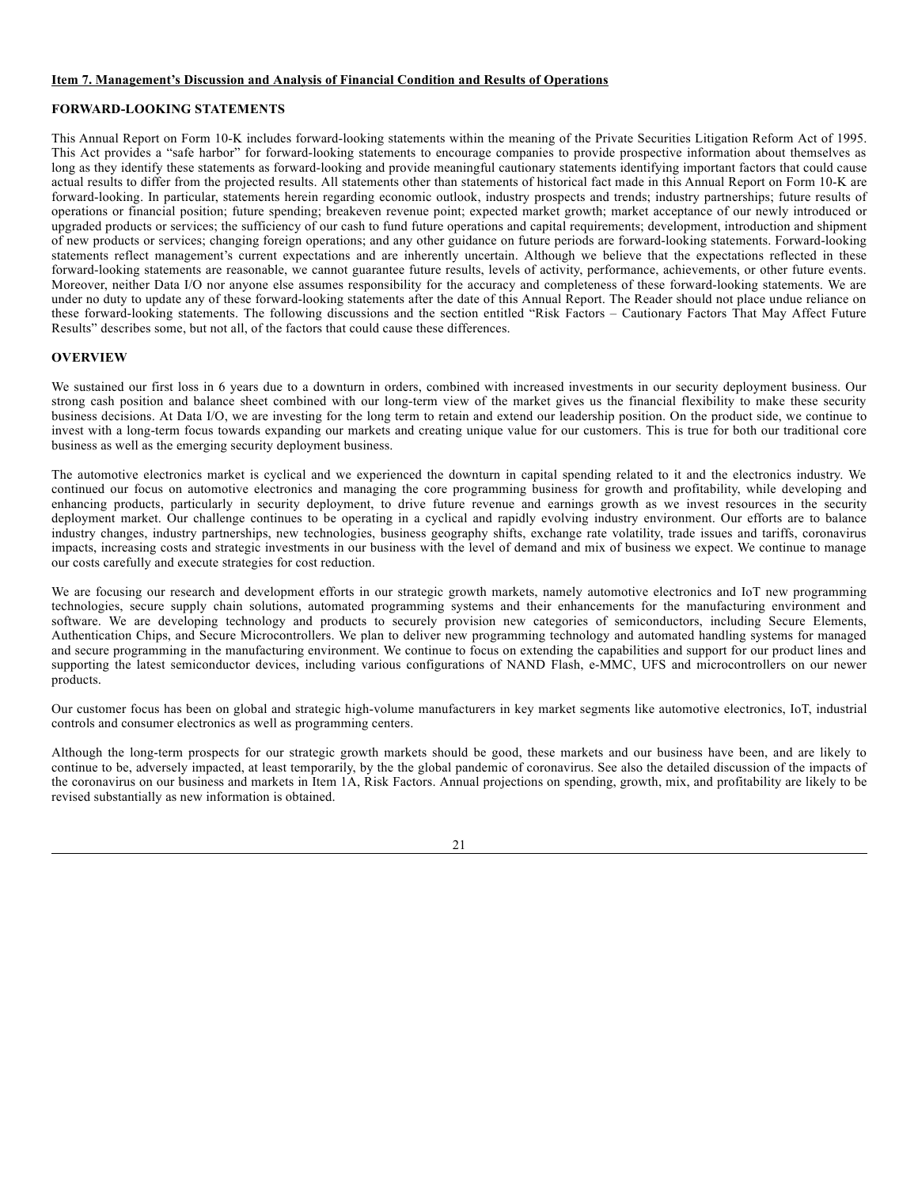**Item 7. Management's Discussion and Analysis of Financial Condition and Results of Operations**

**FORWARD-LOOKING STATEMENTS**

This Annual Report on Form 10-K includes forward-looking statements within the meaning of the Private Securities Litigation Reform Act of 1995. This Act provides a "safe harbor" for forward-looking statements to encourage companies to provide prospective information about themselves as long as they identify these statements as forward-looking and provide meaningful cautionary statements identifying important factors that could cause actual results to differ from the projected results. All statements other than statements of historical fact made in this Annual Report on Form 10-K are forward-looking. In particular, statements herein regarding economic outlook, industry prospects and trends; industry partnerships; future results of operations or financial position; future spending; breakeven revenue point; expected market growth; market acceptance of our newly introduced or upgraded products or services; the sufficiency of our cash to fund future operations and capital requirements; development, introduction and shipment of new products or services; changing foreign operations; and any other guidance on future periods are forward-looking statements. Forward-looking statements reflect management's current expectations and are inherently uncertain. Although we believe that the expectations reflected in these forward-looking statements are reasonable, we cannot guarantee future results, levels of activity, performance, achievements, or other future events. Moreover, neither Data I/O nor anyone else assumes responsibility for the accuracy and completeness of these forward-looking statements. We are under no duty to update any of these forward-looking statements after the date of this Annual Report. The Reader should not place undue reliance on these forward-looking statements. The following discussions and the section entitled "Risk Factors – Cautionary Factors That May Affect Future Results" describes some, but not all, of the factors that could cause these differences.

**OVERVIEW**

We sustained our first loss in 6 years due to a downturn in orders, combined with increased investments in our security deployment business. Our strong cash position and balance sheet combined with our long-term view of the market gives us the financial flexibility to make these security business decisions. At Data I/O, we are investing for the long term to retain and extend our leadership position. On the product side, we continue to invest with a long-term focus towards expanding our markets and creating unique value for our customers. This is true for both our traditional core business as well as the emerging security deployment business.

The automotive electronics market is cyclical and we experienced the downturn in capital spending related to it and the electronics industry. We continued our focus on automotive electronics and managing the core programming business for growth and profitability, while developing and enhancing products, particularly in security deployment, to drive future revenue and earnings growth as we invest resources in the security deployment market. Our challenge continues to be operating in a cyclical and rapidly evolving industry environment. Our efforts are to balance industry changes, industry partnerships, new technologies, business geography shifts, exchange rate volatility, trade issues and tariffs, coronavirus impacts, increasing costs and strategic investments in our business with the level of demand and mix of business we expect. We continue to manage our costs carefully and execute strategies for cost reduction.

We are focusing our research and development efforts in our strategic growth markets, namely automotive electronics and IoT new programming technologies, secure supply chain solutions, automated programming systems and their enhancements for the manufacturing environment and software. We are developing technology and products to securely provision new categories of semiconductors, including Secure Elements, Authentication Chips, and Secure Microcontrollers. We plan to deliver new programming technology and automated handling systems for managed and secure programming in the manufacturing environment. We continue to focus on extending the capabilities and support for our product lines and supporting the latest semiconductor devices, including various configurations of NAND Flash, e-MMC, UFS and microcontrollers on our newer products.

Our customer focus has been on global and strategic high-volume manufacturers in key market segments like automotive electronics, IoT, industrial controls and consumer electronics as well as programming centers.

Although the long-term prospects for our strategic growth markets should be good, these markets and our business have been, and are likely to continue to be, adversely impacted, at least temporarily, by the the global pandemic of coronavirus. See also the detailed discussion of the impacts of the coronavirus on our business and markets in Item 1A, Risk Factors. Annual projections on spending, growth, mix, and profitability are likely to be revised substantially as new information is obtained.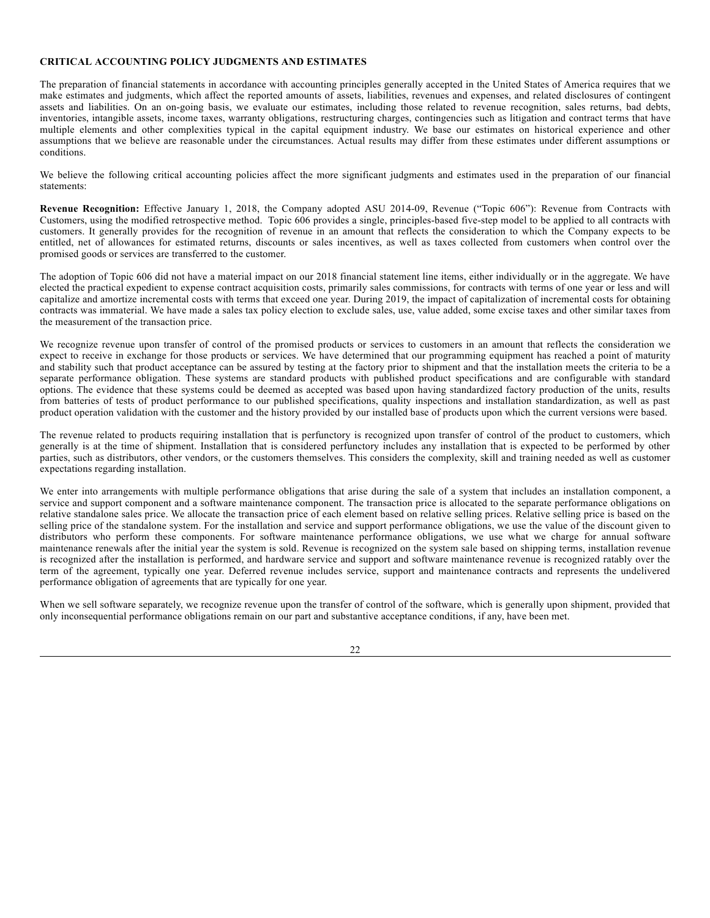## CRITICAL ACCOUNTING POLICY JUDGMENTS AND ESTIMATES

The preparation of financial statements in accordance with accounting principles generally accepted in the United States of America requires that we make estimates and judgments, which affect the reported amounts of assets, liabilities, revenues and expenses, and related disclosures of contingent assets and liabilities. On an on-going basis, we evaluate our estimates, including those related to revenue recognition, sales returns, bad debts, inventories, intangible assets, income taxes, warranty obligations, restructuring charges, contingencies such as litigation and contract terms that have multiple elements and other complexities typical in the capital equipment industry. We base our estimates on historical experience and other assumptions that we believe are reasonable under the circumstances. Actual results may differ from these estimates under different assumptions or conditions.

We believe the following critical accounting policies affect the more significant judgments and estimates used in the preparation of our financial statements:

**Revenue Recognition:** Effective January 1, 2018, the Company adopted ASU 2014-09, Revenue ("Topic 606"): Revenue from Contracts with Customers, using the modified retrospective method. Topic 606 provides a single, principles-based five-step model to be applied to all contracts with customers. It generally provides for the recognition of revenue in an amount that reflects the consideration to which the Company expects to be entitled, net of allowances for estimated returns, discounts or sales incentives, as well as taxes collected from customers when control over the promised goods or services are transferred to the customer.

The adoption of Topic 606 did not have a material impact on our 2018 financial statement line items, either individually or in the aggregate. We have elected the practical expedient to expense contract acquisition costs, primarily sales commissions, for contracts with terms of one year or less and will capitalize and amortize incremental costs with terms that exceed one year. During 2019, the impact of capitalization of incremental costs for obtaining contracts was immaterial. We have made a sales tax policy election to exclude sales, use, value added, some excise taxes and other similar taxes from the measurement of the transaction price.

We recognize revenue upon transfer of control of the promised products or services to customers in an amount that reflects the consideration we expect to receive in exchange for those products or services. We have determined that our programming equipment has reached a point of maturity and stability such that product acceptance can be assured by testing at the factory prior to shipment and that the installation meets the criteria to be a separate performance obligation. These systems are standard products with published product specifications and are configurable with standard options. The evidence that these systems could be deemed as accepted was based upon having standardized factory production of the units, results from batteries of tests of product performance to our published specifications, quality inspections and installation standardization, as well as past product operation validation with the customer and the history provided by our installed base of products upon which the current versions were based.

The revenue related to products requiring installation that is perfunctory is recognized upon transfer of control of the product to customers, which generally is at the time of shipment. Installation that is considered perfunctory includes any installation that is expected to be performed by other parties, such as distributors, other vendors, or the customers themselves. This considers the complexity, skill and training needed as well as customer expectations regarding installation.

We enter into arrangements with multiple performance obligations that arise during the sale of a system that includes an installation component, a service and support component and a software maintenance component. The transaction price is allocated to the separate performance obligations on relative standalone sales price. We allocate the transaction price of each element based on relative selling prices. Relative selling price is based on the selling price of the standalone system. For the installation and service and support performance obligations, we use the value of the discount given to distributors who perform these components. For software maintenance performance obligations, we use what we charge for annual software maintenance renewals after the initial year the system is sold. Revenue is recognized on the system sale based on shipping terms, installation revenue is recognized after the installation is performed, and hardware service and support and software maintenance revenue is recognized ratably over the term of the agreement, typically one year. Deferred revenue includes service, support and maintenance contracts and represents the undelivered performance obligation of agreements that are typically for one year.

When we sell software separately, we recognize revenue upon the transfer of control of the software, which is generally upon shipment, provided that only inconsequential performance obligations remain on our part and substantive acceptance conditions, if any, have been met.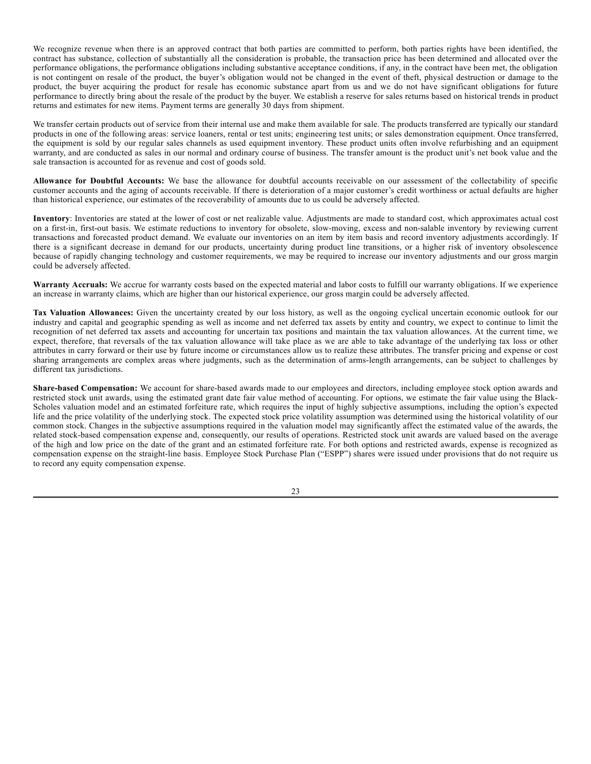We recognize revenue when there is an approved contract that both parties are committed to perform, both parties rights have been identified, the contract has substance, collection of substantially all the consideration is probable, the transaction price has been determined and allocated over the performance obligations, the performance obligations including substantive acceptance conditions, if any, in the contract have been met, the obligation is not contingent on resale of the product, the buyer's obligation would not be changed in the event of theft, physical destruction or damage to the product, the buyer acquiring the product for resale has economic substance apart from us and we do not have significant obligations for future performance to directly bring about the resale of the product by the buyer. We establish a reserve for sales returns based on historical trends in product returns and estimates for new items. Payment terms are generally 30 days from shipment.

We transfer certain products out of service from their internal use and make them available for sale. The products transferred are typically our standard products in one of the following areas: service loaners, rental or test units; engineering test units; or sales demonstration equipment. Once transferred, the equipment is sold by our regular sales channels as used equipment inventory. These product units often involve refurbishing and an equipment warranty, and are conducted as sales in our normal and ordinary course of business. The transfer amount is the product unit's net book value and the sale transaction is accounted for as revenue and cost of goods sold.

**Allowance for Doubtful Accounts:** We base the allowance for doubtful accounts receivable on our assessment of the collectability of specific customer accounts and the aging of accounts receivable. If there is deterioration of a major customer's credit worthiness or actual defaults are higher than historical experience, our estimates of the recoverability of amounts due to us could be adversely affected.

**Inventory**: Inventories are stated at the lower of cost or net realizable value. Adjustments are made to standard cost, which approximates actual cost on a first-in, first-out basis. We estimate reductions to inventory for obsolete, slow-moving, excess and non-salable inventory by reviewing current transactions and forecasted product demand. We evaluate our inventories on an item by item basis and record inventory adjustments accordingly. If there is a significant decrease in demand for our products, uncertainty during product line transitions, or a higher risk of inventory obsolescence because of rapidly changing technology and customer requirements, we may be required to increase our inventory adjustments and our gross margin could be adversely affected.

**Warranty Accruals:** We accrue for warranty costs based on the expected material and labor costs to fulfill our warranty obligations. If we experience an increase in warranty claims, which are higher than our historical experience, our gross margin could be adversely affected.

**Tax Valuation Allowances:** Given the uncertainty created by our loss history, as well as the ongoing cyclical uncertain economic outlook for our industry and capital and geographic spending as well as income and net deferred tax assets by entity and country, we expect to continue to limit the recognition of net deferred tax assets and accounting for uncertain tax positions and maintain the tax valuation allowances. At the current time, we expect, therefore, that reversals of the tax valuation allowance will take place as we are able to take advantage of the underlying tax loss or other attributes in carry forward or their use by future income or circumstances allow us to realize these attributes. The transfer pricing and expense or cost sharing arrangements are complex areas where judgments, such as the determination of arms-length arrangements, can be subject to challenges by different tax jurisdictions.

**Share-based Compensation:** We account for share-based awards made to our employees and directors, including employee stock option awards and restricted stock unit awards, using the estimated grant date fair value method of accounting. For options, we estimate the fair value using the Black-Scholes valuation model and an estimated forfeiture rate, which requires the input of highly subjective assumptions, including the option's expected life and the price volatility of the underlying stock. The expected stock price volatility assumption was determined using the historical volatility of our common stock. Changes in the subjective assumptions required in the valuation model may significantly affect the estimated value of the awards, the related stock-based compensation expense and, consequently, our results of operations. Restricted stock unit awards are valued based on the average of the high and low price on the date of the grant and an estimated forfeiture rate. For both options and restricted awards, expense is recognized as compensation expense on the straight-line basis. Employee Stock Purchase Plan ("ESPP") shares were issued under provisions that do not require us to record any equity compensation expense.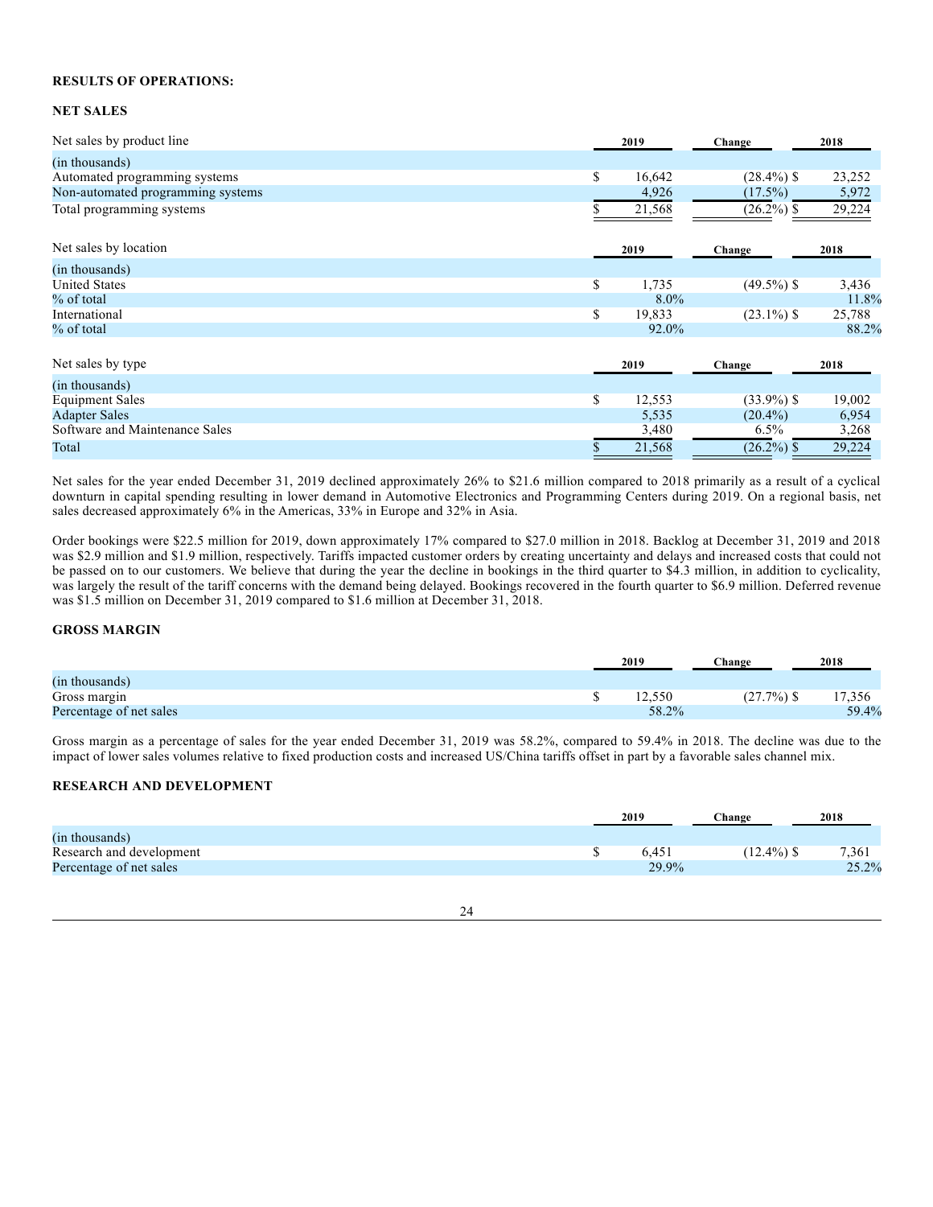**RESULTS OF OPERATIONS:**

**NET SALES**

| Net sales by product line | 2019 | Change | 2018 |
|---|---|---|---|
| (in thousands) | | | |
| Automated programming systems | $ 16,642 | (28.4%) | $ 23,252 |
| Non-automated programming systems | 4,926 | (17.5%) | 5,972 |
| Total programming systems | $ 21,568 | (26.2%) | $ 29,224 |

| Net sales by location | 2019 | Change | 2018 |
|---|---|---|---|
| (in thousands) | | | |
| United States | $ 1,735 | (49.5%) | $ 3,436 |
| % of total | 8.0% | | 11.8% |
| International | $ 19,833 | (23.1%) | $ 25,788 |
| % of total | 92.0% | | 88.2% |

| Net sales by type | 2019 | Change | 2018 |
|---|---|---|---|
| (in thousands) | | | |
| Equipment Sales | $ 12,553 | (33.9%) | $ 19,002 |
| Adapter Sales | 5,535 | (20.4%) | 6,954 |
| Software and Maintenance Sales | 3,480 | 6.5% | 3,268 |
| Total | $ 21,568 | (26.2%) | $ 29,224 |

Net sales for the year ended December 31, 2019 declined approximately 26% to $21.6 million compared to 2018 primarily as a result of a cyclical downturn in capital spending resulting in lower demand in Automotive Electronics and Programming Centers during 2019. On a regional basis, net sales decreased approximately 6% in the Americas, 33% in Europe and 32% in Asia.

Order bookings were $22.5 million for 2019, down approximately 17% compared to $27.0 million in 2018. Backlog at December 31, 2019 and 2018 was $2.9 million and $1.9 million, respectively. Tariffs impacted customer orders by creating uncertainty and delays and increased costs that could not be passed on to our customers. We believe that during the year the decline in bookings in the third quarter to $4.3 million, in addition to cyclicality, was largely the result of the tariff concerns with the demand being delayed. Bookings recovered in the fourth quarter to $6.9 million. Deferred revenue was $1.5 million on December 31, 2019 compared to $1.6 million at December 31, 2018.

**GROSS MARGIN**

| | 2019 | Change | 2018 |
|---|---|---|---|
| (in thousands) | | | |
| Gross margin | $ 12,550 | (27.7%) | $ 17,356 |
| Percentage of net sales | 58.2% | | 59.4% |

Gross margin as a percentage of sales for the year ended December 31, 2019 was 58.2%, compared to 59.4% in 2018. The decline was due to the impact of lower sales volumes relative to fixed production costs and increased US/China tariffs offset in part by a favorable sales channel mix.

**RESEARCH AND DEVELOPMENT**

| | 2019 | Change | 2018 |
|---|---|---|---|
| (in thousands) | | | |
| Research and development | $ 6,451 | (12.4%) | $ 7,361 |
| Percentage of net sales | 29.9% | | 25.2% |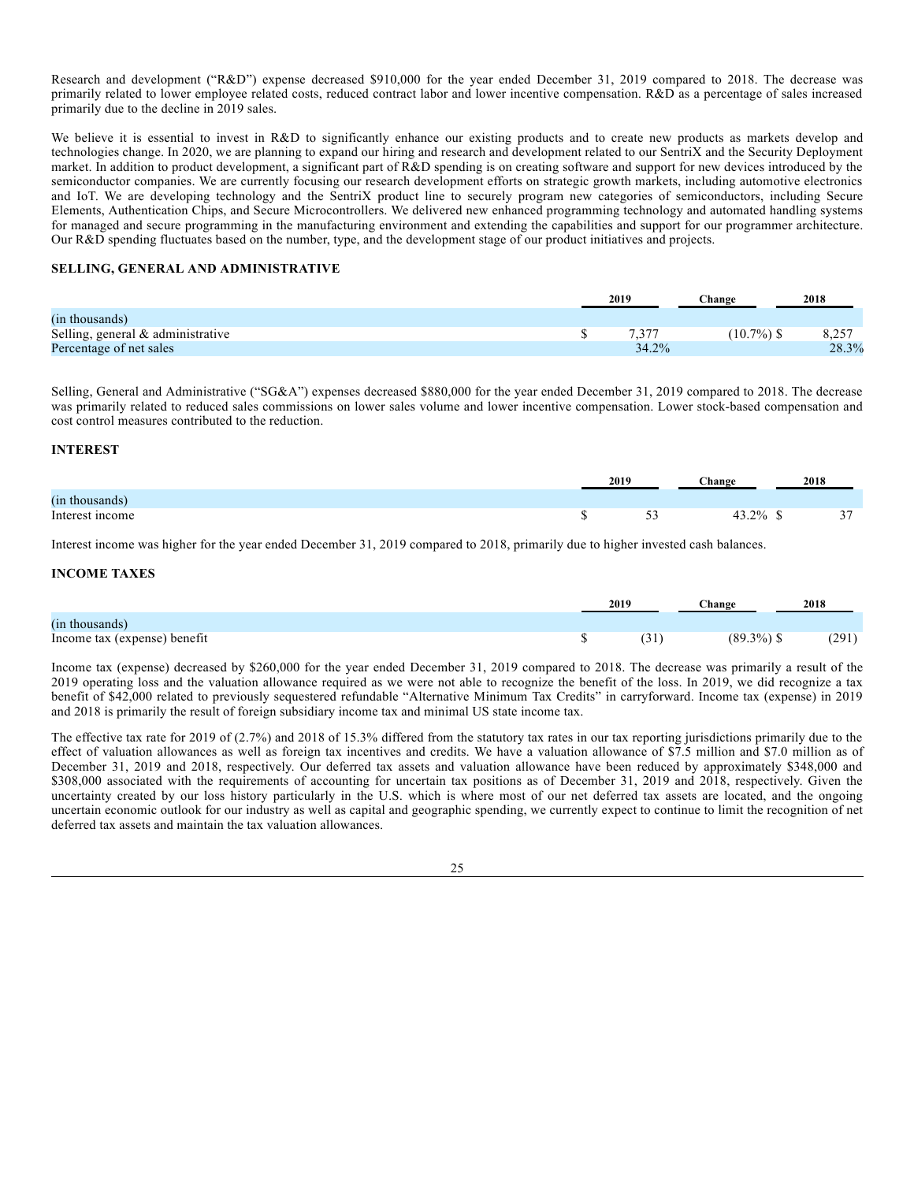Research and development ("R&D") expense decreased $910,000 for the year ended December 31, 2019 compared to 2018. The decrease was primarily related to lower employee related costs, reduced contract labor and lower incentive compensation. R&D as a percentage of sales increased primarily due to the decline in 2019 sales.

We believe it is essential to invest in R&D to significantly enhance our existing products and to create new products as markets develop and technologies change. In 2020, we are planning to expand our hiring and research and development related to our SentriX and the Security Deployment market. In addition to product development, a significant part of R&D spending is on creating software and support for new devices introduced by the semiconductor companies. We are currently focusing our research development efforts on strategic growth markets, including automotive electronics and IoT. We are developing technology and the SentriX product line to securely program new categories of semiconductors, including Secure Elements, Authentication Chips, and Secure Microcontrollers. We delivered new enhanced programming technology and automated handling systems for managed and secure programming in the manufacturing environment and extending the capabilities and support for our programmer architecture. Our R&D spending fluctuates based on the number, type, and the development stage of our product initiatives and projects.

### SELLING, GENERAL AND ADMINISTRATIVE

| | 2019 | Change | 2018 |
|---|---|---|---|
| (in thousands) | | | |
| Selling, general & administrative | $ 7,377 | (10.7%) | $ 8,257 |
| Percentage of net sales | 34.2% | | 28.3% |

Selling, General and Administrative ("SG&A") expenses decreased $880,000 for the year ended December 31, 2019 compared to 2018. The decrease was primarily related to reduced sales commissions on lower sales volume and lower incentive compensation. Lower stock-based compensation and cost control measures contributed to the reduction.

### INTEREST

| | 2019 | Change | 2018 |
|---|---|---|---|
| (in thousands) | | | |
| Interest income | $ 53 | 43.2% | $ 37 |

Interest income was higher for the year ended December 31, 2019 compared to 2018, primarily due to higher invested cash balances.

### INCOME TAXES

| | 2019 | Change | 2018 |
|---|---|---|---|
| (in thousands) | | | |
| Income tax (expense) benefit | $ (31) | (89.3%) | $ (291) |

Income tax (expense) decreased by $260,000 for the year ended December 31, 2019 compared to 2018. The decrease was primarily a result of the 2019 operating loss and the valuation allowance required as we were not able to recognize the benefit of the loss. In 2019, we did recognize a tax benefit of $42,000 related to previously sequestered refundable "Alternative Minimum Tax Credits" in carryforward. Income tax (expense) in 2019 and 2018 is primarily the result of foreign subsidiary income tax and minimal US state income tax.

The effective tax rate for 2019 of (2.7%) and 2018 of 15.3% differed from the statutory tax rates in our tax reporting jurisdictions primarily due to the effect of valuation allowances as well as foreign tax incentives and credits. We have a valuation allowance of $7.5 million and $7.0 million as of December 31, 2019 and 2018, respectively. Our deferred tax assets and valuation allowance have been reduced by approximately $348,000 and $308,000 associated with the requirements of accounting for uncertain tax positions as of December 31, 2019 and 2018, respectively. Given the uncertainty created by our loss history particularly in the U.S. which is where most of our net deferred tax assets are located, and the ongoing uncertain economic outlook for our industry as well as capital and geographic spending, we currently expect to continue to limit the recognition of net deferred tax assets and maintain the tax valuation allowances.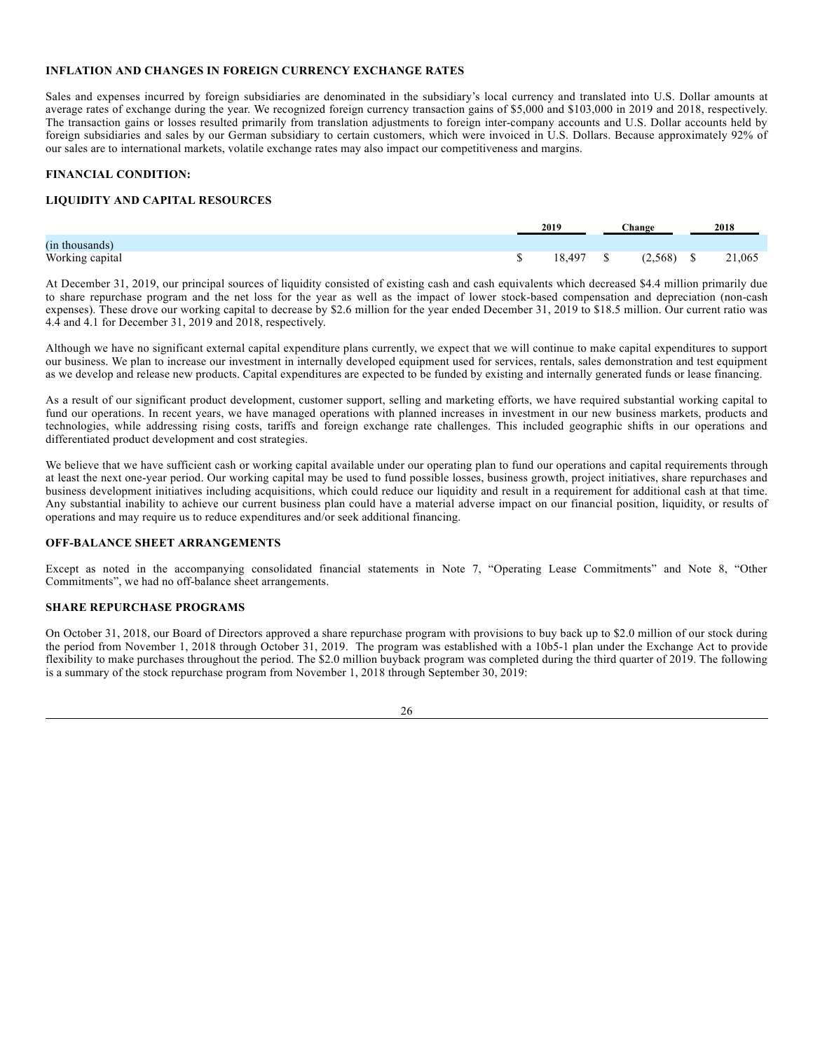## INFLATION AND CHANGES IN FOREIGN CURRENCY EXCHANGE RATES

Sales and expenses incurred by foreign subsidiaries are denominated in the subsidiary's local currency and translated into U.S. Dollar amounts at average rates of exchange during the year. We recognized foreign currency transaction gains of $5,000 and $103,000 in 2019 and 2018, respectively. The transaction gains or losses resulted primarily from translation adjustments to foreign inter-company accounts and U.S. Dollar accounts held by foreign subsidiaries and sales by our German subsidiary to certain customers, which were invoiced in U.S. Dollars. Because approximately 92% of our sales are to international markets, volatile exchange rates may also impact our competitiveness and margins.

## FINANCIAL CONDITION:

## LIQUIDITY AND CAPITAL RESOURCES

| (in thousands) | 2019 | Change | 2018 |
|---|---|---|---|
| Working capital | $ 18,497 | $ (2,568) | $ 21,065 |

At December 31, 2019, our principal sources of liquidity consisted of existing cash and cash equivalents which decreased $4.4 million primarily due to share repurchase program and the net loss for the year as well as the impact of lower stock-based compensation and depreciation (non-cash expenses). These drove our working capital to decrease by $2.6 million for the year ended December 31, 2019 to $18.5 million. Our current ratio was 4.4 and 4.1 for December 31, 2019 and 2018, respectively.

Although we have no significant external capital expenditure plans currently, we expect that we will continue to make capital expenditures to support our business. We plan to increase our investment in internally developed equipment used for services, rentals, sales demonstration and test equipment as we develop and release new products. Capital expenditures are expected to be funded by existing and internally generated funds or lease financing.

As a result of our significant product development, customer support, selling and marketing efforts, we have required substantial working capital to fund our operations. In recent years, we have managed operations with planned increases in investment in our new business markets, products and technologies, while addressing rising costs, tariffs and foreign exchange rate challenges. This included geographic shifts in our operations and differentiated product development and cost strategies.

We believe that we have sufficient cash or working capital available under our operating plan to fund our operations and capital requirements through at least the next one-year period. Our working capital may be used to fund possible losses, business growth, project initiatives, share repurchases and business development initiatives including acquisitions, which could reduce our liquidity and result in a requirement for additional cash at that time. Any substantial inability to achieve our current business plan could have a material adverse impact on our financial position, liquidity, or results of operations and may require us to reduce expenditures and/or seek additional financing.

## OFF-BALANCE SHEET ARRANGEMENTS

Except as noted in the accompanying consolidated financial statements in Note 7, "Operating Lease Commitments" and Note 8, "Other Commitments", we had no off-balance sheet arrangements.

## SHARE REPURCHASE PROGRAMS

On October 31, 2018, our Board of Directors approved a share repurchase program with provisions to buy back up to $2.0 million of our stock during the period from November 1, 2018 through October 31, 2019. The program was established with a 10b5-1 plan under the Exchange Act to provide flexibility to make purchases throughout the period. The $2.0 million buyback program was completed during the third quarter of 2019. The following is a summary of the stock repurchase program from November 1, 2018 through September 30, 2019: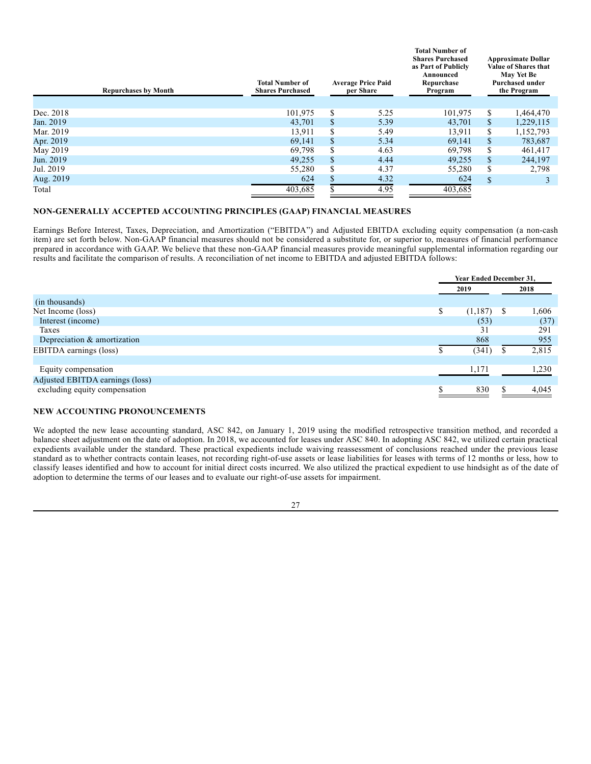| Repurchases by Month | Total Number of Shares Purchased | Average Price Paid per Share | Total Number of Shares Purchased as Part of Publicly Announced Repurchase Program | Approximate Dollar Value of Shares that May Yet Be Purchased under the Program |
|---|---|---|---|---|
| Dec. 2018 | 101,975 | $ 5.25 | 101,975 | $ 1,464,470 |
| Jan. 2019 | 43,701 | $ 5.39 | 43,701 | $ 1,229,115 |
| Mar. 2019 | 13,911 | $ 5.49 | 13,911 | $ 1,152,793 |
| Apr. 2019 | 69,141 | $ 5.34 | 69,141 | $ 783,687 |
| May 2019 | 69,798 | $ 4.63 | 69,798 | $ 461,417 |
| Jun. 2019 | 49,255 | $ 4.44 | 49,255 | $ 244,197 |
| Jul. 2019 | 55,280 | $ 4.37 | 55,280 | $ 2,798 |
| Aug. 2019 | 624 | $ 4.32 | 624 | $ 3 |
| Total | 403,685 | $ 4.95 | 403,685 | |

**NON-GENERALLY ACCEPTED ACCOUNTING PRINCIPLES (GAAP) FINANCIAL MEASURES**

Earnings Before Interest, Taxes, Depreciation, and Amortization ("EBITDA") and Adjusted EBITDA excluding equity compensation (a non-cash item) are set forth below. Non-GAAP financial measures should not be considered a substitute for, or superior to, measures of financial performance prepared in accordance with GAAP. We believe that these non-GAAP financial measures provide meaningful supplemental information regarding our results and facilitate the comparison of results. A reconciliation of net income to EBITDA and adjusted EBITDA follows:

| | Year Ended December 31, | |
|---|---|---|
| | 2019 | 2018 |
| (in thousands) | | |
| Net Income (loss) | $ (1,187) | $ 1,606 |
| Interest (income) | (53) | (37) |
| Taxes | 31 | 291 |
| Depreciation & amortization | 868 | 955 |
| EBITDA earnings (loss) | $ (341) | $ 2,815 |
| | | |
| Equity compensation | 1,171 | 1,230 |
| Adjusted EBITDA earnings (loss) excluding equity compensation | $ 830 | $ 4,045 |

**NEW ACCOUNTING PRONOUNCEMENTS**

We adopted the new lease accounting standard, ASC 842, on January 1, 2019 using the modified retrospective transition method, and recorded a balance sheet adjustment on the date of adoption. In 2018, we accounted for leases under ASC 840. In adopting ASC 842, we utilized certain practical expedients available under the standard. These practical expedients include waiving reassessment of conclusions reached under the previous lease standard as to whether contracts contain leases, not recording right-of-use assets or lease liabilities for leases with terms of 12 months or less, how to classify leases identified and how to account for initial direct costs incurred. We also utilized the practical expedient to use hindsight as of the date of adoption to determine the terms of our leases and to evaluate our right-of-use assets for impairment.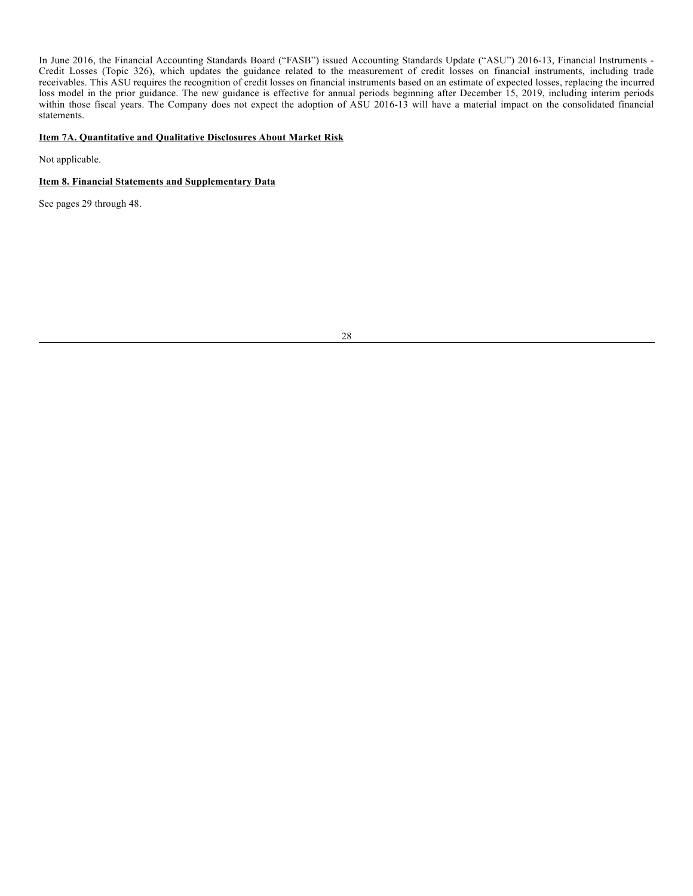In June 2016, the Financial Accounting Standards Board ("FASB") issued Accounting Standards Update ("ASU") 2016-13, Financial Instruments - Credit Losses (Topic 326), which updates the guidance related to the measurement of credit losses on financial instruments, including trade receivables. This ASU requires the recognition of credit losses on financial instruments based on an estimate of expected losses, replacing the incurred loss model in the prior guidance. The new guidance is effective for annual periods beginning after December 15, 2019, including interim periods within those fiscal years. The Company does not expect the adoption of ASU 2016-13 will have a material impact on the consolidated financial statements.

## Item 7A. Quantitative and Qualitative Disclosures About Market Risk

Not applicable.

## Item 8. Financial Statements and Supplementary Data

See pages 29 through 48.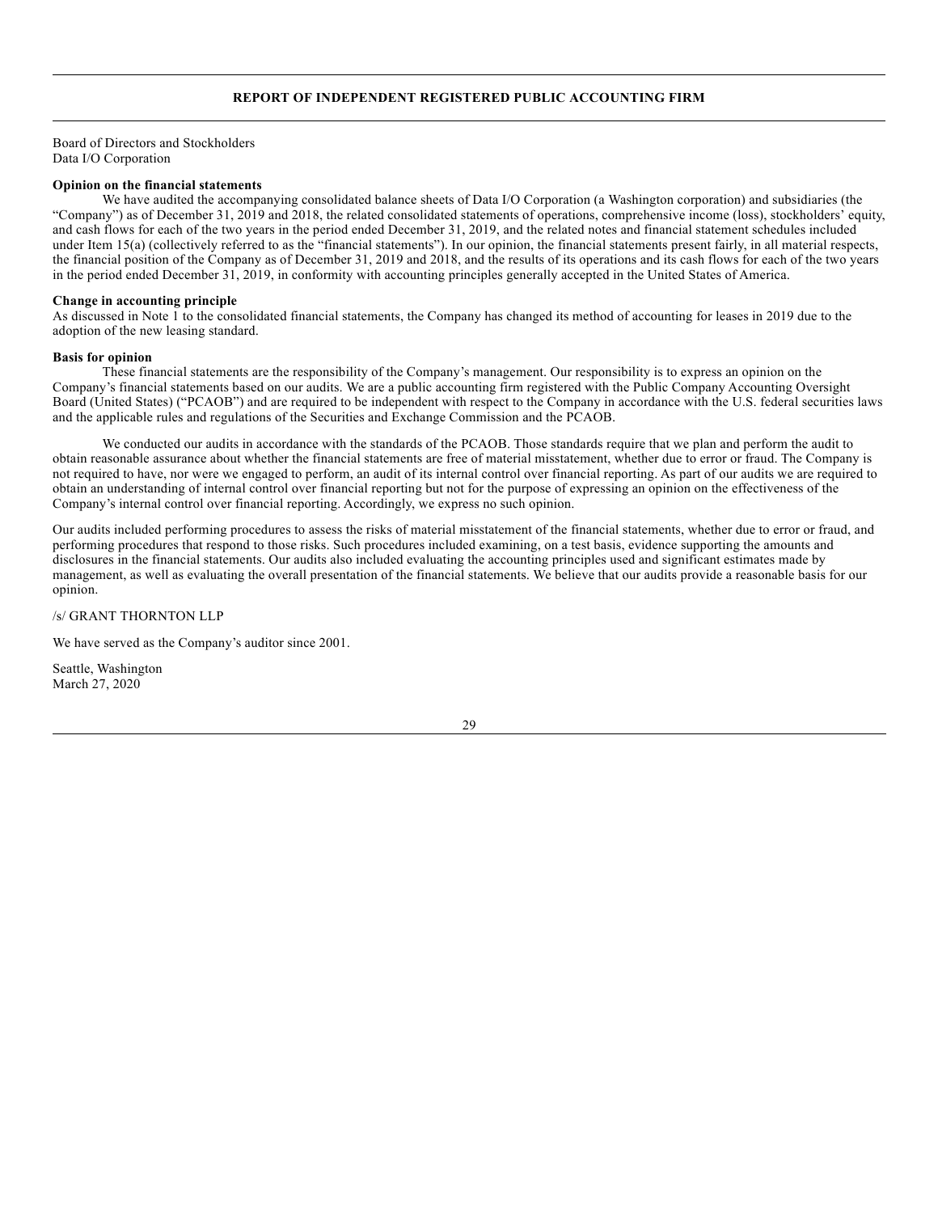## REPORT OF INDEPENDENT REGISTERED PUBLIC ACCOUNTING FIRM

Board of Directors and Stockholders
Data I/O Corporation

**Opinion on the financial statements**

We have audited the accompanying consolidated balance sheets of Data I/O Corporation (a Washington corporation) and subsidiaries (the "Company") as of December 31, 2019 and 2018, the related consolidated statements of operations, comprehensive income (loss), stockholders' equity, and cash flows for each of the two years in the period ended December 31, 2019, and the related notes and financial statement schedules included under Item 15(a) (collectively referred to as the "financial statements"). In our opinion, the financial statements present fairly, in all material respects, the financial position of the Company as of December 31, 2019 and 2018, and the results of its operations and its cash flows for each of the two years in the period ended December 31, 2019, in conformity with accounting principles generally accepted in the United States of America.

**Change in accounting principle**

As discussed in Note 1 to the consolidated financial statements, the Company has changed its method of accounting for leases in 2019 due to the adoption of the new leasing standard.

**Basis for opinion**

These financial statements are the responsibility of the Company's management. Our responsibility is to express an opinion on the Company's financial statements based on our audits. We are a public accounting firm registered with the Public Company Accounting Oversight Board (United States) ("PCAOB") and are required to be independent with respect to the Company in accordance with the U.S. federal securities laws and the applicable rules and regulations of the Securities and Exchange Commission and the PCAOB.

We conducted our audits in accordance with the standards of the PCAOB. Those standards require that we plan and perform the audit to obtain reasonable assurance about whether the financial statements are free of material misstatement, whether due to error or fraud. The Company is not required to have, nor were we engaged to perform, an audit of its internal control over financial reporting. As part of our audits we are required to obtain an understanding of internal control over financial reporting but not for the purpose of expressing an opinion on the effectiveness of the Company's internal control over financial reporting. Accordingly, we express no such opinion.

Our audits included performing procedures to assess the risks of material misstatement of the financial statements, whether due to error or fraud, and performing procedures that respond to those risks. Such procedures included examining, on a test basis, evidence supporting the amounts and disclosures in the financial statements. Our audits also included evaluating the accounting principles used and significant estimates made by management, as well as evaluating the overall presentation of the financial statements. We believe that our audits provide a reasonable basis for our opinion.

/s/ GRANT THORNTON LLP

We have served as the Company's auditor since 2001.

Seattle, Washington
March 27, 2020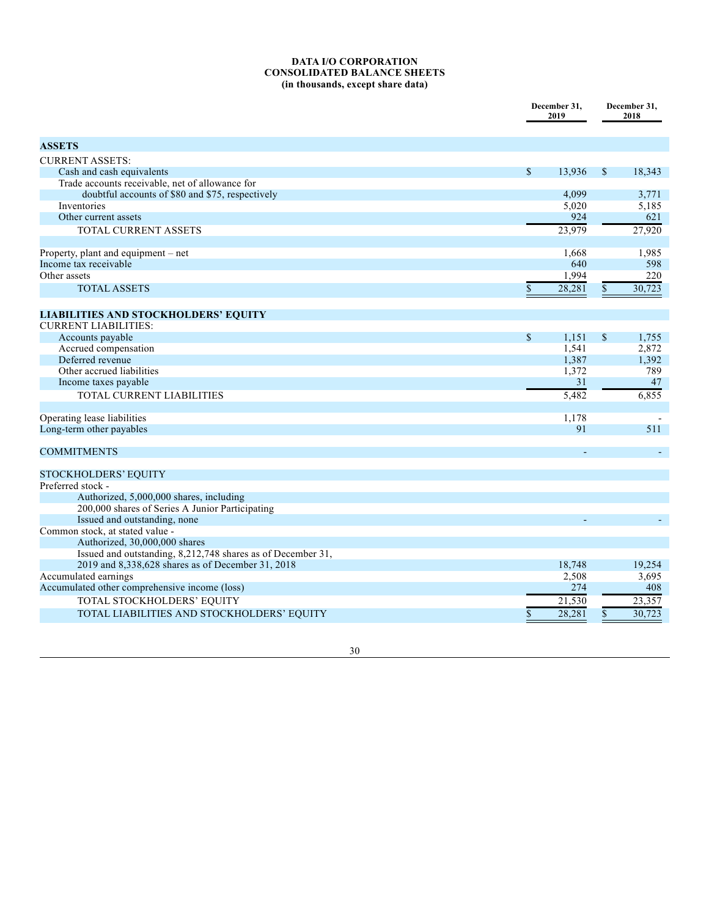**DATA I/O CORPORATION**
**CONSOLIDATED BALANCE SHEETS**
**(in thousands, except share data)**

| | December 31, 2019 | December 31, 2018 |
|---|---|---|
| **ASSETS** | | |
| CURRENT ASSETS: | | |
| Cash and cash equivalents | $ 13,936 | $ 18,343 |
| Trade accounts receivable, net of allowance for doubtful accounts of $80 and $75, respectively | 4,099 | 3,771 |
| Inventories | 5,020 | 5,185 |
| Other current assets | 924 | 621 |
| TOTAL CURRENT ASSETS | 23,979 | 27,920 |
| | | |
| Property, plant and equipment – net | 1,668 | 1,985 |
| Income tax receivable | 640 | 598 |
| Other assets | 1,994 | 220 |
| TOTAL ASSETS | $ 28,281 | $ 30,723 |
| | | |
| **LIABILITIES AND STOCKHOLDERS' EQUITY** | | |
| CURRENT LIABILITIES: | | |
| Accounts payable | $ 1,151 | $ 1,755 |
| Accrued compensation | 1,541 | 2,872 |
| Deferred revenue | 1,387 | 1,392 |
| Other accrued liabilities | 1,372 | 789 |
| Income taxes payable | 31 | 47 |
| TOTAL CURRENT LIABILITIES | 5,482 | 6,855 |
| | | |
| Operating lease liabilities | 1,178 | - |
| Long-term other payables | 91 | 511 |
| | | |
| COMMITMENTS | - | - |
| | | |
| STOCKHOLDERS' EQUITY | | |
| Preferred stock - | | |
| Authorized, 5,000,000 shares, including | | |
| 200,000 shares of Series A Junior Participating | | |
| Issued and outstanding, none | - | - |
| Common stock, at stated value - | | |
| Authorized, 30,000,000 shares | | |
| Issued and outstanding, 8,212,748 shares as of December 31, 2019 and 8,338,628 shares as of December 31, 2018 | 18,748 | 19,254 |
| Accumulated earnings | 2,508 | 3,695 |
| Accumulated other comprehensive income (loss) | 274 | 408 |
| TOTAL STOCKHOLDERS' EQUITY | 21,530 | 23,357 |
| TOTAL LIABILITIES AND STOCKHOLDERS' EQUITY | $ 28,281 | $ 30,723 |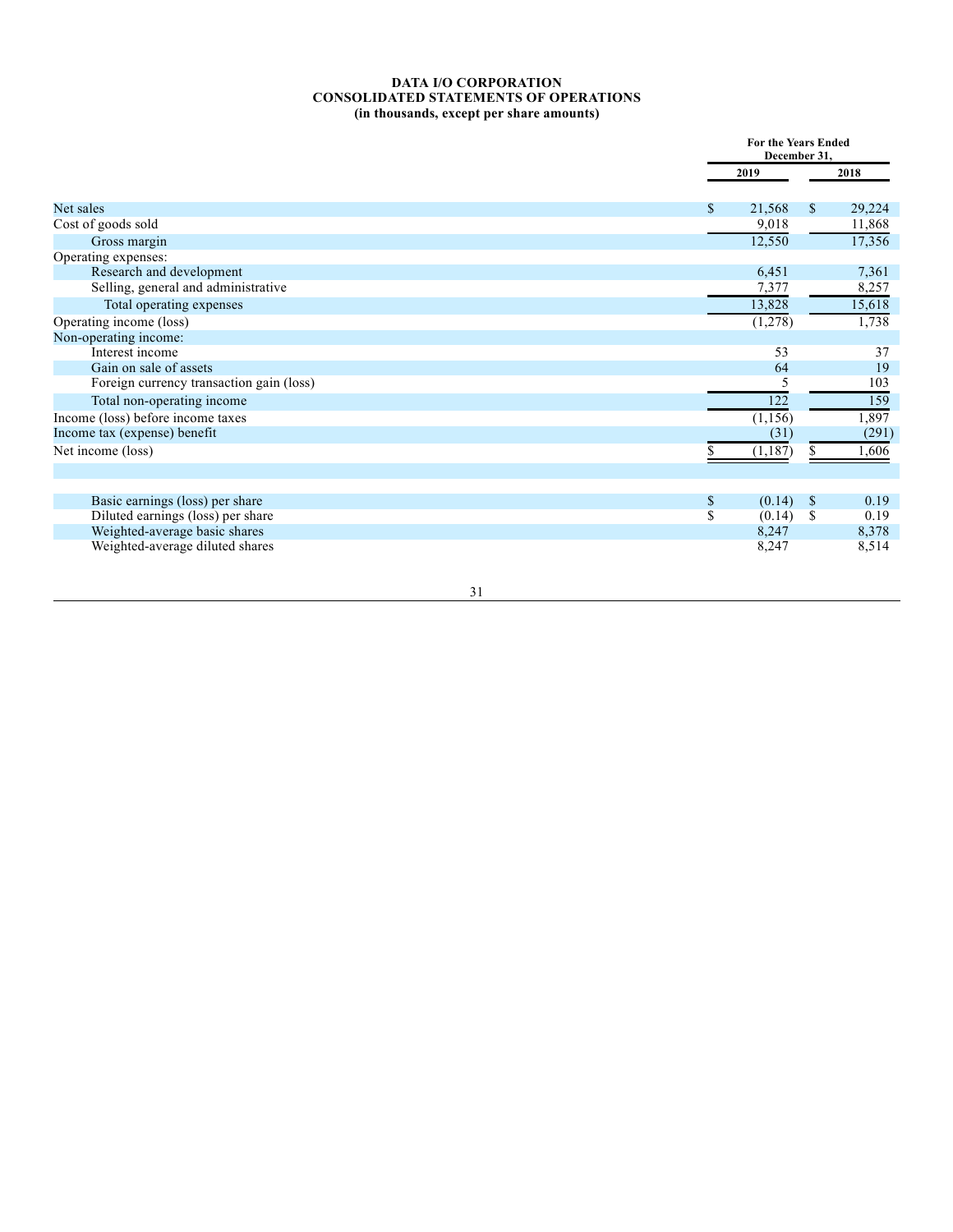**DATA I/O CORPORATION**
**CONSOLIDATED STATEMENTS OF OPERATIONS**
**(in thousands, except per share amounts)**

| | For the Years Ended December 31, | |
|---|---|---|
| | 2019 | 2018 |
| Net sales | $ 21,568 | $ 29,224 |
| Cost of goods sold | 9,018 | 11,868 |
| Gross margin | 12,550 | 17,356 |
| Operating expenses: | | |
| Research and development | 6,451 | 7,361 |
| Selling, general and administrative | 7,377 | 8,257 |
| Total operating expenses | 13,828 | 15,618 |
| Operating income (loss) | (1,278) | 1,738 |
| Non-operating income: | | |
| Interest income | 53 | 37 |
| Gain on sale of assets | 64 | 19 |
| Foreign currency transaction gain (loss) | 5 | 103 |
| Total non-operating income | 122 | 159 |
| Income (loss) before income taxes | (1,156) | 1,897 |
| Income tax (expense) benefit | (31) | (291) |
| Net income (loss) | $ (1,187) | $ 1,606 |
| | | |
| Basic earnings (loss) per share | $ (0.14) | $ 0.19 |
| Diluted earnings (loss) per share | $ (0.14) | $ 0.19 |
| Weighted-average basic shares | 8,247 | 8,378 |
| Weighted-average diluted shares | 8,247 | 8,514 |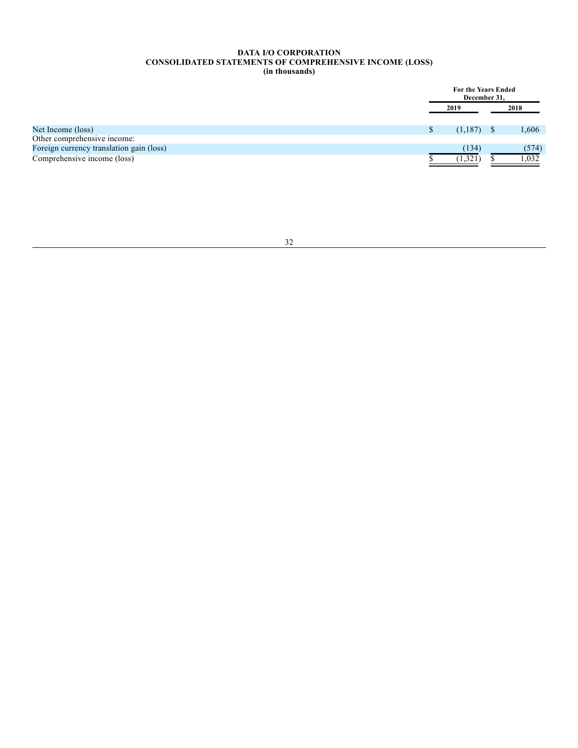**DATA I/O CORPORATION**
**CONSOLIDATED STATEMENTS OF COMPREHENSIVE INCOME (LOSS)**
**(in thousands)**

| | For the Years Ended December 31, | |
|---|---|---|
| | 2019 | 2018 |
| Net Income (loss) | $ (1,187) | $ 1,606 |
| Other comprehensive income: | | |
| Foreign currency translation gain (loss) | (134) | (574) |
| Comprehensive income (loss) | $ (1,321) | $ 1,032 |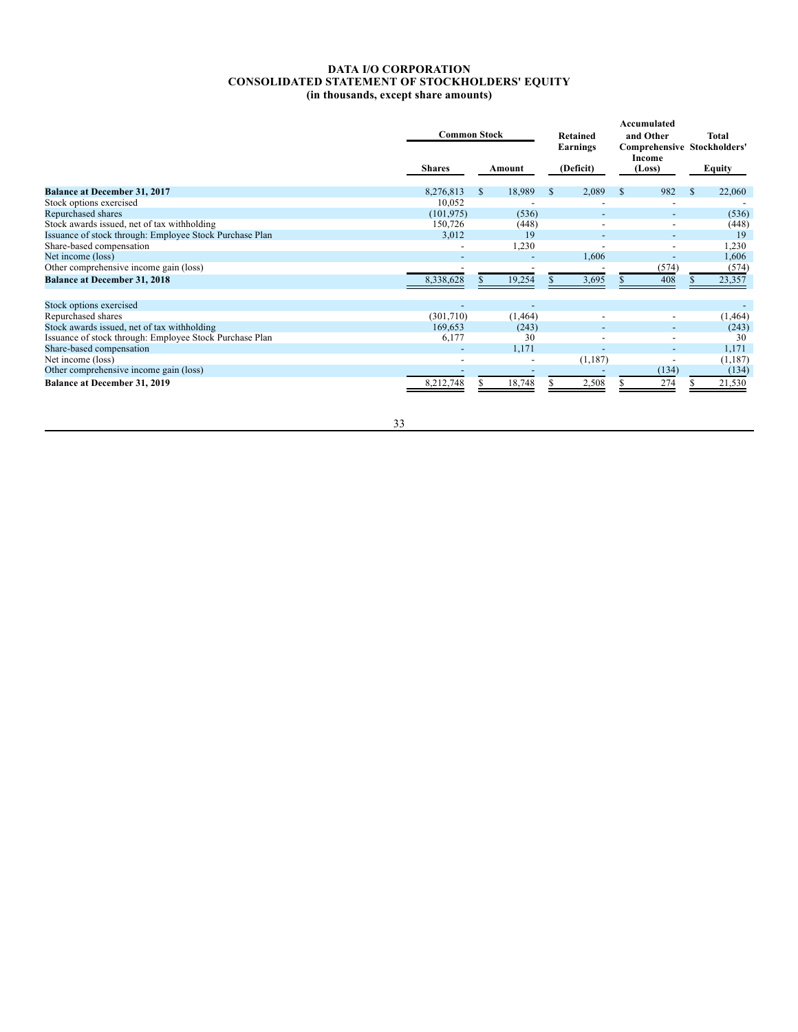**DATA I/O CORPORATION**
**CONSOLIDATED STATEMENT OF STOCKHOLDERS' EQUITY**
**(in thousands, except share amounts)**

| | Common Stock | | Retained Earnings | Accumulated and Other Comprehensive Income | Total Stockholders' |
|---|---|---|---|---|---|
| | Shares | Amount | (Deficit) | (Loss) | Equity |
| **Balance at December 31, 2017** | 8,276,813 | $ 18,989 | $ 2,089 | $ 982 | $ 22,060 |
| Stock options exercised | 10,052 | - | - | - | - |
| Repurchased shares | (101,975) | (536) | - | - | (536) |
| Stock awards issued, net of tax withholding | 150,726 | (448) | - | - | (448) |
| Issuance of stock through: Employee Stock Purchase Plan | 3,012 | 19 | - | - | 19 |
| Share-based compensation | - | 1,230 | - | - | 1,230 |
| Net income (loss) | - | - | 1,606 | - | 1,606 |
| Other comprehensive income gain (loss) | - | - | - | (574) | (574) |
| **Balance at December 31, 2018** | 8,338,628 | $ 19,254 | $ 3,695 | $ 408 | $ 23,357 |
| | | | | | |
| Stock options exercised | - | - | | | - |
| Repurchased shares | (301,710) | (1,464) | - | - | (1,464) |
| Stock awards issued, net of tax withholding | 169,653 | (243) | - | - | (243) |
| Issuance of stock through: Employee Stock Purchase Plan | 6,177 | 30 | - | - | 30 |
| Share-based compensation | - | 1,171 | - | - | 1,171 |
| Net income (loss) | - | - | (1,187) | - | (1,187) |
| Other comprehensive income gain (loss) | - | - | - | (134) | (134) |
| **Balance at December 31, 2019** | 8,212,748 | $ 18,748 | $ 2,508 | $ 274 | $ 21,530 |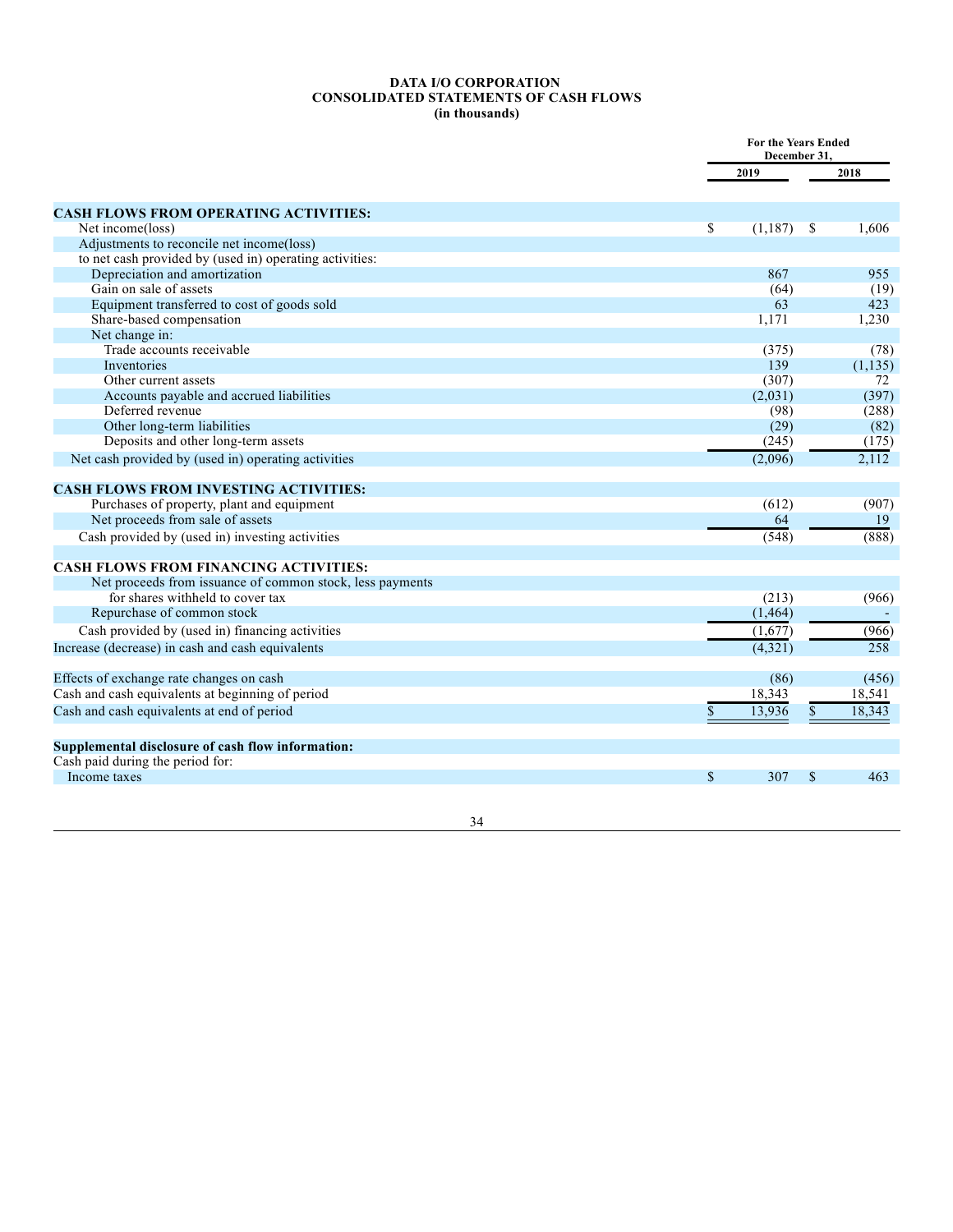**DATA I/O CORPORATION**
**CONSOLIDATED STATEMENTS OF CASH FLOWS**
**(in thousands)**

| | For the Years Ended December 31, | |
|---|---|---|
| | 2019 | 2018 |
| **CASH FLOWS FROM OPERATING ACTIVITIES:** | | |
| Net income(loss) | $ (1,187) | $ 1,606 |
| Adjustments to reconcile net income(loss) | | |
| to net cash provided by (used in) operating activities: | | |
| Depreciation and amortization | 867 | 955 |
| Gain on sale of assets | (64) | (19) |
| Equipment transferred to cost of goods sold | 63 | 423 |
| Share-based compensation | 1,171 | 1,230 |
| Net change in: | | |
| Trade accounts receivable | (375) | (78) |
| Inventories | 139 | (1,135) |
| Other current assets | (307) | 72 |
| Accounts payable and accrued liabilities | (2,031) | (397) |
| Deferred revenue | (98) | (288) |
| Other long-term liabilities | (29) | (82) |
| Deposits and other long-term assets | (245) | (175) |
| Net cash provided by (used in) operating activities | (2,096) | 2,112 |
| **CASH FLOWS FROM INVESTING ACTIVITIES:** | | |
| Purchases of property, plant and equipment | (612) | (907) |
| Net proceeds from sale of assets | 64 | 19 |
| Cash provided by (used in) investing activities | (548) | (888) |
| **CASH FLOWS FROM FINANCING ACTIVITIES:** | | |
| Net proceeds from issuance of common stock, less payments for shares withheld to cover tax | (213) | (966) |
| Repurchase of common stock | (1,464) | - |
| Cash provided by (used in) financing activities | (1,677) | (966) |
| Increase (decrease) in cash and cash equivalents | (4,321) | 258 |
| Effects of exchange rate changes on cash | (86) | (456) |
| Cash and cash equivalents at beginning of period | 18,343 | 18,541 |
| Cash and cash equivalents at end of period | $ 13,936 | $ 18,343 |
| **Supplemental disclosure of cash flow information:** | | |
| Cash paid during the period for: | | |
| Income taxes | $ 307 | $ 463 |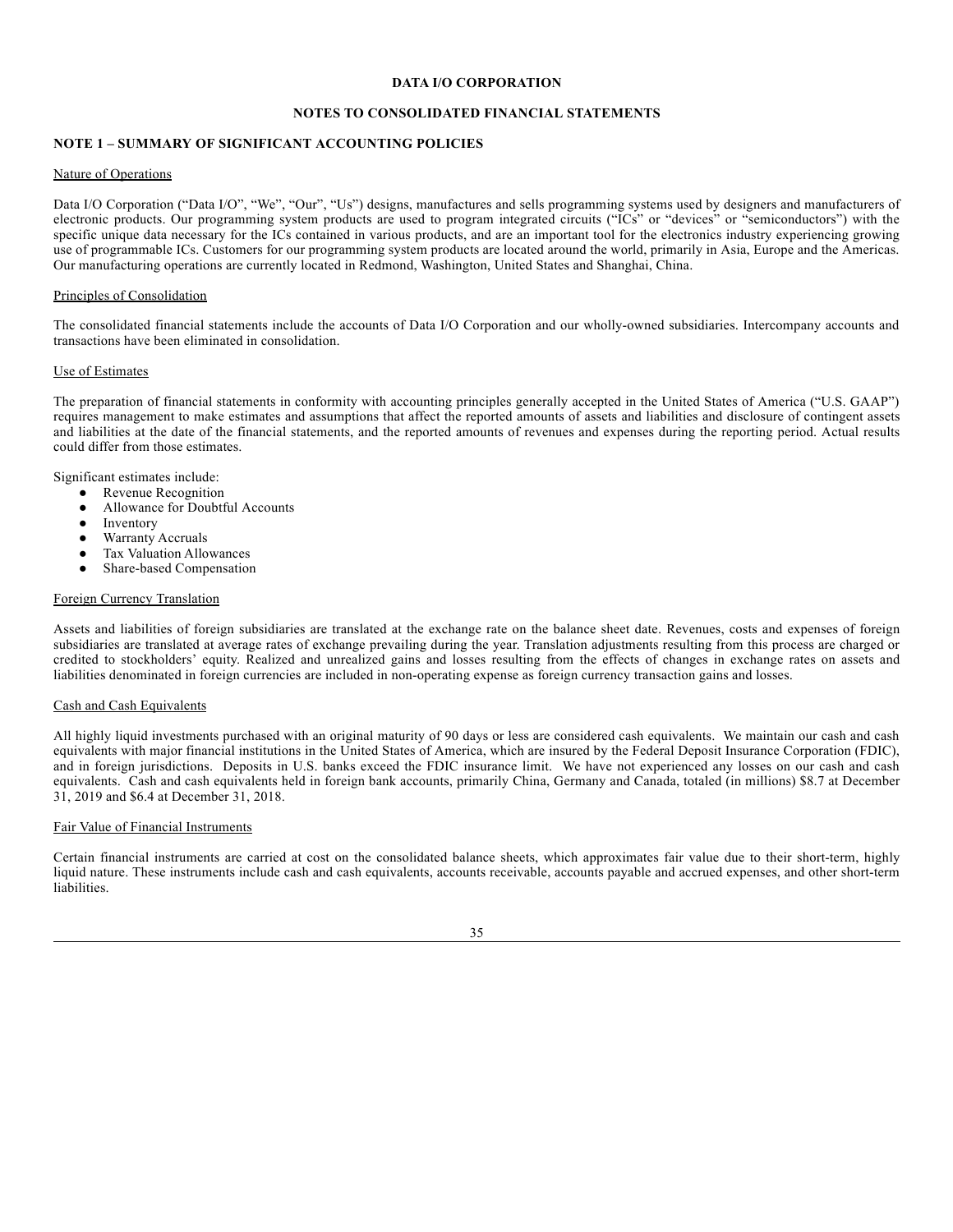**DATA I/O CORPORATION**

**NOTES TO CONSOLIDATED FINANCIAL STATEMENTS**

**NOTE 1 – SUMMARY OF SIGNIFICANT ACCOUNTING POLICIES**

Nature of Operations

Data I/O Corporation ("Data I/O", "We", "Our", "Us") designs, manufactures and sells programming systems used by designers and manufacturers of electronic products. Our programming system products are used to program integrated circuits ("ICs" or "devices" or "semiconductors") with the specific unique data necessary for the ICs contained in various products, and are an important tool for the electronics industry experiencing growing use of programmable ICs. Customers for our programming system products are located around the world, primarily in Asia, Europe and the Americas. Our manufacturing operations are currently located in Redmond, Washington, United States and Shanghai, China.

Principles of Consolidation

The consolidated financial statements include the accounts of Data I/O Corporation and our wholly-owned subsidiaries. Intercompany accounts and transactions have been eliminated in consolidation.

Use of Estimates

The preparation of financial statements in conformity with accounting principles generally accepted in the United States of America ("U.S. GAAP") requires management to make estimates and assumptions that affect the reported amounts of assets and liabilities and disclosure of contingent assets and liabilities at the date of the financial statements, and the reported amounts of revenues and expenses during the reporting period. Actual results could differ from those estimates.

Significant estimates include:

- Revenue Recognition
- Allowance for Doubtful Accounts
- Inventory
- Warranty Accruals
- Tax Valuation Allowances
- Share-based Compensation

Foreign Currency Translation

Assets and liabilities of foreign subsidiaries are translated at the exchange rate on the balance sheet date. Revenues, costs and expenses of foreign subsidiaries are translated at average rates of exchange prevailing during the year. Translation adjustments resulting from this process are charged or credited to stockholders' equity. Realized and unrealized gains and losses resulting from the effects of changes in exchange rates on assets and liabilities denominated in foreign currencies are included in non-operating expense as foreign currency transaction gains and losses.

Cash and Cash Equivalents

All highly liquid investments purchased with an original maturity of 90 days or less are considered cash equivalents. We maintain our cash and cash equivalents with major financial institutions in the United States of America, which are insured by the Federal Deposit Insurance Corporation (FDIC), and in foreign jurisdictions. Deposits in U.S. banks exceed the FDIC insurance limit. We have not experienced any losses on our cash and cash equivalents. Cash and cash equivalents held in foreign bank accounts, primarily China, Germany and Canada, totaled (in millions) $8.7 at December 31, 2019 and $6.4 at December 31, 2018.

Fair Value of Financial Instruments

Certain financial instruments are carried at cost on the consolidated balance sheets, which approximates fair value due to their short-term, highly liquid nature. These instruments include cash and cash equivalents, accounts receivable, accounts payable and accrued expenses, and other short-term liabilities.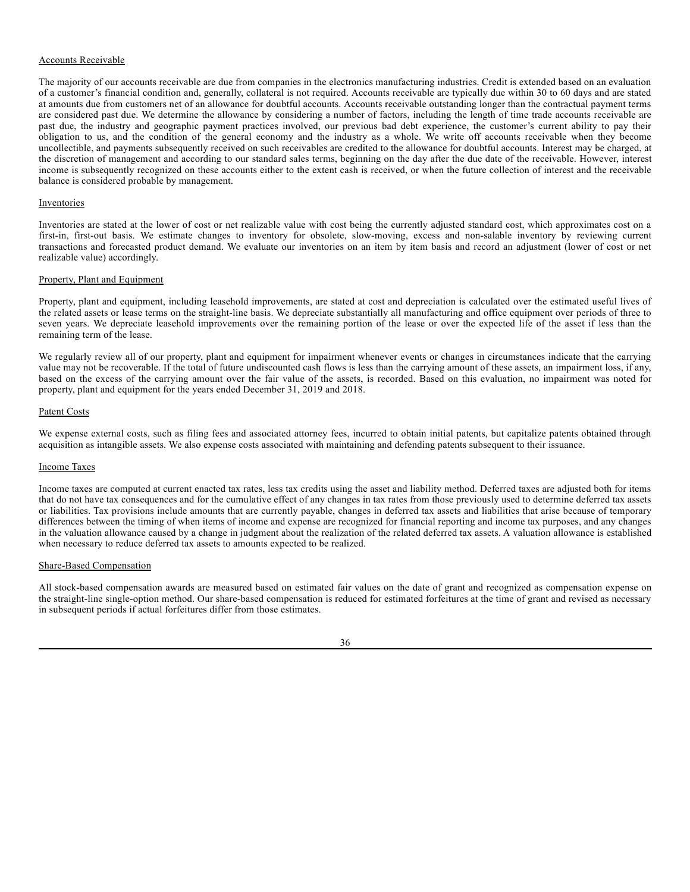Accounts Receivable

The majority of our accounts receivable are due from companies in the electronics manufacturing industries. Credit is extended based on an evaluation of a customer's financial condition and, generally, collateral is not required. Accounts receivable are typically due within 30 to 60 days and are stated at amounts due from customers net of an allowance for doubtful accounts. Accounts receivable outstanding longer than the contractual payment terms are considered past due. We determine the allowance by considering a number of factors, including the length of time trade accounts receivable are past due, the industry and geographic payment practices involved, our previous bad debt experience, the customer's current ability to pay their obligation to us, and the condition of the general economy and the industry as a whole. We write off accounts receivable when they become uncollectible, and payments subsequently received on such receivables are credited to the allowance for doubtful accounts. Interest may be charged, at the discretion of management and according to our standard sales terms, beginning on the day after the due date of the receivable. However, interest income is subsequently recognized on these accounts either to the extent cash is received, or when the future collection of interest and the receivable balance is considered probable by management.

Inventories

Inventories are stated at the lower of cost or net realizable value with cost being the currently adjusted standard cost, which approximates cost on a first-in, first-out basis. We estimate changes to inventory for obsolete, slow-moving, excess and non-salable inventory by reviewing current transactions and forecasted product demand. We evaluate our inventories on an item by item basis and record an adjustment (lower of cost or net realizable value) accordingly.

Property, Plant and Equipment

Property, plant and equipment, including leasehold improvements, are stated at cost and depreciation is calculated over the estimated useful lives of the related assets or lease terms on the straight-line basis. We depreciate substantially all manufacturing and office equipment over periods of three to seven years. We depreciate leasehold improvements over the remaining portion of the lease or over the expected life of the asset if less than the remaining term of the lease.

We regularly review all of our property, plant and equipment for impairment whenever events or changes in circumstances indicate that the carrying value may not be recoverable. If the total of future undiscounted cash flows is less than the carrying amount of these assets, an impairment loss, if any, based on the excess of the carrying amount over the fair value of the assets, is recorded. Based on this evaluation, no impairment was noted for property, plant and equipment for the years ended December 31, 2019 and 2018.

Patent Costs

We expense external costs, such as filing fees and associated attorney fees, incurred to obtain initial patents, but capitalize patents obtained through acquisition as intangible assets. We also expense costs associated with maintaining and defending patents subsequent to their issuance.

Income Taxes

Income taxes are computed at current enacted tax rates, less tax credits using the asset and liability method. Deferred taxes are adjusted both for items that do not have tax consequences and for the cumulative effect of any changes in tax rates from those previously used to determine deferred tax assets or liabilities. Tax provisions include amounts that are currently payable, changes in deferred tax assets and liabilities that arise because of temporary differences between the timing of when items of income and expense are recognized for financial reporting and income tax purposes, and any changes in the valuation allowance caused by a change in judgment about the realization of the related deferred tax assets. A valuation allowance is established when necessary to reduce deferred tax assets to amounts expected to be realized.

Share-Based Compensation

All stock-based compensation awards are measured based on estimated fair values on the date of grant and recognized as compensation expense on the straight-line single-option method. Our share-based compensation is reduced for estimated forfeitures at the time of grant and revised as necessary in subsequent periods if actual forfeitures differ from those estimates.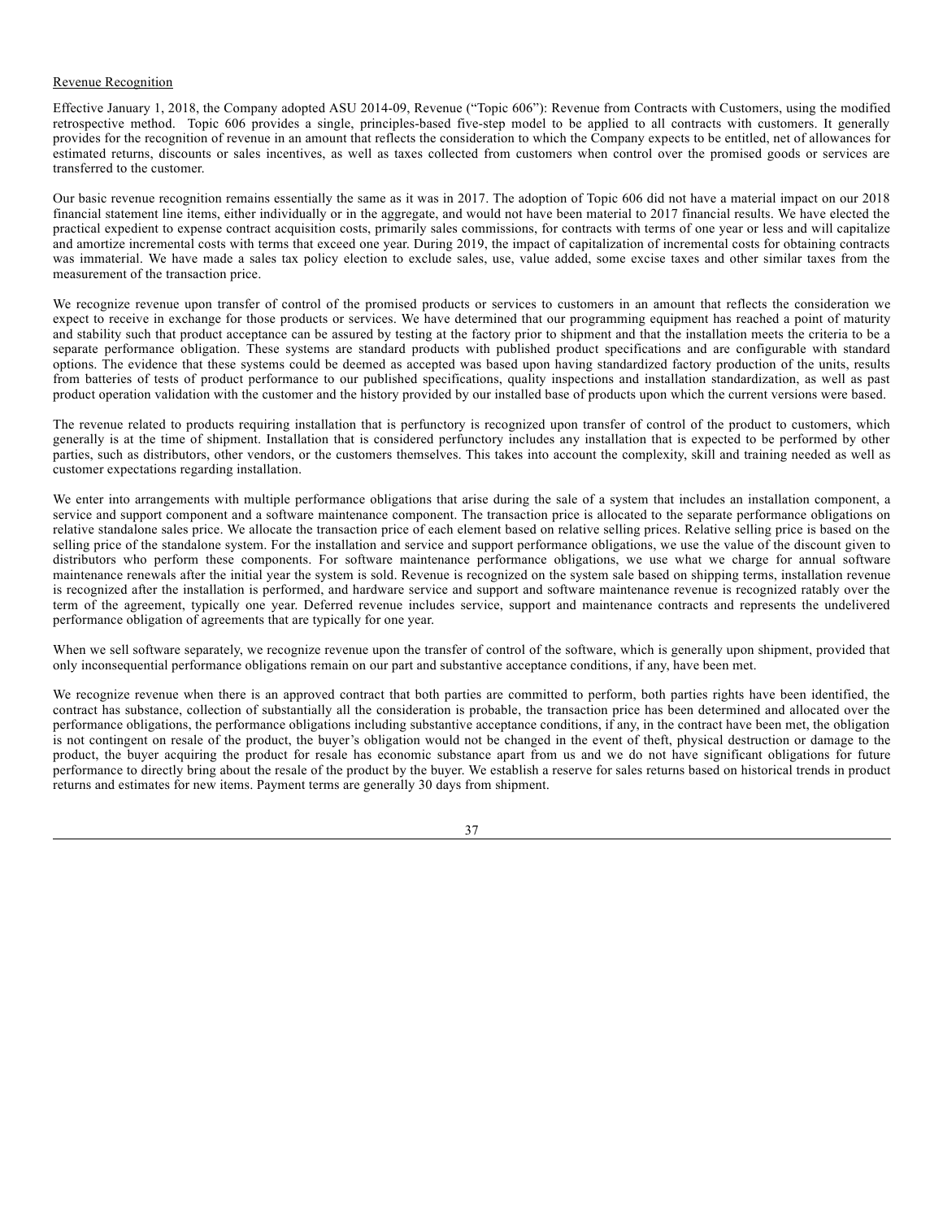Revenue Recognition

Effective January 1, 2018, the Company adopted ASU 2014-09, Revenue ("Topic 606"): Revenue from Contracts with Customers, using the modified retrospective method. Topic 606 provides a single, principles-based five-step model to be applied to all contracts with customers. It generally provides for the recognition of revenue in an amount that reflects the consideration to which the Company expects to be entitled, net of allowances for estimated returns, discounts or sales incentives, as well as taxes collected from customers when control over the promised goods or services are transferred to the customer.

Our basic revenue recognition remains essentially the same as it was in 2017. The adoption of Topic 606 did not have a material impact on our 2018 financial statement line items, either individually or in the aggregate, and would not have been material to 2017 financial results. We have elected the practical expedient to expense contract acquisition costs, primarily sales commissions, for contracts with terms of one year or less and will capitalize and amortize incremental costs with terms that exceed one year. During 2019, the impact of capitalization of incremental costs for obtaining contracts was immaterial. We have made a sales tax policy election to exclude sales, use, value added, some excise taxes and other similar taxes from the measurement of the transaction price.

We recognize revenue upon transfer of control of the promised products or services to customers in an amount that reflects the consideration we expect to receive in exchange for those products or services. We have determined that our programming equipment has reached a point of maturity and stability such that product acceptance can be assured by testing at the factory prior to shipment and that the installation meets the criteria to be a separate performance obligation. These systems are standard products with published product specifications and are configurable with standard options. The evidence that these systems could be deemed as accepted was based upon having standardized factory production of the units, results from batteries of tests of product performance to our published specifications, quality inspections and installation standardization, as well as past product operation validation with the customer and the history provided by our installed base of products upon which the current versions were based.

The revenue related to products requiring installation that is perfunctory is recognized upon transfer of control of the product to customers, which generally is at the time of shipment. Installation that is considered perfunctory includes any installation that is expected to be performed by other parties, such as distributors, other vendors, or the customers themselves. This takes into account the complexity, skill and training needed as well as customer expectations regarding installation.

We enter into arrangements with multiple performance obligations that arise during the sale of a system that includes an installation component, a service and support component and a software maintenance component. The transaction price is allocated to the separate performance obligations on relative standalone sales price. We allocate the transaction price of each element based on relative selling prices. Relative selling price is based on the selling price of the standalone system. For the installation and service and support performance obligations, we use the value of the discount given to distributors who perform these components. For software maintenance performance obligations, we use what we charge for annual software maintenance renewals after the initial year the system is sold. Revenue is recognized on the system sale based on shipping terms, installation revenue is recognized after the installation is performed, and hardware service and support and software maintenance revenue is recognized ratably over the term of the agreement, typically one year. Deferred revenue includes service, support and maintenance contracts and represents the undelivered performance obligation of agreements that are typically for one year.

When we sell software separately, we recognize revenue upon the transfer of control of the software, which is generally upon shipment, provided that only inconsequential performance obligations remain on our part and substantive acceptance conditions, if any, have been met.

We recognize revenue when there is an approved contract that both parties are committed to perform, both parties rights have been identified, the contract has substance, collection of substantially all the consideration is probable, the transaction price has been determined and allocated over the performance obligations, the performance obligations including substantive acceptance conditions, if any, in the contract have been met, the obligation is not contingent on resale of the product, the buyer's obligation would not be changed in the event of theft, physical destruction or damage to the product, the buyer acquiring the product for resale has economic substance apart from us and we do not have significant obligations for future performance to directly bring about the resale of the product by the buyer. We establish a reserve for sales returns based on historical trends in product returns and estimates for new items. Payment terms are generally 30 days from shipment.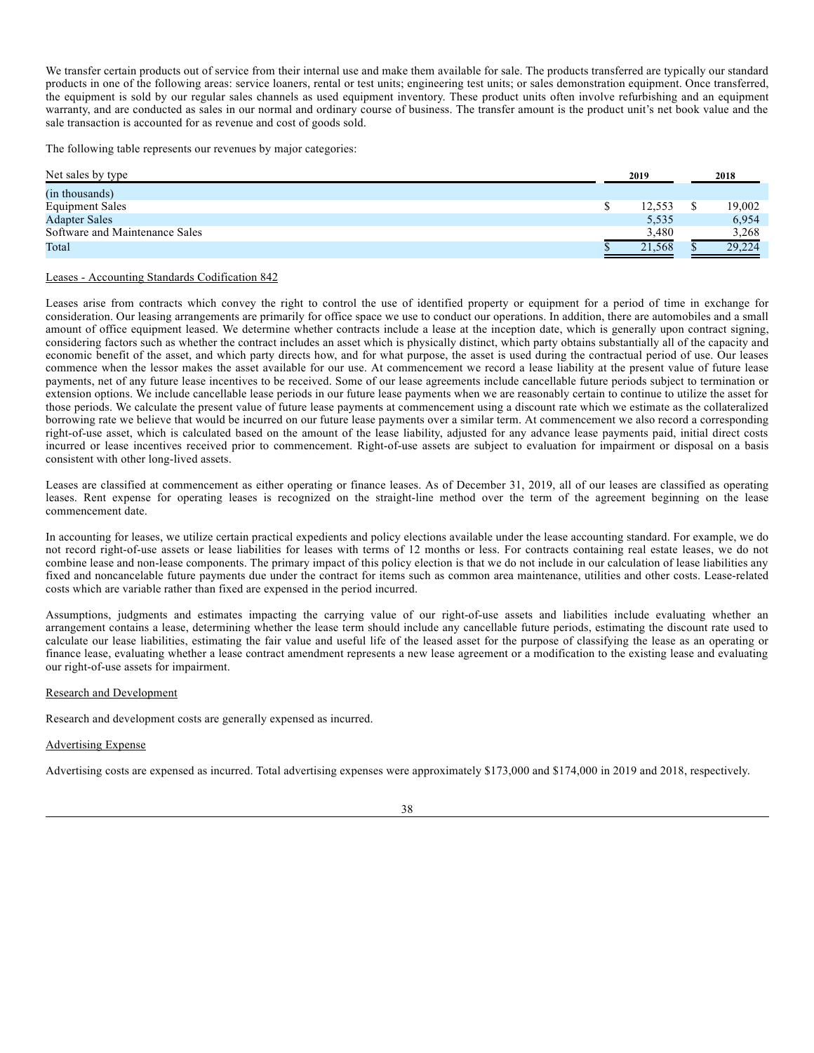We transfer certain products out of service from their internal use and make them available for sale. The products transferred are typically our standard products in one of the following areas: service loaners, rental or test units; engineering test units; or sales demonstration equipment. Once transferred, the equipment is sold by our regular sales channels as used equipment inventory. These product units often involve refurbishing and an equipment warranty, and are conducted as sales in our normal and ordinary course of business. The transfer amount is the product unit's net book value and the sale transaction is accounted for as revenue and cost of goods sold.

The following table represents our revenues by major categories:

| Net sales by type | 2019 | 2018 |
|---|---|---|
| (in thousands) | | |
| Equipment Sales | $ 12,553 | $ 19,002 |
| Adapter Sales | 5,535 | 6,954 |
| Software and Maintenance Sales | 3,480 | 3,268 |
| Total | $ 21,568 | $ 29,224 |

Leases - Accounting Standards Codification 842

Leases arise from contracts which convey the right to control the use of identified property or equipment for a period of time in exchange for consideration. Our leasing arrangements are primarily for office space we use to conduct our operations. In addition, there are automobiles and a small amount of office equipment leased. We determine whether contracts include a lease at the inception date, which is generally upon contract signing, considering factors such as whether the contract includes an asset which is physically distinct, which party obtains substantially all of the capacity and economic benefit of the asset, and which party directs how, and for what purpose, the asset is used during the contractual period of use. Our leases commence when the lessor makes the asset available for our use. At commencement we record a lease liability at the present value of future lease payments, net of any future lease incentives to be received. Some of our lease agreements include cancellable future periods subject to termination or extension options. We include cancellable lease periods in our future lease payments when we are reasonably certain to continue to utilize the asset for those periods. We calculate the present value of future lease payments at commencement using a discount rate which we estimate as the collateralized borrowing rate we believe that would be incurred on our future lease payments over a similar term. At commencement we also record a corresponding right-of-use asset, which is calculated based on the amount of the lease liability, adjusted for any advance lease payments paid, initial direct costs incurred or lease incentives received prior to commencement. Right-of-use assets are subject to evaluation for impairment or disposal on a basis consistent with other long-lived assets.

Leases are classified at commencement as either operating or finance leases. As of December 31, 2019, all of our leases are classified as operating leases. Rent expense for operating leases is recognized on the straight-line method over the term of the agreement beginning on the lease commencement date.

In accounting for leases, we utilize certain practical expedients and policy elections available under the lease accounting standard. For example, we do not record right-of-use assets or lease liabilities for leases with terms of 12 months or less. For contracts containing real estate leases, we do not combine lease and non-lease components. The primary impact of this policy election is that we do not include in our calculation of lease liabilities any fixed and noncancelable future payments due under the contract for items such as common area maintenance, utilities and other costs. Lease-related costs which are variable rather than fixed are expensed in the period incurred.

Assumptions, judgments and estimates impacting the carrying value of our right-of-use assets and liabilities include evaluating whether an arrangement contains a lease, determining whether the lease term should include any cancellable future periods, estimating the discount rate used to calculate our lease liabilities, estimating the fair value and useful life of the leased asset for the purpose of classifying the lease as an operating or finance lease, evaluating whether a lease contract amendment represents a new lease agreement or a modification to the existing lease and evaluating our right-of-use assets for impairment.

Research and Development

Research and development costs are generally expensed as incurred.

Advertising Expense

Advertising costs are expensed as incurred. Total advertising expenses were approximately $173,000 and $174,000 in 2019 and 2018, respectively.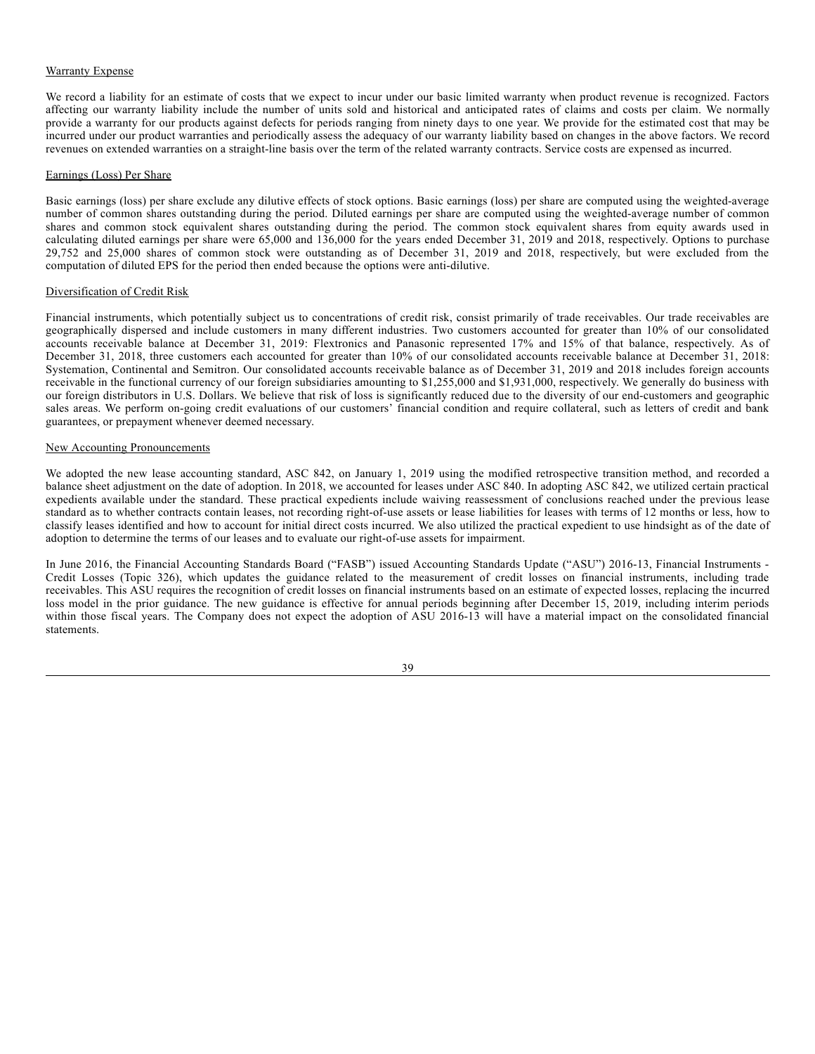Warranty Expense

We record a liability for an estimate of costs that we expect to incur under our basic limited warranty when product revenue is recognized. Factors affecting our warranty liability include the number of units sold and historical and anticipated rates of claims and costs per claim. We normally provide a warranty for our products against defects for periods ranging from ninety days to one year. We provide for the estimated cost that may be incurred under our product warranties and periodically assess the adequacy of our warranty liability based on changes in the above factors. We record revenues on extended warranties on a straight-line basis over the term of the related warranty contracts. Service costs are expensed as incurred.

Earnings (Loss) Per Share

Basic earnings (loss) per share exclude any dilutive effects of stock options. Basic earnings (loss) per share are computed using the weighted-average number of common shares outstanding during the period. Diluted earnings per share are computed using the weighted-average number of common shares and common stock equivalent shares outstanding during the period. The common stock equivalent shares from equity awards used in calculating diluted earnings per share were 65,000 and 136,000 for the years ended December 31, 2019 and 2018, respectively. Options to purchase 29,752 and 25,000 shares of common stock were outstanding as of December 31, 2019 and 2018, respectively, but were excluded from the computation of diluted EPS for the period then ended because the options were anti-dilutive.

Diversification of Credit Risk

Financial instruments, which potentially subject us to concentrations of credit risk, consist primarily of trade receivables. Our trade receivables are geographically dispersed and include customers in many different industries. Two customers accounted for greater than 10% of our consolidated accounts receivable balance at December 31, 2019: Flextronics and Panasonic represented 17% and 15% of that balance, respectively. As of December 31, 2018, three customers each accounted for greater than 10% of our consolidated accounts receivable balance at December 31, 2018: Systemation, Continental and Semitron. Our consolidated accounts receivable balance as of December 31, 2019 and 2018 includes foreign accounts receivable in the functional currency of our foreign subsidiaries amounting to $1,255,000 and $1,931,000, respectively. We generally do business with our foreign distributors in U.S. Dollars. We believe that risk of loss is significantly reduced due to the diversity of our end-customers and geographic sales areas. We perform on-going credit evaluations of our customers' financial condition and require collateral, such as letters of credit and bank guarantees, or prepayment whenever deemed necessary.

New Accounting Pronouncements

We adopted the new lease accounting standard, ASC 842, on January 1, 2019 using the modified retrospective transition method, and recorded a balance sheet adjustment on the date of adoption. In 2018, we accounted for leases under ASC 840. In adopting ASC 842, we utilized certain practical expedients available under the standard. These practical expedients include waiving reassessment of conclusions reached under the previous lease standard as to whether contracts contain leases, not recording right-of-use assets or lease liabilities for leases with terms of 12 months or less, how to classify leases identified and how to account for initial direct costs incurred. We also utilized the practical expedient to use hindsight as of the date of adoption to determine the terms of our leases and to evaluate our right-of-use assets for impairment.

In June 2016, the Financial Accounting Standards Board ("FASB") issued Accounting Standards Update ("ASU") 2016-13, Financial Instruments - Credit Losses (Topic 326), which updates the guidance related to the measurement of credit losses on financial instruments, including trade receivables. This ASU requires the recognition of credit losses on financial instruments based on an estimate of expected losses, replacing the incurred loss model in the prior guidance. The new guidance is effective for annual periods beginning after December 15, 2019, including interim periods within those fiscal years. The Company does not expect the adoption of ASU 2016-13 will have a material impact on the consolidated financial statements.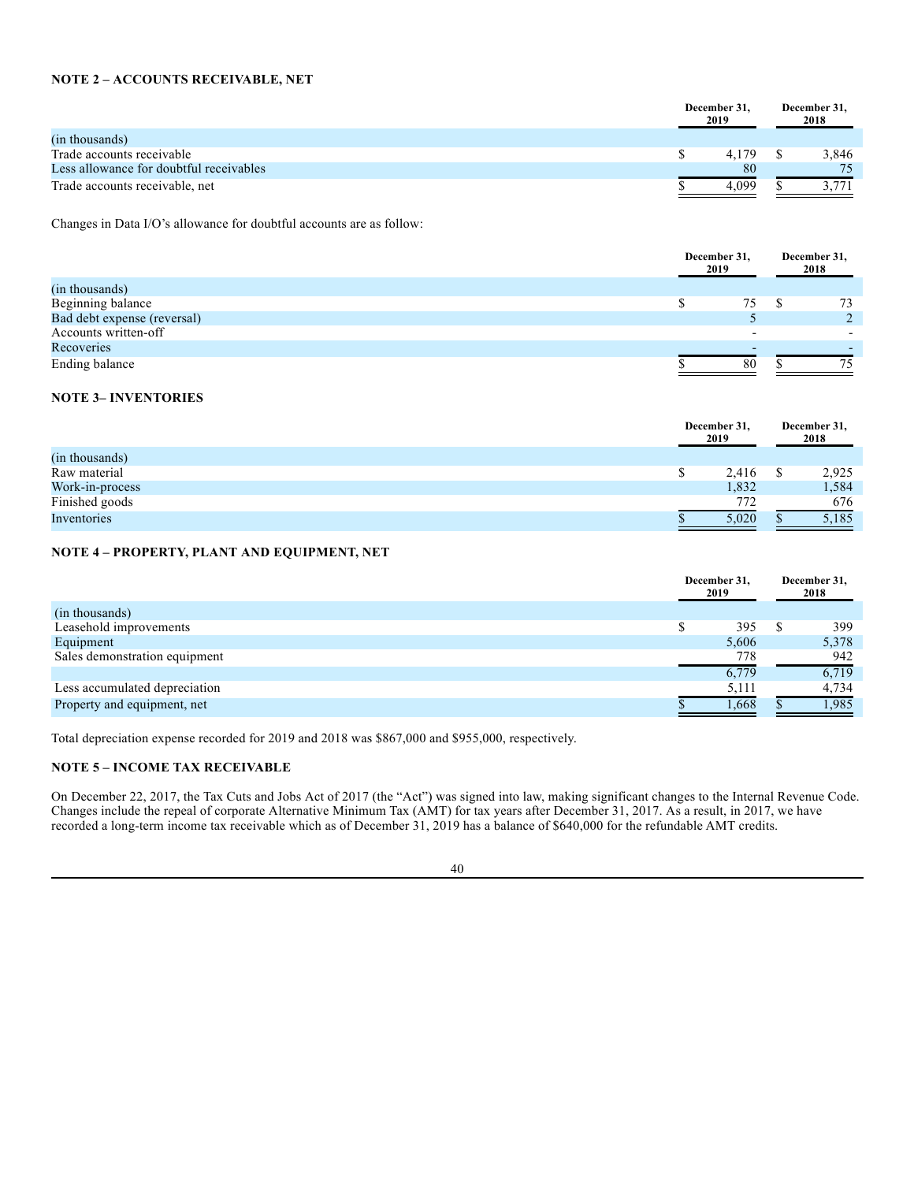### NOTE 2 – ACCOUNTS RECEIVABLE, NET

| | December 31, 2019 | December 31, 2018 |
|---|---|---|
| (in thousands) | | |
| Trade accounts receivable | $ 4,179 | $ 3,846 |
| Less allowance for doubtful receivables | 80 | 75 |
| Trade accounts receivable, net | $ 4,099 | $ 3,771 |

Changes in Data I/O's allowance for doubtful accounts are as follow:

| | December 31, 2019 | December 31, 2018 |
|---|---|---|
| (in thousands) | | |
| Beginning balance | $ 75 | $ 73 |
| Bad debt expense (reversal) | 5 | 2 |
| Accounts written-off | - | - |
| Recoveries | - | - |
| Ending balance | $ 80 | $ 75 |

### NOTE 3– INVENTORIES

| | December 31, 2019 | December 31, 2018 |
|---|---|---|
| (in thousands) | | |
| Raw material | $ 2,416 | $ 2,925 |
| Work-in-process | 1,832 | 1,584 |
| Finished goods | 772 | 676 |
| Inventories | $ 5,020 | $ 5,185 |

### NOTE 4 – PROPERTY, PLANT AND EQUIPMENT, NET

| | December 31, 2019 | December 31, 2018 |
|---|---|---|
| (in thousands) | | |
| Leasehold improvements | $ 395 | $ 399 |
| Equipment | 5,606 | 5,378 |
| Sales demonstration equipment | 778 | 942 |
| | 6,779 | 6,719 |
| Less accumulated depreciation | 5,111 | 4,734 |
| Property and equipment, net | $ 1,668 | $ 1,985 |

Total depreciation expense recorded for 2019 and 2018 was $867,000 and $955,000, respectively.

### NOTE 5 – INCOME TAX RECEIVABLE

On December 22, 2017, the Tax Cuts and Jobs Act of 2017 (the "Act") was signed into law, making significant changes to the Internal Revenue Code. Changes include the repeal of corporate Alternative Minimum Tax (AMT) for tax years after December 31, 2017. As a result, in 2017, we have recorded a long-term income tax receivable which as of December 31, 2019 has a balance of $640,000 for the refundable AMT credits.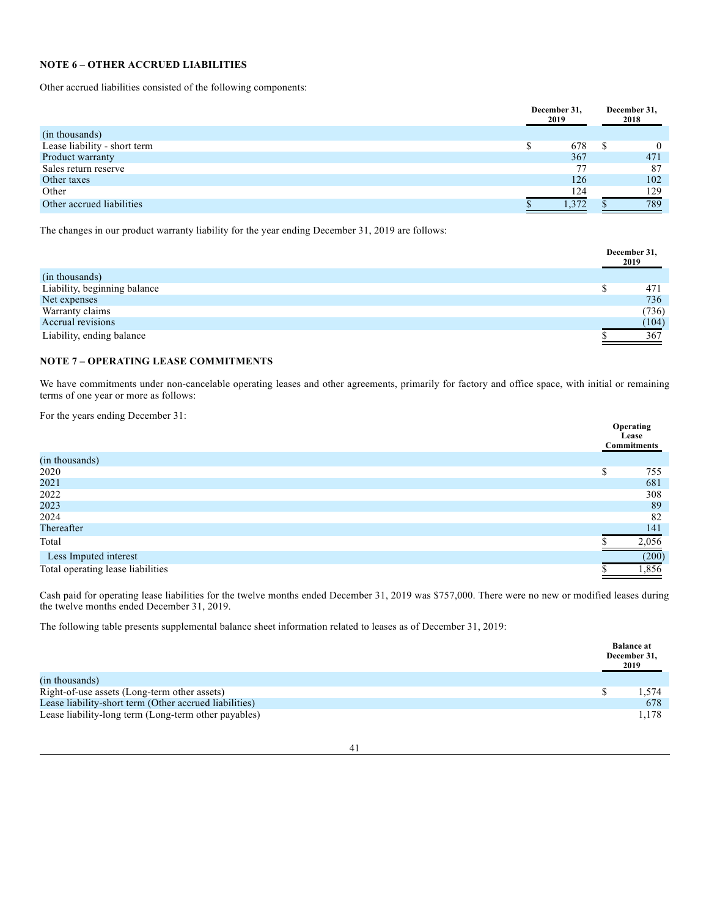**NOTE 6 – OTHER ACCRUED LIABILITIES**

Other accrued liabilities consisted of the following components:

| | December 31, 2019 | December 31, 2018 |
|---|---|---|
| (in thousands) | | |
| Lease liability - short term | $ 678 | $ 0 |
| Product warranty | 367 | 471 |
| Sales return reserve | 77 | 87 |
| Other taxes | 126 | 102 |
| Other | 124 | 129 |
| Other accrued liabilities | $ 1,372 | $ 789 |

The changes in our product warranty liability for the year ending December 31, 2019 are follows:

| | December 31, 2019 |
|---|---|
| (in thousands) | |
| Liability, beginning balance | $ 471 |
| Net expenses | 736 |
| Warranty claims | (736) |
| Accrual revisions | (104) |
| Liability, ending balance | $ 367 |

**NOTE 7 – OPERATING LEASE COMMITMENTS**

We have commitments under non-cancelable operating leases and other agreements, primarily for factory and office space, with initial or remaining terms of one year or more as follows:

For the years ending December 31:

| | Operating Lease Commitments |
|---|---|
| (in thousands) | |
| 2020 | $ 755 |
| 2021 | 681 |
| 2022 | 308 |
| 2023 | 89 |
| 2024 | 82 |
| Thereafter | 141 |
| Total | $ 2,056 |
| Less Imputed interest | (200) |
| Total operating lease liabilities | $ 1,856 |

Cash paid for operating lease liabilities for the twelve months ended December 31, 2019 was $757,000. There were no new or modified leases during the twelve months ended December 31, 2019.

The following table presents supplemental balance sheet information related to leases as of December 31, 2019:

| | Balance at December 31, 2019 |
|---|---|
| (in thousands) | |
| Right-of-use assets (Long-term other assets) | $ 1,574 |
| Lease liability-short term (Other accrued liabilities) | 678 |
| Lease liability-long term (Long-term other payables) | 1,178 |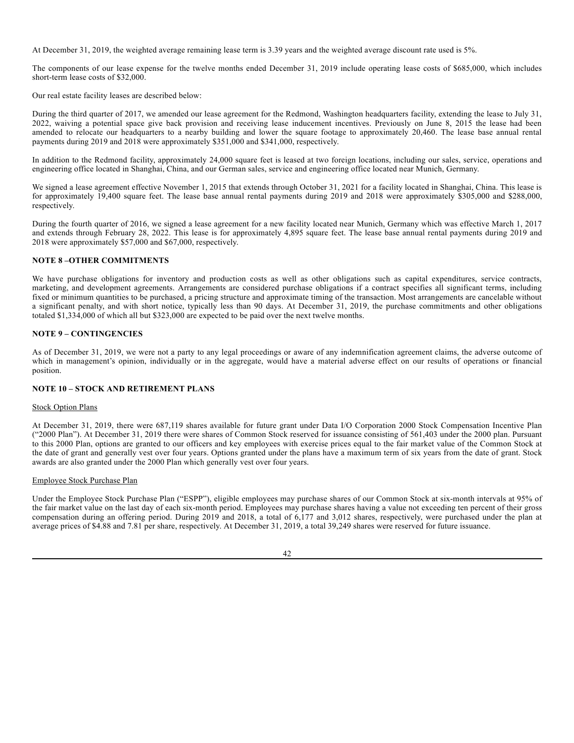At December 31, 2019, the weighted average remaining lease term is 3.39 years and the weighted average discount rate used is 5%.

The components of our lease expense for the twelve months ended December 31, 2019 include operating lease costs of $685,000, which includes short-term lease costs of $32,000.

Our real estate facility leases are described below:

During the third quarter of 2017, we amended our lease agreement for the Redmond, Washington headquarters facility, extending the lease to July 31, 2022, waiving a potential space give back provision and receiving lease inducement incentives. Previously on June 8, 2015 the lease had been amended to relocate our headquarters to a nearby building and lower the square footage to approximately 20,460. The lease base annual rental payments during 2019 and 2018 were approximately $351,000 and $341,000, respectively.

In addition to the Redmond facility, approximately 24,000 square feet is leased at two foreign locations, including our sales, service, operations and engineering office located in Shanghai, China, and our German sales, service and engineering office located near Munich, Germany.

We signed a lease agreement effective November 1, 2015 that extends through October 31, 2021 for a facility located in Shanghai, China. This lease is for approximately 19,400 square feet. The lease base annual rental payments during 2019 and 2018 were approximately $305,000 and $288,000, respectively.

During the fourth quarter of 2016, we signed a lease agreement for a new facility located near Munich, Germany which was effective March 1, 2017 and extends through February 28, 2022. This lease is for approximately 4,895 square feet. The lease base annual rental payments during 2019 and 2018 were approximately $57,000 and $67,000, respectively.

## NOTE 8 –OTHER COMMITMENTS

We have purchase obligations for inventory and production costs as well as other obligations such as capital expenditures, service contracts, marketing, and development agreements. Arrangements are considered purchase obligations if a contract specifies all significant terms, including fixed or minimum quantities to be purchased, a pricing structure and approximate timing of the transaction. Most arrangements are cancelable without a significant penalty, and with short notice, typically less than 90 days. At December 31, 2019, the purchase commitments and other obligations totaled $1,334,000 of which all but $323,000 are expected to be paid over the next twelve months.

## NOTE 9 – CONTINGENCIES

As of December 31, 2019, we were not a party to any legal proceedings or aware of any indemnification agreement claims, the adverse outcome of which in management's opinion, individually or in the aggregate, would have a material adverse effect on our results of operations or financial position.

## NOTE 10 – STOCK AND RETIREMENT PLANS

Stock Option Plans

At December 31, 2019, there were 687,119 shares available for future grant under Data I/O Corporation 2000 Stock Compensation Incentive Plan ("2000 Plan"). At December 31, 2019 there were shares of Common Stock reserved for issuance consisting of 561,403 under the 2000 plan. Pursuant to this 2000 Plan, options are granted to our officers and key employees with exercise prices equal to the fair market value of the Common Stock at the date of grant and generally vest over four years. Options granted under the plans have a maximum term of six years from the date of grant. Stock awards are also granted under the 2000 Plan which generally vest over four years.

Employee Stock Purchase Plan

Under the Employee Stock Purchase Plan ("ESPP"), eligible employees may purchase shares of our Common Stock at six-month intervals at 95% of the fair market value on the last day of each six-month period. Employees may purchase shares having a value not exceeding ten percent of their gross compensation during an offering period. During 2019 and 2018, a total of 6,177 and 3,012 shares, respectively, were purchased under the plan at average prices of $4.88 and 7.81 per share, respectively. At December 31, 2019, a total 39,249 shares were reserved for future issuance.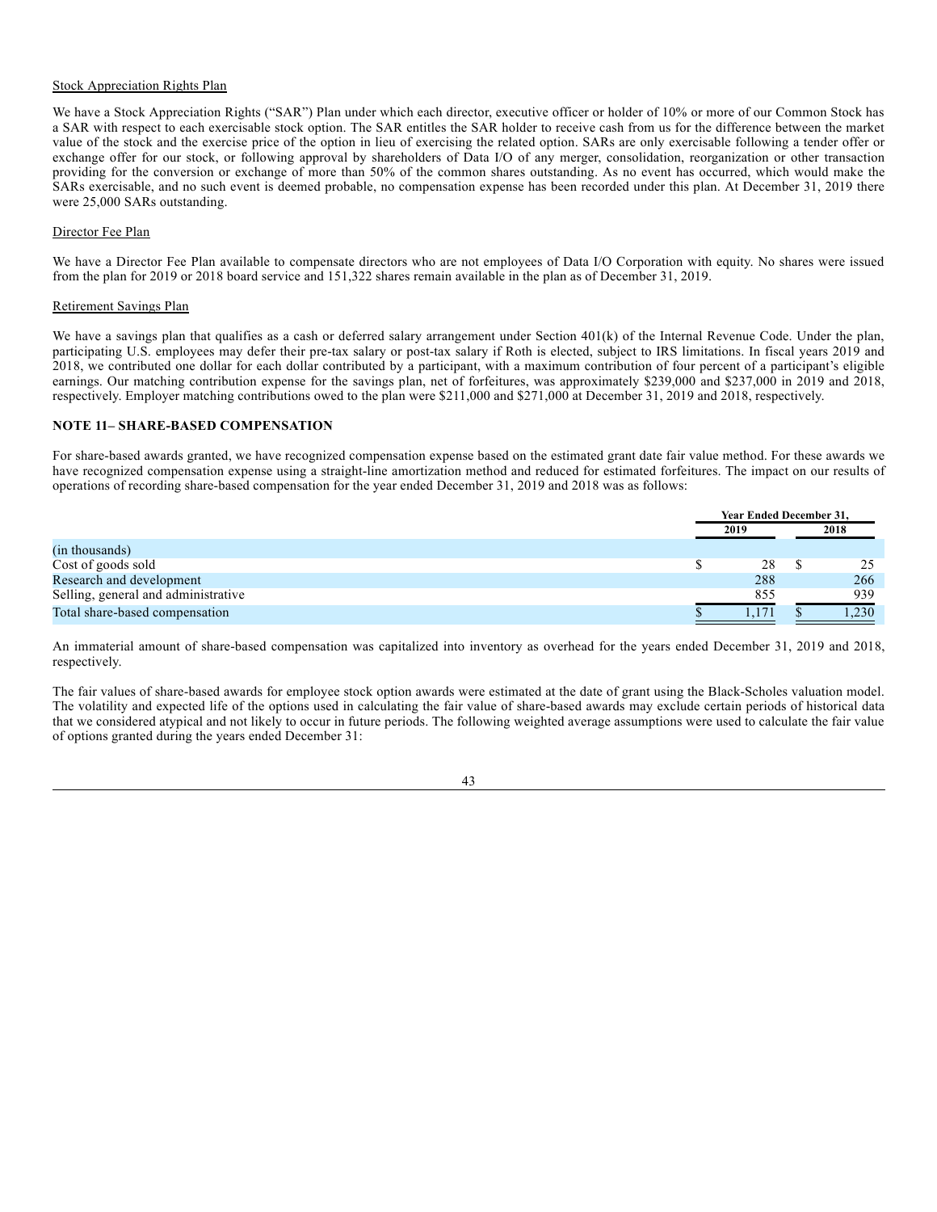Stock Appreciation Rights Plan

We have a Stock Appreciation Rights ("SAR") Plan under which each director, executive officer or holder of 10% or more of our Common Stock has a SAR with respect to each exercisable stock option. The SAR entitles the SAR holder to receive cash from us for the difference between the market value of the stock and the exercise price of the option in lieu of exercising the related option. SARs are only exercisable following a tender offer or exchange offer for our stock, or following approval by shareholders of Data I/O of any merger, consolidation, reorganization or other transaction providing for the conversion or exchange of more than 50% of the common shares outstanding. As no event has occurred, which would make the SARs exercisable, and no such event is deemed probable, no compensation expense has been recorded under this plan. At December 31, 2019 there were 25,000 SARs outstanding.

Director Fee Plan

We have a Director Fee Plan available to compensate directors who are not employees of Data I/O Corporation with equity. No shares were issued from the plan for 2019 or 2018 board service and 151,322 shares remain available in the plan as of December 31, 2019.

Retirement Savings Plan

We have a savings plan that qualifies as a cash or deferred salary arrangement under Section 401(k) of the Internal Revenue Code. Under the plan, participating U.S. employees may defer their pre-tax salary or post-tax salary if Roth is elected, subject to IRS limitations. In fiscal years 2019 and 2018, we contributed one dollar for each dollar contributed by a participant, with a maximum contribution of four percent of a participant's eligible earnings. Our matching contribution expense for the savings plan, net of forfeitures, was approximately \$239,000 and \$237,000 in 2019 and 2018, respectively. Employer matching contributions owed to the plan were \$211,000 and \$271,000 at December 31, 2019 and 2018, respectively.

**NOTE 11– SHARE-BASED COMPENSATION**

For share-based awards granted, we have recognized compensation expense based on the estimated grant date fair value method. For these awards we have recognized compensation expense using a straight-line amortization method and reduced for estimated forfeitures. The impact on our results of operations of recording share-based compensation for the year ended December 31, 2019 and 2018 was as follows:

| | Year Ended December 31, | |
|---|---|---|
| | 2019 | 2018 |
| (in thousands) | | |
| Cost of goods sold | $ 28 | $ 25 |
| Research and development | 288 | 266 |
| Selling, general and administrative | 855 | 939 |
| Total share-based compensation | $ 1,171 | $ 1,230 |

An immaterial amount of share-based compensation was capitalized into inventory as overhead for the years ended December 31, 2019 and 2018, respectively.

The fair values of share-based awards for employee stock option awards were estimated at the date of grant using the Black-Scholes valuation model. The volatility and expected life of the options used in calculating the fair value of share-based awards may exclude certain periods of historical data that we considered atypical and not likely to occur in future periods. The following weighted average assumptions were used to calculate the fair value of options granted during the years ended December 31: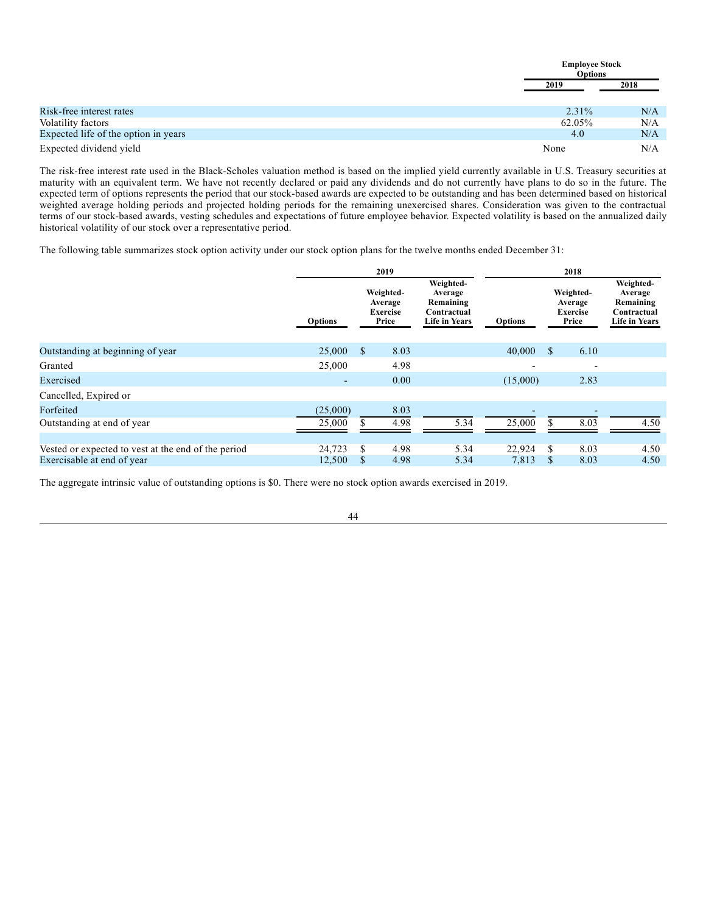| | Employee Stock Options | |
|---|---|---|
| | 2019 | 2018 |
| Risk-free interest rates | 2.31% | N/A |
| Volatility factors | 62.05% | N/A |
| Expected life of the option in years | 4.0 | N/A |
| Expected dividend yield | None | N/A |

The risk-free interest rate used in the Black-Scholes valuation method is based on the implied yield currently available in U.S. Treasury securities at maturity with an equivalent term. We have not recently declared or paid any dividends and do not currently have plans to do so in the future. The expected term of options represents the period that our stock-based awards are expected to be outstanding and has been determined based on historical weighted average holding periods and projected holding periods for the remaining unexercised shares. Consideration was given to the contractual terms of our stock-based awards, vesting schedules and expectations of future employee behavior. Expected volatility is based on the annualized daily historical volatility of our stock over a representative period.

The following table summarizes stock option activity under our stock option plans for the twelve months ended December 31:

| | 2019 | | | 2018 | | |
|---|---|---|---|---|---|---|
| | Options | Weighted-Average Exercise Price | Weighted-Average Remaining Contractual Life in Years | Options | Weighted-Average Exercise Price | Weighted-Average Remaining Contractual Life in Years |
| Outstanding at beginning of year | 25,000 | $ 8.03 | | 40,000 | $ 6.10 | |
| Granted | 25,000 | 4.98 | | - | - | |
| Exercised | - | 0.00 | | (15,000) | 2.83 | |
| Cancelled, Expired or Forfeited | (25,000) | 8.03 | | - | - | |
| Outstanding at end of year | 25,000 | $ 4.98 | 5.34 | 25,000 | $ 8.03 | 4.50 |
| Vested or expected to vest at the end of the period | 24,723 | $ 4.98 | 5.34 | 22,924 | $ 8.03 | 4.50 |
| Exercisable at end of year | 12,500 | $ 4.98 | 5.34 | 7,813 | $ 8.03 | 4.50 |

The aggregate intrinsic value of outstanding options is $0. There were no stock option awards exercised in 2019.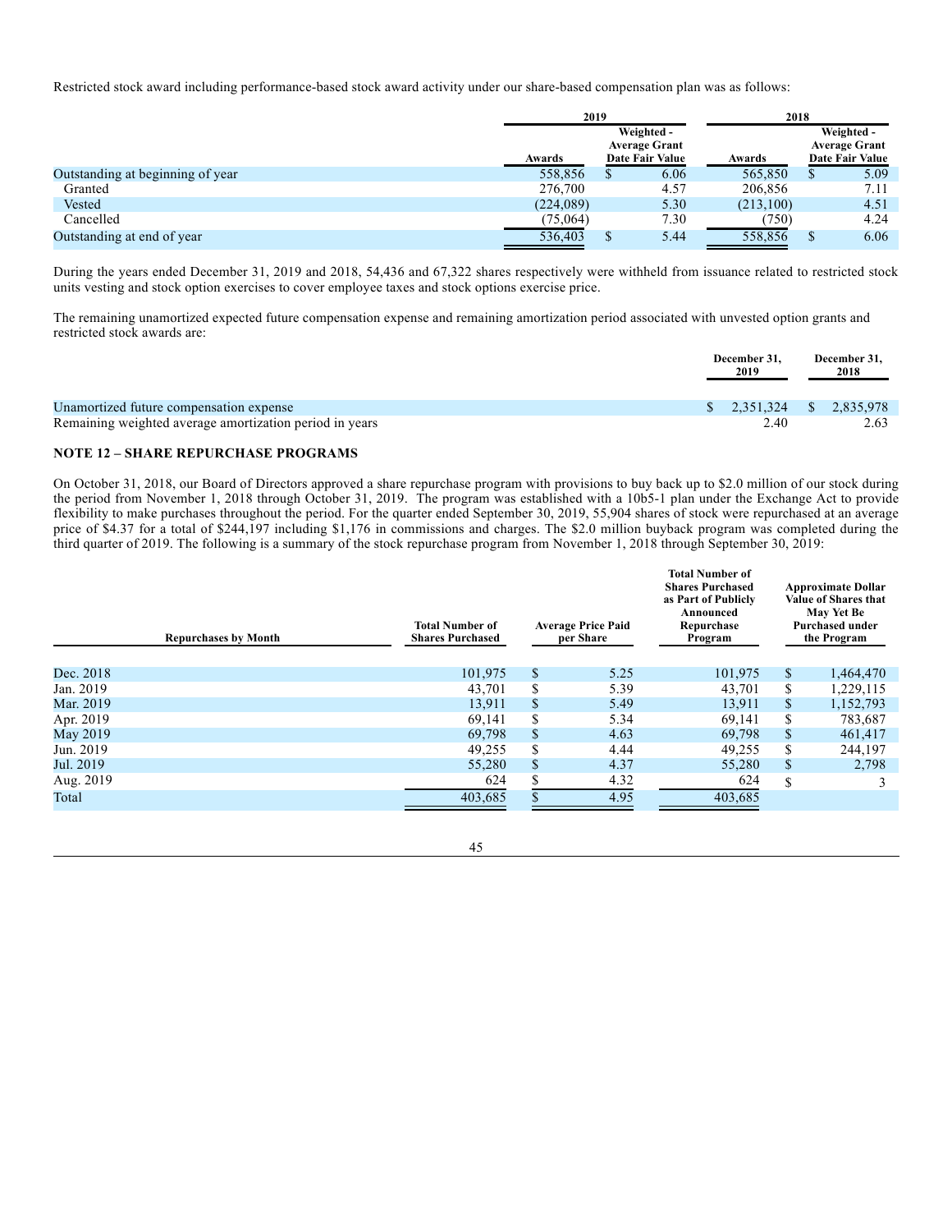Restricted stock award including performance-based stock award activity under our share-based compensation plan was as follows:

| | 2019 | | 2018 | |
|---|---|---|---|---|
| | Awards | Weighted - Average Grant Date Fair Value | Awards | Weighted - Average Grant Date Fair Value |
| Outstanding at beginning of year | 558,856 | $ 6.06 | 565,850 | $ 5.09 |
| Granted | 276,700 | 4.57 | 206,856 | 7.11 |
| Vested | (224,089) | 5.30 | (213,100) | 4.51 |
| Cancelled | (75,064) | 7.30 | (750) | 4.24 |
| Outstanding at end of year | 536,403 | $ 5.44 | 558,856 | $ 6.06 |

During the years ended December 31, 2019 and 2018, 54,436 and 67,322 shares respectively were withheld from issuance related to restricted stock units vesting and stock option exercises to cover employee taxes and stock options exercise price.

The remaining unamortized expected future compensation expense and remaining amortization period associated with unvested option grants and restricted stock awards are:

| | December 31, 2019 | December 31, 2018 |
|---|---|---|
| Unamortized future compensation expense | $ 2,351,324 | $ 2,835,978 |
| Remaining weighted average amortization period in years | 2.40 | 2.63 |

## NOTE 12 – SHARE REPURCHASE PROGRAMS

On October 31, 2018, our Board of Directors approved a share repurchase program with provisions to buy back up to $2.0 million of our stock during the period from November 1, 2018 through October 31, 2019. The program was established with a 10b5-1 plan under the Exchange Act to provide flexibility to make purchases throughout the period. For the quarter ended September 30, 2019, 55,904 shares of stock were repurchased at an average price of $4.37 for a total of $244,197 including $1,176 in commissions and charges. The $2.0 million buyback program was completed during the third quarter of 2019. The following is a summary of the stock repurchase program from November 1, 2018 through September 30, 2019:

| Repurchases by Month | Total Number of Shares Purchased | Average Price Paid per Share | Total Number of Shares Purchased as Part of Publicly Announced Repurchase Program | Approximate Dollar Value of Shares that May Yet Be Purchased under the Program |
|---|---|---|---|---|
| Dec. 2018 | 101,975 | $ 5.25 | 101,975 | $ 1,464,470 |
| Jan. 2019 | 43,701 | $ 5.39 | 43,701 | $ 1,229,115 |
| Mar. 2019 | 13,911 | $ 5.49 | 13,911 | $ 1,152,793 |
| Apr. 2019 | 69,141 | $ 5.34 | 69,141 | $ 783,687 |
| May 2019 | 69,798 | $ 4.63 | 69,798 | $ 461,417 |
| Jun. 2019 | 49,255 | $ 4.44 | 49,255 | $ 244,197 |
| Jul. 2019 | 55,280 | $ 4.37 | 55,280 | $ 2,798 |
| Aug. 2019 | 624 | $ 4.32 | 624 | $ 3 |
| Total | 403,685 | $ 4.95 | 403,685 | |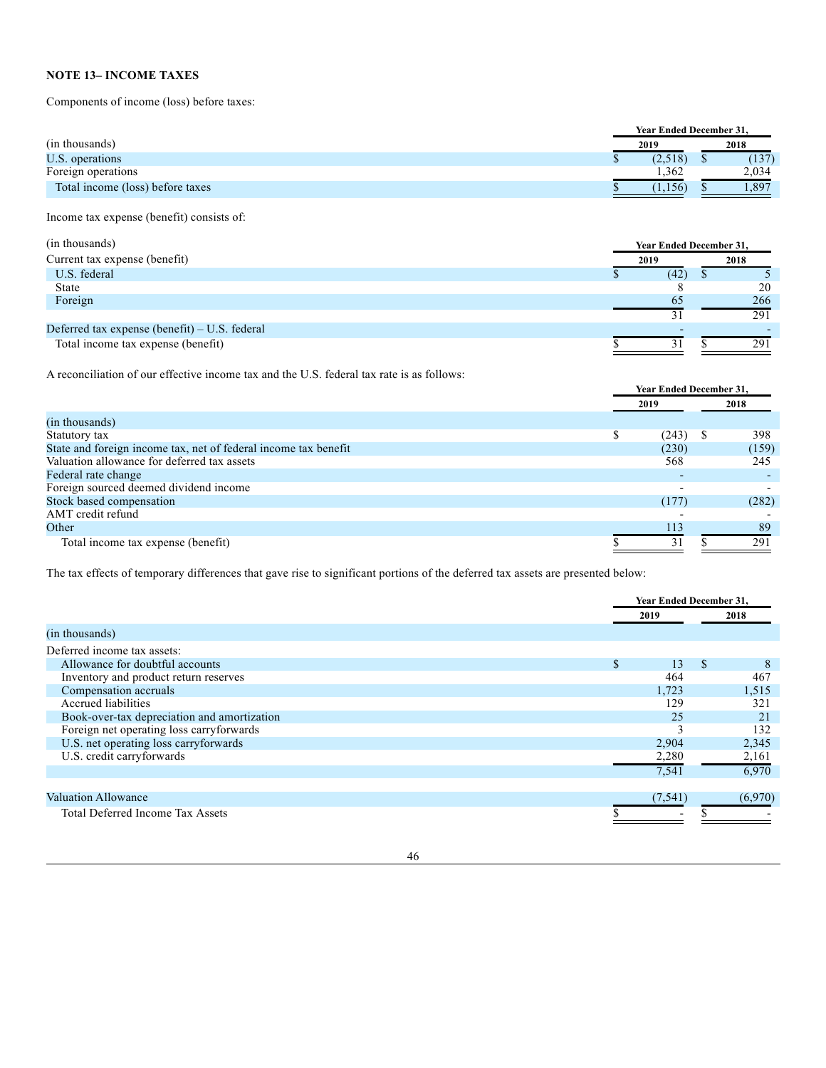### NOTE 13– INCOME TAXES

Components of income (loss) before taxes:

| (in thousands) | Year Ended December 31, 2019 | 2018 |
|---|---|---|
| U.S. operations | $ (2,518) | $ (137) |
| Foreign operations | 1,362 | 2,034 |
| Total income (loss) before taxes | $ (1,156) | $ 1,897 |

Income tax expense (benefit) consists of:

| (in thousands) | Year Ended December 31, 2019 | 2018 |
|---|---|---|
| Current tax expense (benefit) | | |
| U.S. federal | $ (42) | $ 5 |
| State | 8 | 20 |
| Foreign | 65 | 266 |
| | 31 | 291 |
| Deferred tax expense (benefit) – U.S. federal | - | - |
| Total income tax expense (benefit) | $ 31 | $ 291 |

A reconciliation of our effective income tax and the U.S. federal tax rate is as follows:

| (in thousands) | Year Ended December 31, 2019 | 2018 |
|---|---|---|
| Statutory tax | $ (243) | $ 398 |
| State and foreign income tax, net of federal income tax benefit | (230) | (159) |
| Valuation allowance for deferred tax assets | 568 | 245 |
| Federal rate change | - | - |
| Foreign sourced deemed dividend income | - | - |
| Stock based compensation | (177) | (282) |
| AMT credit refund | - | - |
| Other | 113 | 89 |
| Total income tax expense (benefit) | $ 31 | $ 291 |

The tax effects of temporary differences that gave rise to significant portions of the deferred tax assets are presented below:

| (in thousands) | Year Ended December 31, 2019 | 2018 |
|---|---|---|
| Deferred income tax assets: | | |
| Allowance for doubtful accounts | $ 13 | $ 8 |
| Inventory and product return reserves | 464 | 467 |
| Compensation accruals | 1,723 | 1,515 |
| Accrued liabilities | 129 | 321 |
| Book-over-tax depreciation and amortization | 25 | 21 |
| Foreign net operating loss carryforwards | 3 | 132 |
| U.S. net operating loss carryforwards | 2,904 | 2,345 |
| U.S. credit carryforwards | 2,280 | 2,161 |
| | 7,541 | 6,970 |
| Valuation Allowance | (7,541) | (6,970) |
| Total Deferred Income Tax Assets | $ - | $ - |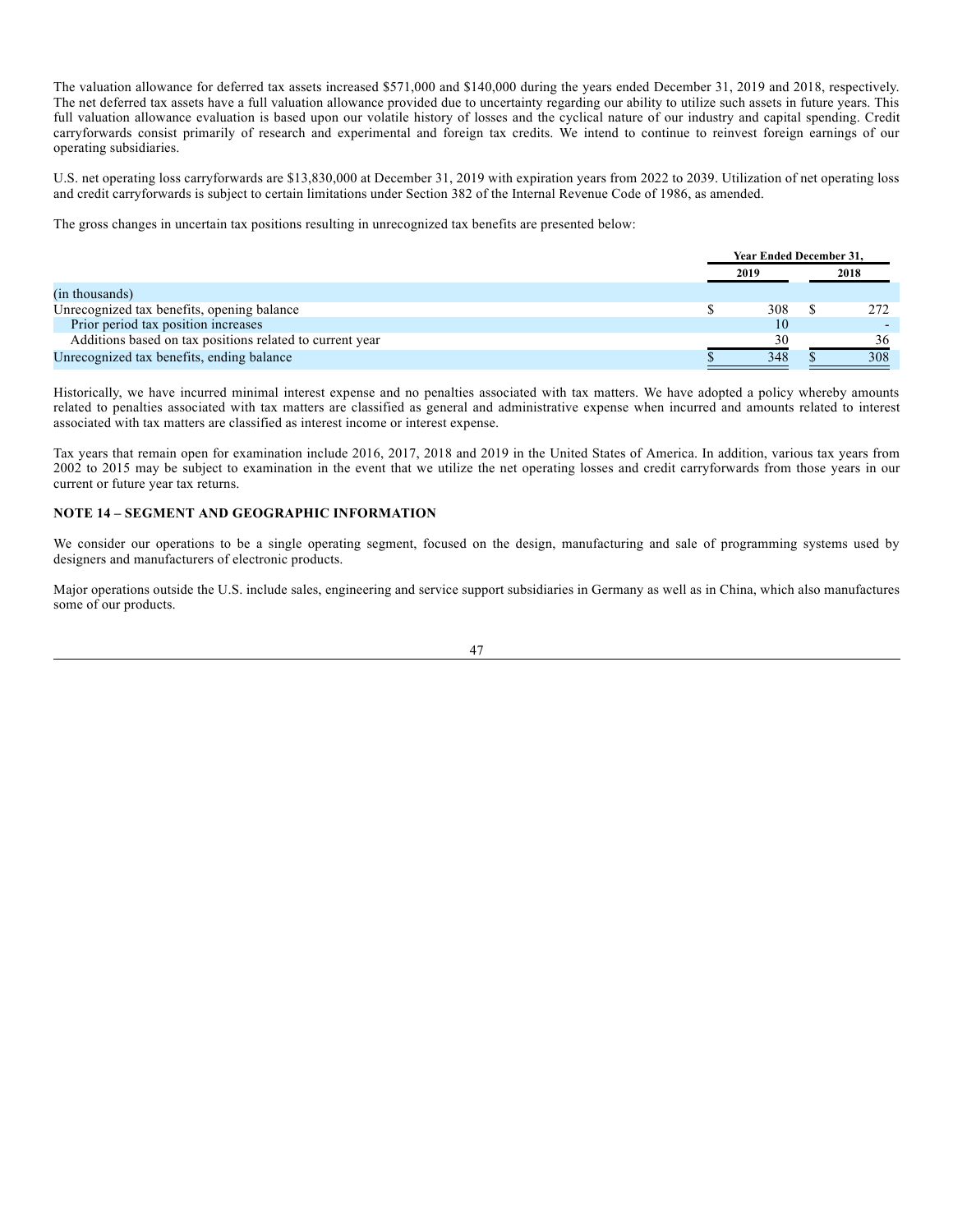The valuation allowance for deferred tax assets increased $571,000 and $140,000 during the years ended December 31, 2019 and 2018, respectively. The net deferred tax assets have a full valuation allowance provided due to uncertainty regarding our ability to utilize such assets in future years. This full valuation allowance evaluation is based upon our volatile history of losses and the cyclical nature of our industry and capital spending. Credit carryforwards consist primarily of research and experimental and foreign tax credits. We intend to continue to reinvest foreign earnings of our operating subsidiaries.

U.S. net operating loss carryforwards are $13,830,000 at December 31, 2019 with expiration years from 2022 to 2039. Utilization of net operating loss and credit carryforwards is subject to certain limitations under Section 382 of the Internal Revenue Code of 1986, as amended.

The gross changes in uncertain tax positions resulting in unrecognized tax benefits are presented below:

| | Year Ended December 31, | |
|---|---|---|
| | 2019 | 2018 |
| (in thousands) | | |
| Unrecognized tax benefits, opening balance | $ 308 | $ 272 |
| Prior period tax position increases | 10 | - |
| Additions based on tax positions related to current year | 30 | 36 |
| Unrecognized tax benefits, ending balance | $ 348 | $ 308 |

Historically, we have incurred minimal interest expense and no penalties associated with tax matters. We have adopted a policy whereby amounts related to penalties associated with tax matters are classified as general and administrative expense when incurred and amounts related to interest associated with tax matters are classified as interest income or interest expense.

Tax years that remain open for examination include 2016, 2017, 2018 and 2019 in the United States of America. In addition, various tax years from 2002 to 2015 may be subject to examination in the event that we utilize the net operating losses and credit carryforwards from those years in our current or future year tax returns.

## NOTE 14 – SEGMENT AND GEOGRAPHIC INFORMATION

We consider our operations to be a single operating segment, focused on the design, manufacturing and sale of programming systems used by designers and manufacturers of electronic products.

Major operations outside the U.S. include sales, engineering and service support subsidiaries in Germany as well as in China, which also manufactures some of our products.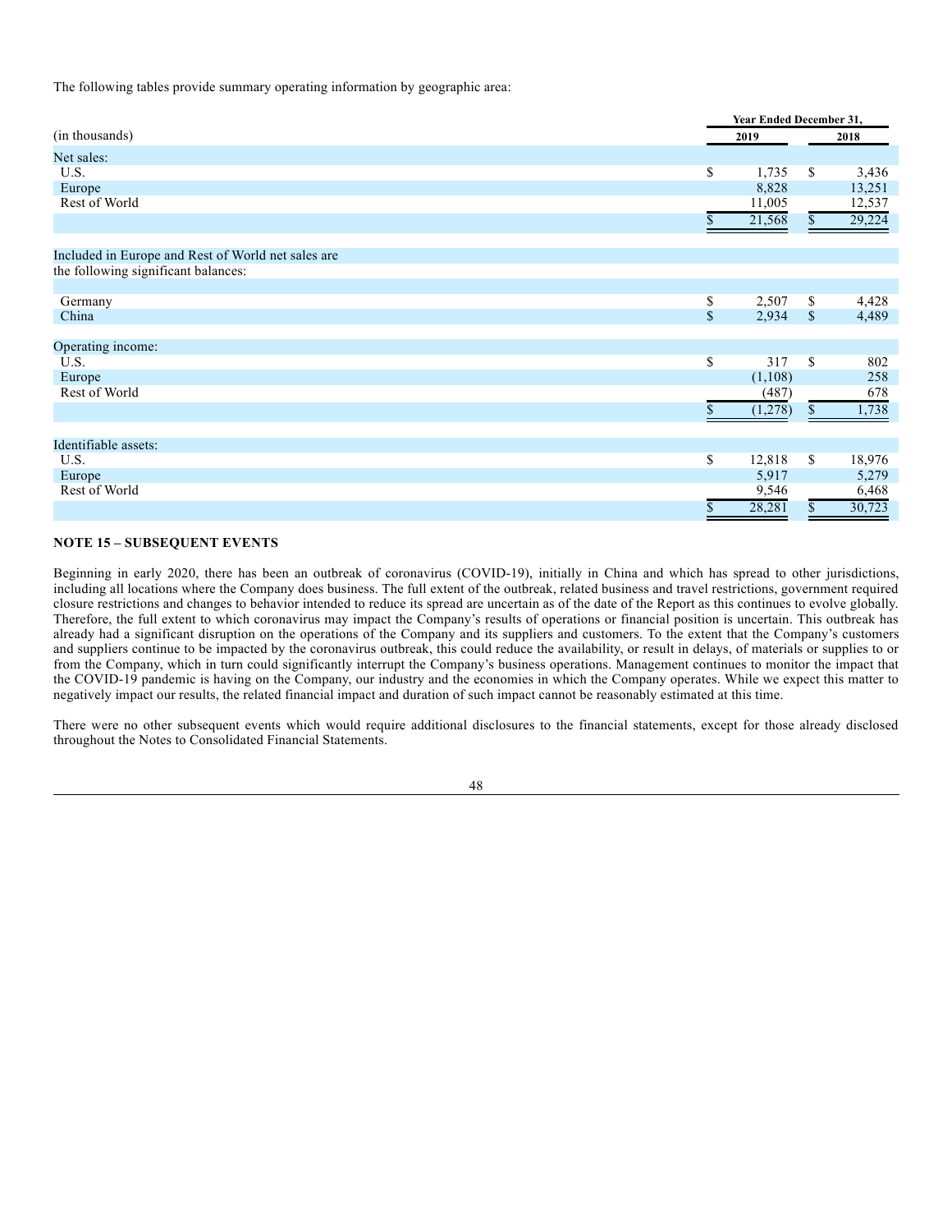The following tables provide summary operating information by geographic area:

| (in thousands) | Year Ended December 31, 2019 | 2018 |
|---|---|---|
| Net sales: | | |
| U.S. | $ 1,735 | $ 3,436 |
| Europe | 8,828 | 13,251 |
| Rest of World | 11,005 | 12,537 |
| | $ 21,568 | $ 29,224 |
| Included in Europe and Rest of World net sales are the following significant balances: | | |
| Germany | $ 2,507 | $ 4,428 |
| China | $ 2,934 | $ 4,489 |
| Operating income: | | |
| U.S. | $ 317 | $ 802 |
| Europe | (1,108) | 258 |
| Rest of World | (487) | 678 |
| | $ (1,278) | $ 1,738 |
| Identifiable assets: | | |
| U.S. | $ 12,818 | $ 18,976 |
| Europe | 5,917 | 5,279 |
| Rest of World | 9,546 | 6,468 |
| | $ 28,281 | $ 30,723 |

**NOTE 15 – SUBSEQUENT EVENTS**

Beginning in early 2020, there has been an outbreak of coronavirus (COVID-19), initially in China and which has spread to other jurisdictions, including all locations where the Company does business. The full extent of the outbreak, related business and travel restrictions, government required closure restrictions and changes to behavior intended to reduce its spread are uncertain as of the date of the Report as this continues to evolve globally. Therefore, the full extent to which coronavirus may impact the Company's results of operations or financial position is uncertain. This outbreak has already had a significant disruption on the operations of the Company and its suppliers and customers. To the extent that the Company's customers and suppliers continue to be impacted by the coronavirus outbreak, this could reduce the availability, or result in delays, of materials or supplies to or from the Company, which in turn could significantly interrupt the Company's business operations. Management continues to monitor the impact that the COVID-19 pandemic is having on the Company, our industry and the economies in which the Company operates. While we expect this matter to negatively impact our results, the related financial impact and duration of such impact cannot be reasonably estimated at this time.

There were no other subsequent events which would require additional disclosures to the financial statements, except for those already disclosed throughout the Notes to Consolidated Financial Statements.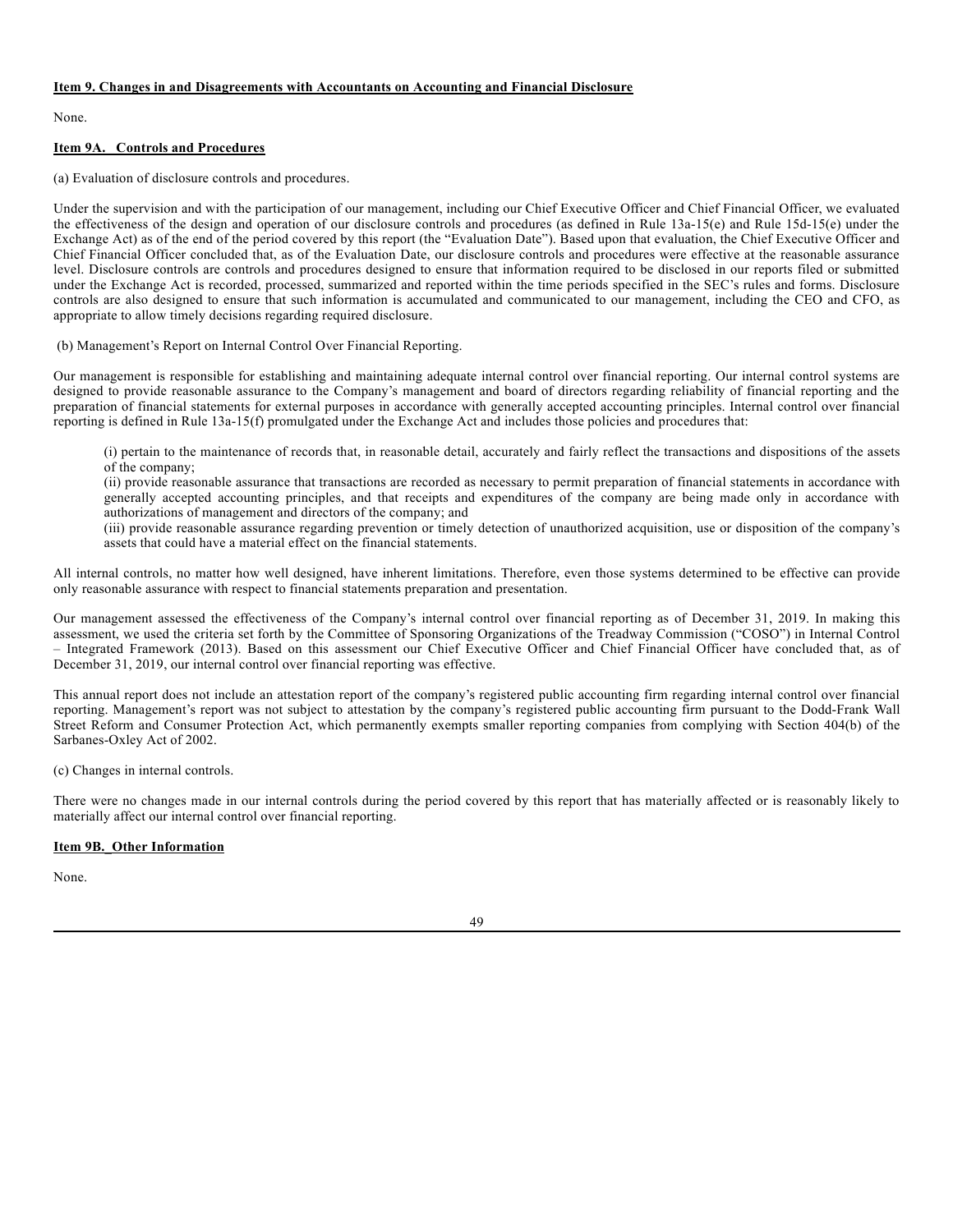**Item 9. Changes in and Disagreements with Accountants on Accounting and Financial Disclosure**

None.

**Item 9A. Controls and Procedures**

(a) Evaluation of disclosure controls and procedures.

Under the supervision and with the participation of our management, including our Chief Executive Officer and Chief Financial Officer, we evaluated the effectiveness of the design and operation of our disclosure controls and procedures (as defined in Rule 13a-15(e) and Rule 15d-15(e) under the Exchange Act) as of the end of the period covered by this report (the "Evaluation Date"). Based upon that evaluation, the Chief Executive Officer and Chief Financial Officer concluded that, as of the Evaluation Date, our disclosure controls and procedures were effective at the reasonable assurance level. Disclosure controls are controls and procedures designed to ensure that information required to be disclosed in our reports filed or submitted under the Exchange Act is recorded, processed, summarized and reported within the time periods specified in the SEC's rules and forms. Disclosure controls are also designed to ensure that such information is accumulated and communicated to our management, including the CEO and CFO, as appropriate to allow timely decisions regarding required disclosure.

(b) Management's Report on Internal Control Over Financial Reporting.

Our management is responsible for establishing and maintaining adequate internal control over financial reporting. Our internal control systems are designed to provide reasonable assurance to the Company's management and board of directors regarding reliability of financial reporting and the preparation of financial statements for external purposes in accordance with generally accepted accounting principles. Internal control over financial reporting is defined in Rule 13a-15(f) promulgated under the Exchange Act and includes those policies and procedures that:

(i) pertain to the maintenance of records that, in reasonable detail, accurately and fairly reflect the transactions and dispositions of the assets of the company;
(ii) provide reasonable assurance that transactions are recorded as necessary to permit preparation of financial statements in accordance with generally accepted accounting principles, and that receipts and expenditures of the company are being made only in accordance with authorizations of management and directors of the company; and
(iii) provide reasonable assurance regarding prevention or timely detection of unauthorized acquisition, use or disposition of the company's assets that could have a material effect on the financial statements.

All internal controls, no matter how well designed, have inherent limitations. Therefore, even those systems determined to be effective can provide only reasonable assurance with respect to financial statements preparation and presentation.

Our management assessed the effectiveness of the Company's internal control over financial reporting as of December 31, 2019. In making this assessment, we used the criteria set forth by the Committee of Sponsoring Organizations of the Treadway Commission ("COSO") in Internal Control – Integrated Framework (2013). Based on this assessment our Chief Executive Officer and Chief Financial Officer have concluded that, as of December 31, 2019, our internal control over financial reporting was effective.

This annual report does not include an attestation report of the company's registered public accounting firm regarding internal control over financial reporting. Management's report was not subject to attestation by the company's registered public accounting firm pursuant to the Dodd-Frank Wall Street Reform and Consumer Protection Act, which permanently exempts smaller reporting companies from complying with Section 404(b) of the Sarbanes-Oxley Act of 2002.

(c) Changes in internal controls.

There were no changes made in our internal controls during the period covered by this report that has materially affected or is reasonably likely to materially affect our internal control over financial reporting.

**Item 9B. Other Information**

None.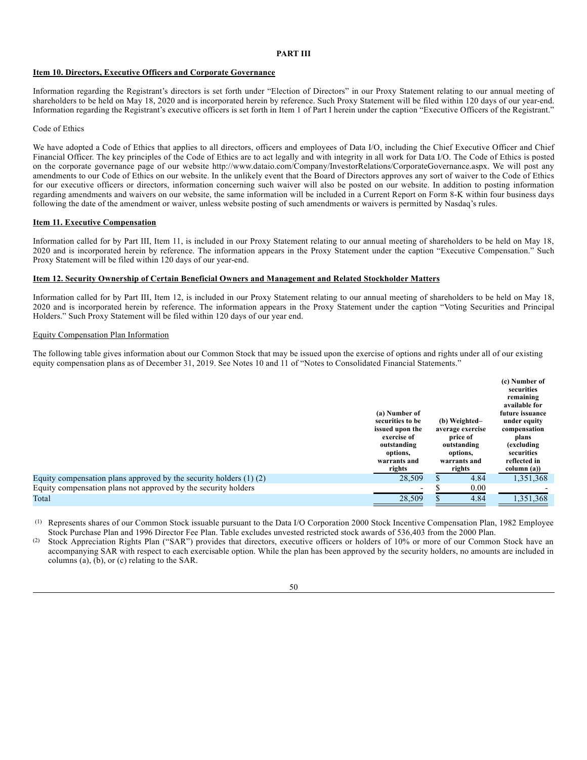# PART III

## Item 10. Directors, Executive Officers and Corporate Governance

Information regarding the Registrant's directors is set forth under "Election of Directors" in our Proxy Statement relating to our annual meeting of shareholders to be held on May 18, 2020 and is incorporated herein by reference. Such Proxy Statement will be filed within 120 days of our year-end. Information regarding the Registrant's executive officers is set forth in Item 1 of Part I herein under the caption "Executive Officers of the Registrant."

Code of Ethics

We have adopted a Code of Ethics that applies to all directors, officers and employees of Data I/O, including the Chief Executive Officer and Chief Financial Officer. The key principles of the Code of Ethics are to act legally and with integrity in all work for Data I/O. The Code of Ethics is posted on the corporate governance page of our website http://www.dataio.com/Company/InvestorRelations/CorporateGovernance.aspx. We will post any amendments to our Code of Ethics on our website. In the unlikely event that the Board of Directors approves any sort of waiver to the Code of Ethics for our executive officers or directors, information concerning such waiver will also be posted on our website. In addition to posting information regarding amendments and waivers on our website, the same information will be included in a Current Report on Form 8-K within four business days following the date of the amendment or waiver, unless website posting of such amendments or waivers is permitted by Nasdaq's rules.

## Item 11. Executive Compensation

Information called for by Part III, Item 11, is included in our Proxy Statement relating to our annual meeting of shareholders to be held on May 18, 2020 and is incorporated herein by reference. The information appears in the Proxy Statement under the caption "Executive Compensation." Such Proxy Statement will be filed within 120 days of our year-end.

## Item 12. Security Ownership of Certain Beneficial Owners and Management and Related Stockholder Matters

Information called for by Part III, Item 12, is included in our Proxy Statement relating to our annual meeting of shareholders to be held on May 18, 2020 and is incorporated herein by reference. The information appears in the Proxy Statement under the caption "Voting Securities and Principal Holders." Such Proxy Statement will be filed within 120 days of our year end.

Equity Compensation Plan Information

The following table gives information about our Common Stock that may be issued upon the exercise of options and rights under all of our existing equity compensation plans as of December 31, 2019. See Notes 10 and 11 of "Notes to Consolidated Financial Statements."

| | (a) Number of securities to be issued upon the exercise of outstanding options, warrants and rights | (b) Weighted–average exercise price of outstanding options, warrants and rights | (c) Number of securities remaining available for future issuance under equity compensation plans (excluding securities reflected in column (a)) |
|---|---|---|---|
| Equity compensation plans approved by the security holders (1) (2) | 28,509 | $ 4.84 | 1,351,368 |
| Equity compensation plans not approved by the security holders | - | $ 0.00 | - |
| Total | 28,509 | $ 4.84 | 1,351,368 |

(1) Represents shares of our Common Stock issuable pursuant to the Data I/O Corporation 2000 Stock Incentive Compensation Plan, 1982 Employee Stock Purchase Plan and 1996 Director Fee Plan. Table excludes unvested restricted stock awards of 536,403 from the 2000 Plan.

(2) Stock Appreciation Rights Plan ("SAR") provides that directors, executive officers or holders of 10% or more of our Common Stock have an accompanying SAR with respect to each exercisable option. While the plan has been approved by the security holders, no amounts are included in columns (a), (b), or (c) relating to the SAR.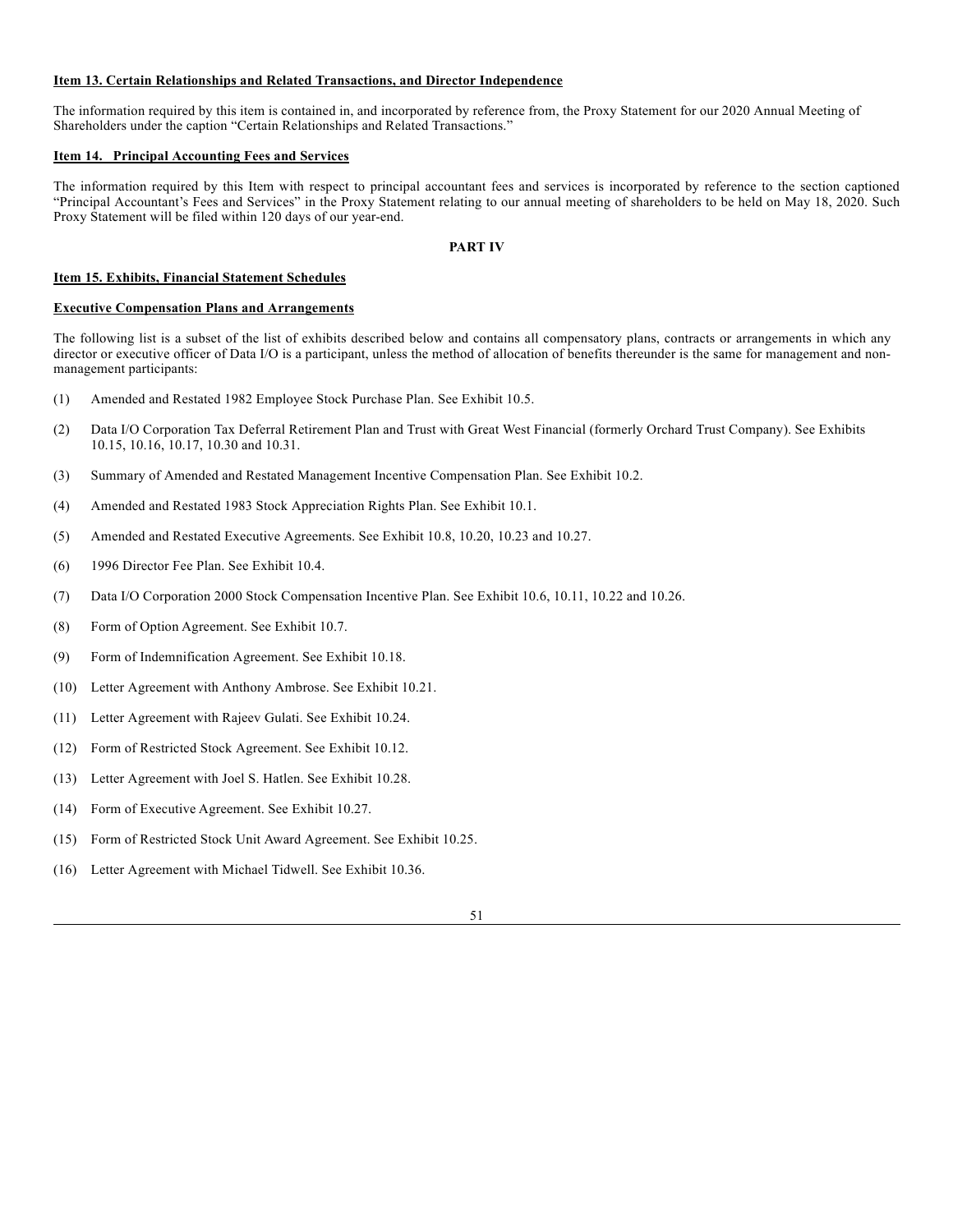### Item 13. Certain Relationships and Related Transactions, and Director Independence

The information required by this item is contained in, and incorporated by reference from, the Proxy Statement for our 2020 Annual Meeting of Shareholders under the caption "Certain Relationships and Related Transactions."

### Item 14. Principal Accounting Fees and Services

The information required by this Item with respect to principal accountant fees and services is incorporated by reference to the section captioned "Principal Accountant's Fees and Services" in the Proxy Statement relating to our annual meeting of shareholders to be held on May 18, 2020. Such Proxy Statement will be filed within 120 days of our year-end.

## PART IV

### Item 15. Exhibits, Financial Statement Schedules

### Executive Compensation Plans and Arrangements

The following list is a subset of the list of exhibits described below and contains all compensatory plans, contracts or arrangements in which any director or executive officer of Data I/O is a participant, unless the method of allocation of benefits thereunder is the same for management and non-management participants:

(1) Amended and Restated 1982 Employee Stock Purchase Plan. See Exhibit 10.5.

(2) Data I/O Corporation Tax Deferral Retirement Plan and Trust with Great West Financial (formerly Orchard Trust Company). See Exhibits 10.15, 10.16, 10.17, 10.30 and 10.31.

(3) Summary of Amended and Restated Management Incentive Compensation Plan. See Exhibit 10.2.

(4) Amended and Restated 1983 Stock Appreciation Rights Plan. See Exhibit 10.1.

(5) Amended and Restated Executive Agreements. See Exhibit 10.8, 10.20, 10.23 and 10.27.

(6) 1996 Director Fee Plan. See Exhibit 10.4.

(7) Data I/O Corporation 2000 Stock Compensation Incentive Plan. See Exhibit 10.6, 10.11, 10.22 and 10.26.

(8) Form of Option Agreement. See Exhibit 10.7.

(9) Form of Indemnification Agreement. See Exhibit 10.18.

(10) Letter Agreement with Anthony Ambrose. See Exhibit 10.21.

(11) Letter Agreement with Rajeev Gulati. See Exhibit 10.24.

(12) Form of Restricted Stock Agreement. See Exhibit 10.12.

(13) Letter Agreement with Joel S. Hatlen. See Exhibit 10.28.

(14) Form of Executive Agreement. See Exhibit 10.27.

(15) Form of Restricted Stock Unit Award Agreement. See Exhibit 10.25.

(16) Letter Agreement with Michael Tidwell. See Exhibit 10.36.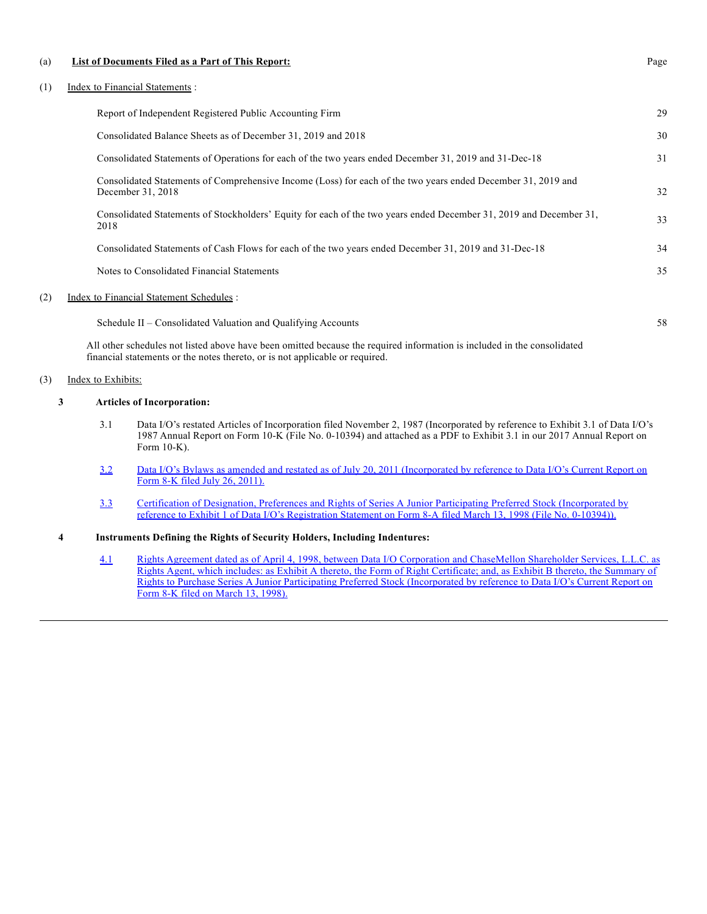(a) **List of Documents Filed as a Part of This Report:** Page

(1) Index to Financial Statements :

| | Page |
|---|---|
| Report of Independent Registered Public Accounting Firm | 29 |
| Consolidated Balance Sheets as of December 31, 2019 and 2018 | 30 |
| Consolidated Statements of Operations for each of the two years ended December 31, 2019 and 31-Dec-18 | 31 |
| Consolidated Statements of Comprehensive Income (Loss) for each of the two years ended December 31, 2019 and December 31, 2018 | 32 |
| Consolidated Statements of Stockholders' Equity for each of the two years ended December 31, 2019 and December 31, 2018 | 33 |
| Consolidated Statements of Cash Flows for each of the two years ended December 31, 2019 and 31-Dec-18 | 34 |
| Notes to Consolidated Financial Statements | 35 |

(2) Index to Financial Statement Schedules :

| | Page |
|---|---|
| Schedule II – Consolidated Valuation and Qualifying Accounts | 58 |

All other schedules not listed above have been omitted because the required information is included in the consolidated financial statements or the notes thereto, or is not applicable or required.

(3) Index to Exhibits:

**3 Articles of Incorporation:**

3.1 Data I/O's restated Articles of Incorporation filed November 2, 1987 (Incorporated by reference to Exhibit 3.1 of Data I/O's 1987 Annual Report on Form 10-K (File No. 0-10394) and attached as a PDF to Exhibit 3.1 in our 2017 Annual Report on Form 10-K).

3.2 Data I/O's Bylaws as amended and restated as of July 20, 2011 (Incorporated by reference to Data I/O's Current Report on Form 8-K filed July 26, 2011).

3.3 Certification of Designation, Preferences and Rights of Series A Junior Participating Preferred Stock (Incorporated by reference to Exhibit 1 of Data I/O's Registration Statement on Form 8-A filed March 13, 1998 (File No. 0-10394)).

**4 Instruments Defining the Rights of Security Holders, Including Indentures:**

4.1 Rights Agreement dated as of April 4, 1998, between Data I/O Corporation and ChaseMellon Shareholder Services, L.L.C. as Rights Agent, which includes: as Exhibit A thereto, the Form of Right Certificate; and, as Exhibit B thereto, the Summary of Rights to Purchase Series A Junior Participating Preferred Stock (Incorporated by reference to Data I/O's Current Report on Form 8-K filed on March 13, 1998).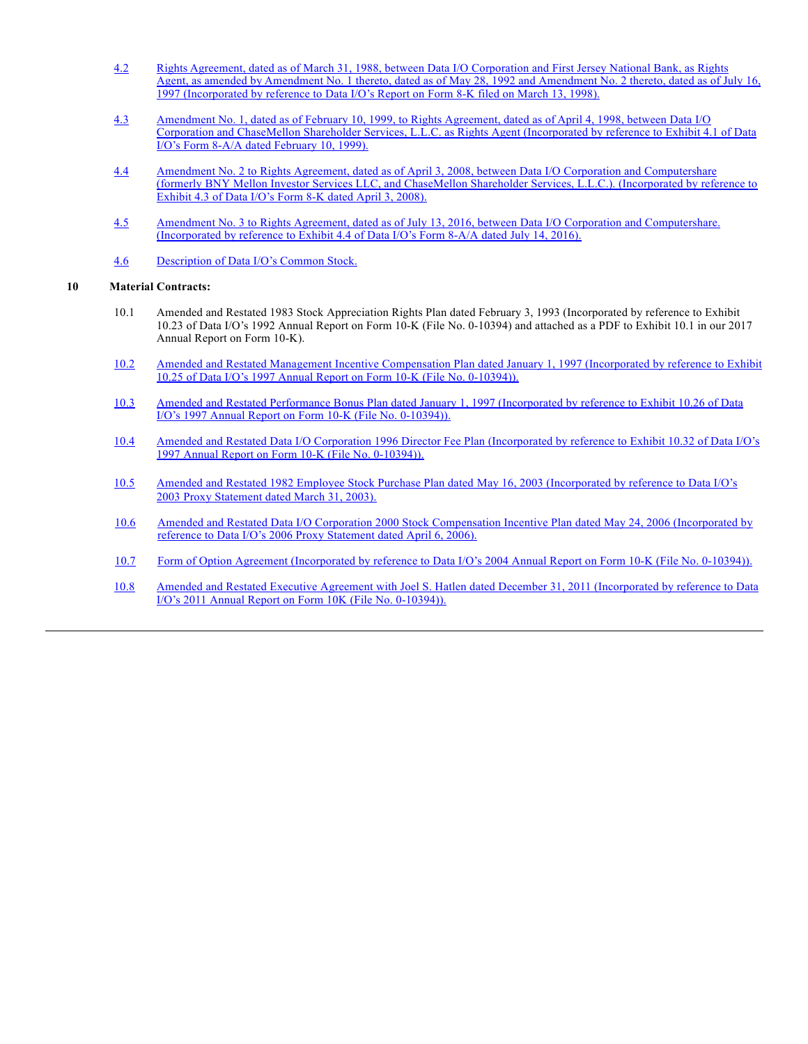4.2 Rights Agreement, dated as of March 31, 1988, between Data I/O Corporation and First Jersey National Bank, as Rights Agent, as amended by Amendment No. 1 thereto, dated as of May 28, 1992 and Amendment No. 2 thereto, dated as of July 16, 1997 (Incorporated by reference to Data I/O's Report on Form 8-K filed on March 13, 1998).

4.3 Amendment No. 1, dated as of February 10, 1999, to Rights Agreement, dated as of April 4, 1998, between Data I/O Corporation and ChaseMellon Shareholder Services, L.L.C. as Rights Agent (Incorporated by reference to Exhibit 4.1 of Data I/O's Form 8-A/A dated February 10, 1999).

4.4 Amendment No. 2 to Rights Agreement, dated as of April 3, 2008, between Data I/O Corporation and Computershare (formerly BNY Mellon Investor Services LLC, and ChaseMellon Shareholder Services, L.L.C.). (Incorporated by reference to Exhibit 4.3 of Data I/O's Form 8-K dated April 3, 2008).

4.5 Amendment No. 3 to Rights Agreement, dated as of July 13, 2016, between Data I/O Corporation and Computershare. (Incorporated by reference to Exhibit 4.4 of Data I/O's Form 8-A/A dated July 14, 2016).

4.6 Description of Data I/O's Common Stock.

**10 Material Contracts:**

10.1 Amended and Restated 1983 Stock Appreciation Rights Plan dated February 3, 1993 (Incorporated by reference to Exhibit 10.23 of Data I/O's 1992 Annual Report on Form 10-K (File No. 0-10394) and attached as a PDF to Exhibit 10.1 in our 2017 Annual Report on Form 10-K).

10.2 Amended and Restated Management Incentive Compensation Plan dated January 1, 1997 (Incorporated by reference to Exhibit 10.25 of Data I/O's 1997 Annual Report on Form 10-K (File No. 0-10394)).

10.3 Amended and Restated Performance Bonus Plan dated January 1, 1997 (Incorporated by reference to Exhibit 10.26 of Data I/O's 1997 Annual Report on Form 10-K (File No. 0-10394)).

10.4 Amended and Restated Data I/O Corporation 1996 Director Fee Plan (Incorporated by reference to Exhibit 10.32 of Data I/O's 1997 Annual Report on Form 10-K (File No. 0-10394)).

10.5 Amended and Restated 1982 Employee Stock Purchase Plan dated May 16, 2003 (Incorporated by reference to Data I/O's 2003 Proxy Statement dated March 31, 2003).

10.6 Amended and Restated Data I/O Corporation 2000 Stock Compensation Incentive Plan dated May 24, 2006 (Incorporated by reference to Data I/O's 2006 Proxy Statement dated April 6, 2006).

10.7 Form of Option Agreement (Incorporated by reference to Data I/O's 2004 Annual Report on Form 10-K (File No. 0-10394)).

10.8 Amended and Restated Executive Agreement with Joel S. Hatlen dated December 31, 2011 (Incorporated by reference to Data I/O's 2011 Annual Report on Form 10K (File No. 0-10394)).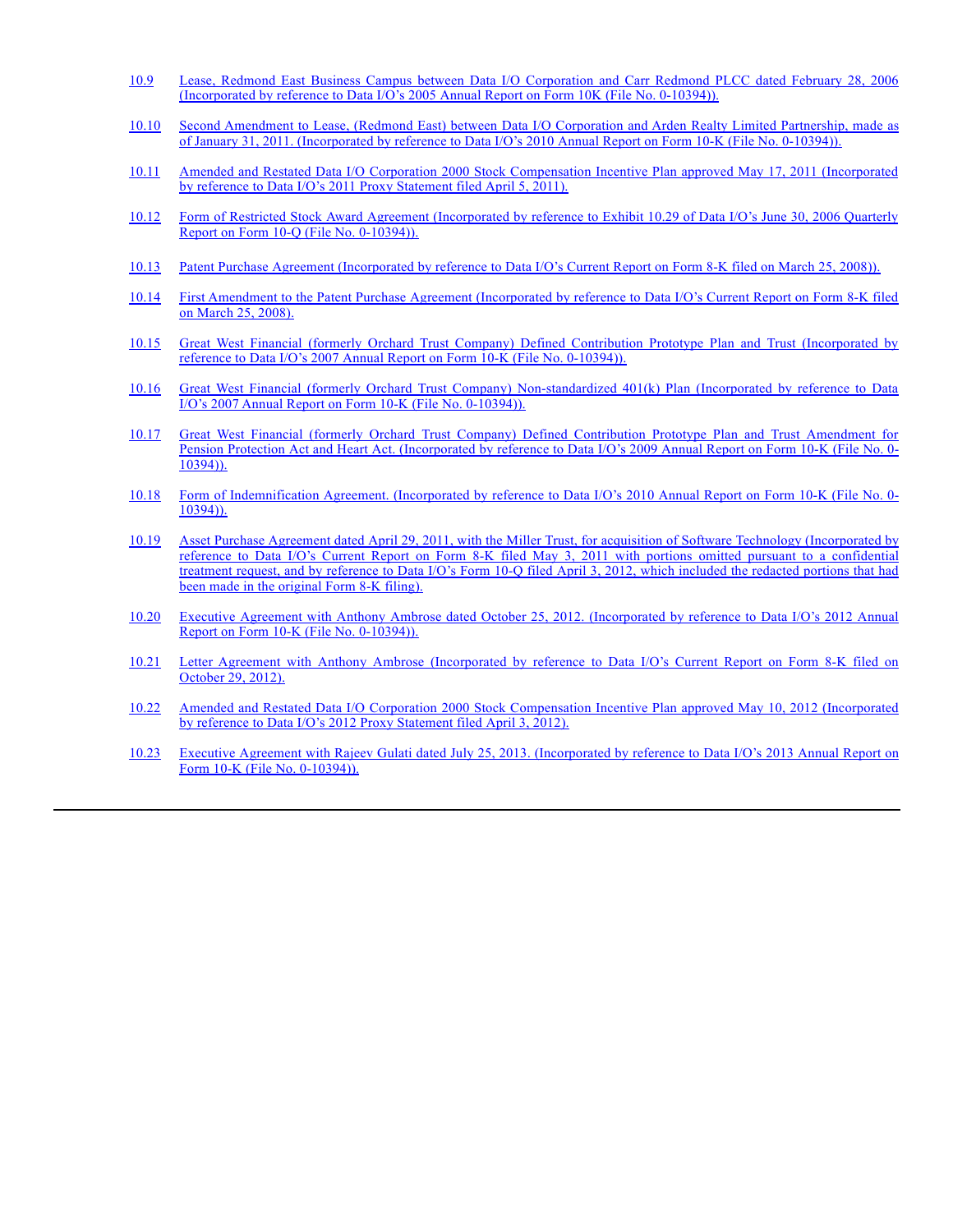10.9 Lease, Redmond East Business Campus between Data I/O Corporation and Carr Redmond PLCC dated February 28, 2006 (Incorporated by reference to Data I/O's 2005 Annual Report on Form 10K (File No. 0-10394)).

10.10 Second Amendment to Lease, (Redmond East) between Data I/O Corporation and Arden Realty Limited Partnership, made as of January 31, 2011. (Incorporated by reference to Data I/O's 2010 Annual Report on Form 10-K (File No. 0-10394)).

10.11 Amended and Restated Data I/O Corporation 2000 Stock Compensation Incentive Plan approved May 17, 2011 (Incorporated by reference to Data I/O's 2011 Proxy Statement filed April 5, 2011).

10.12 Form of Restricted Stock Award Agreement (Incorporated by reference to Exhibit 10.29 of Data I/O's June 30, 2006 Quarterly Report on Form 10-Q (File No. 0-10394)).

10.13 Patent Purchase Agreement (Incorporated by reference to Data I/O's Current Report on Form 8-K filed on March 25, 2008)).

10.14 First Amendment to the Patent Purchase Agreement (Incorporated by reference to Data I/O's Current Report on Form 8-K filed on March 25, 2008).

10.15 Great West Financial (formerly Orchard Trust Company) Defined Contribution Prototype Plan and Trust (Incorporated by reference to Data I/O's 2007 Annual Report on Form 10-K (File No. 0-10394)).

10.16 Great West Financial (formerly Orchard Trust Company) Non-standardized 401(k) Plan (Incorporated by reference to Data I/O's 2007 Annual Report on Form 10-K (File No. 0-10394)).

10.17 Great West Financial (formerly Orchard Trust Company) Defined Contribution Prototype Plan and Trust Amendment for Pension Protection Act and Heart Act. (Incorporated by reference to Data I/O's 2009 Annual Report on Form 10-K (File No. 0-10394)).

10.18 Form of Indemnification Agreement. (Incorporated by reference to Data I/O's 2010 Annual Report on Form 10-K (File No. 0-10394)).

10.19 Asset Purchase Agreement dated April 29, 2011, with the Miller Trust, for acquisition of Software Technology (Incorporated by reference to Data I/O's Current Report on Form 8-K filed May 3, 2011 with portions omitted pursuant to a confidential treatment request, and by reference to Data I/O's Form 10-Q filed April 3, 2012, which included the redacted portions that had been made in the original Form 8-K filing).

10.20 Executive Agreement with Anthony Ambrose dated October 25, 2012. (Incorporated by reference to Data I/O's 2012 Annual Report on Form 10-K (File No. 0-10394)).

10.21 Letter Agreement with Anthony Ambrose (Incorporated by reference to Data I/O's Current Report on Form 8-K filed on October 29, 2012).

10.22 Amended and Restated Data I/O Corporation 2000 Stock Compensation Incentive Plan approved May 10, 2012 (Incorporated by reference to Data I/O's 2012 Proxy Statement filed April 3, 2012).

10.23 Executive Agreement with Rajeev Gulati dated July 25, 2013. (Incorporated by reference to Data I/O's 2013 Annual Report on Form 10-K (File No. 0-10394)).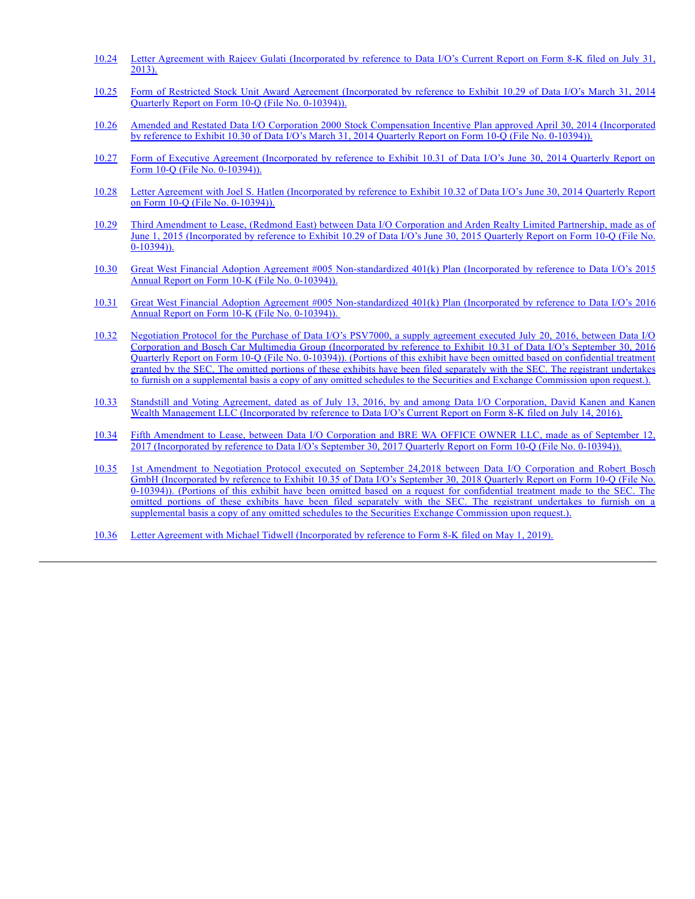| | |
|---|---|
| 10.24 | Letter Agreement with Rajeev Gulati (Incorporated by reference to Data I/O's Current Report on Form 8-K filed on July 31, 2013). |
| 10.25 | Form of Restricted Stock Unit Award Agreement (Incorporated by reference to Exhibit 10.29 of Data I/O's March 31, 2014 Quarterly Report on Form 10-Q (File No. 0-10394)). |
| 10.26 | Amended and Restated Data I/O Corporation 2000 Stock Compensation Incentive Plan approved April 30, 2014 (Incorporated by reference to Exhibit 10.30 of Data I/O's March 31, 2014 Quarterly Report on Form 10-Q (File No. 0-10394)). |
| 10.27 | Form of Executive Agreement (Incorporated by reference to Exhibit 10.31 of Data I/O's June 30, 2014 Quarterly Report on Form 10-Q (File No. 0-10394)). |
| 10.28 | Letter Agreement with Joel S. Hatlen (Incorporated by reference to Exhibit 10.32 of Data I/O's June 30, 2014 Quarterly Report on Form 10-Q (File No. 0-10394)). |
| 10.29 | Third Amendment to Lease, (Redmond East) between Data I/O Corporation and Arden Realty Limited Partnership, made as of June 1, 2015 (Incorporated by reference to Exhibit 10.29 of Data I/O's June 30, 2015 Quarterly Report on Form 10-Q (File No. 0-10394)). |
| 10.30 | Great West Financial Adoption Agreement #005 Non-standardized 401(k) Plan (Incorporated by reference to Data I/O's 2015 Annual Report on Form 10-K (File No. 0-10394)). |
| 10.31 | Great West Financial Adoption Agreement #005 Non-standardized 401(k) Plan (Incorporated by reference to Data I/O's 2016 Annual Report on Form 10-K (File No. 0-10394)). |
| 10.32 | Negotiation Protocol for the Purchase of Data I/O's PSV7000, a supply agreement executed July 20, 2016, between Data I/O Corporation and Bosch Car Multimedia Group (Incorporated by reference to Exhibit 10.31 of Data I/O's September 30, 2016 Quarterly Report on Form 10-Q (File No. 0-10394)). (Portions of this exhibit have been omitted based on confidential treatment granted by the SEC. The omitted portions of these exhibits have been filed separately with the SEC. The registrant undertakes to furnish on a supplemental basis a copy of any omitted schedules to the Securities and Exchange Commission upon request.). |
| 10.33 | Standstill and Voting Agreement, dated as of July 13, 2016, by and among Data I/O Corporation, David Kanen and Kanen Wealth Management LLC (Incorporated by reference to Data I/O's Current Report on Form 8-K filed on July 14, 2016). |
| 10.34 | Fifth Amendment to Lease, between Data I/O Corporation and BRE WA OFFICE OWNER LLC, made as of September 12, 2017 (Incorporated by reference to Data I/O's September 30, 2017 Quarterly Report on Form 10-Q (File No. 0-10394)). |
| 10.35 | 1st Amendment to Negotiation Protocol executed on September 24,2018 between Data I/O Corporation and Robert Bosch GmbH (Incorporated by reference to Exhibit 10.35 of Data I/O's September 30, 2018 Quarterly Report on Form 10-Q (File No. 0-10394)). (Portions of this exhibit have been omitted based on a request for confidential treatment made to the SEC. The omitted portions of these exhibits have been filed separately with the SEC. The registrant undertakes to furnish on a supplemental basis a copy of any omitted schedules to the Securities Exchange Commission upon request.). |
| 10.36 | Letter Agreement with Michael Tidwell (Incorporated by reference to Form 8-K filed on May 1, 2019). |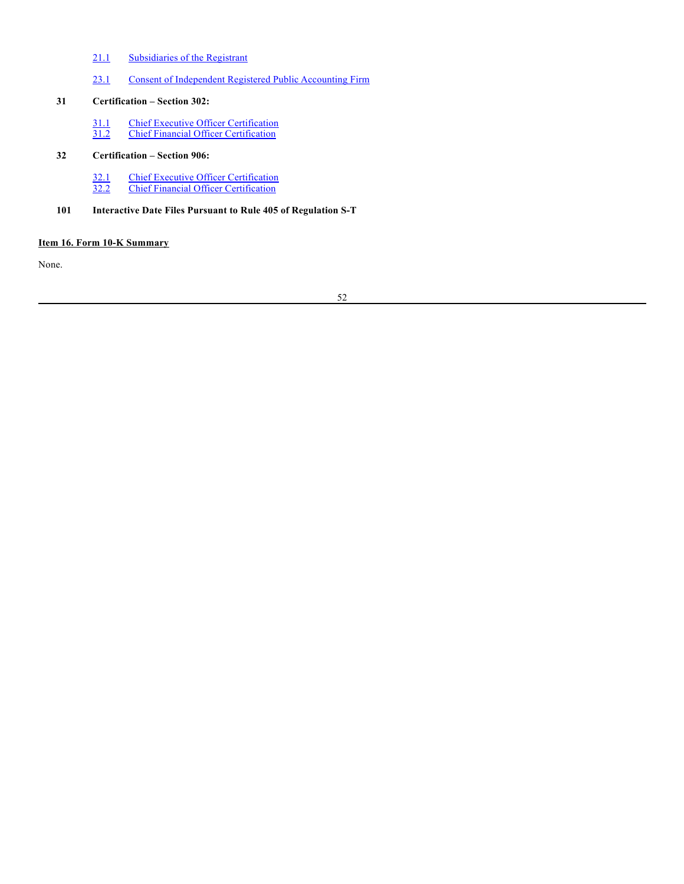21.1 Subsidiaries of the Registrant

23.1 Consent of Independent Registered Public Accounting Firm

**31 Certification – Section 302:**

31.1 Chief Executive Officer Certification
31.2 Chief Financial Officer Certification

**32 Certification – Section 906:**

32.1 Chief Executive Officer Certification
32.2 Chief Financial Officer Certification

**101 Interactive Date Files Pursuant to Rule 405 of Regulation S-T**

**Item 16. Form 10-K Summary**

None.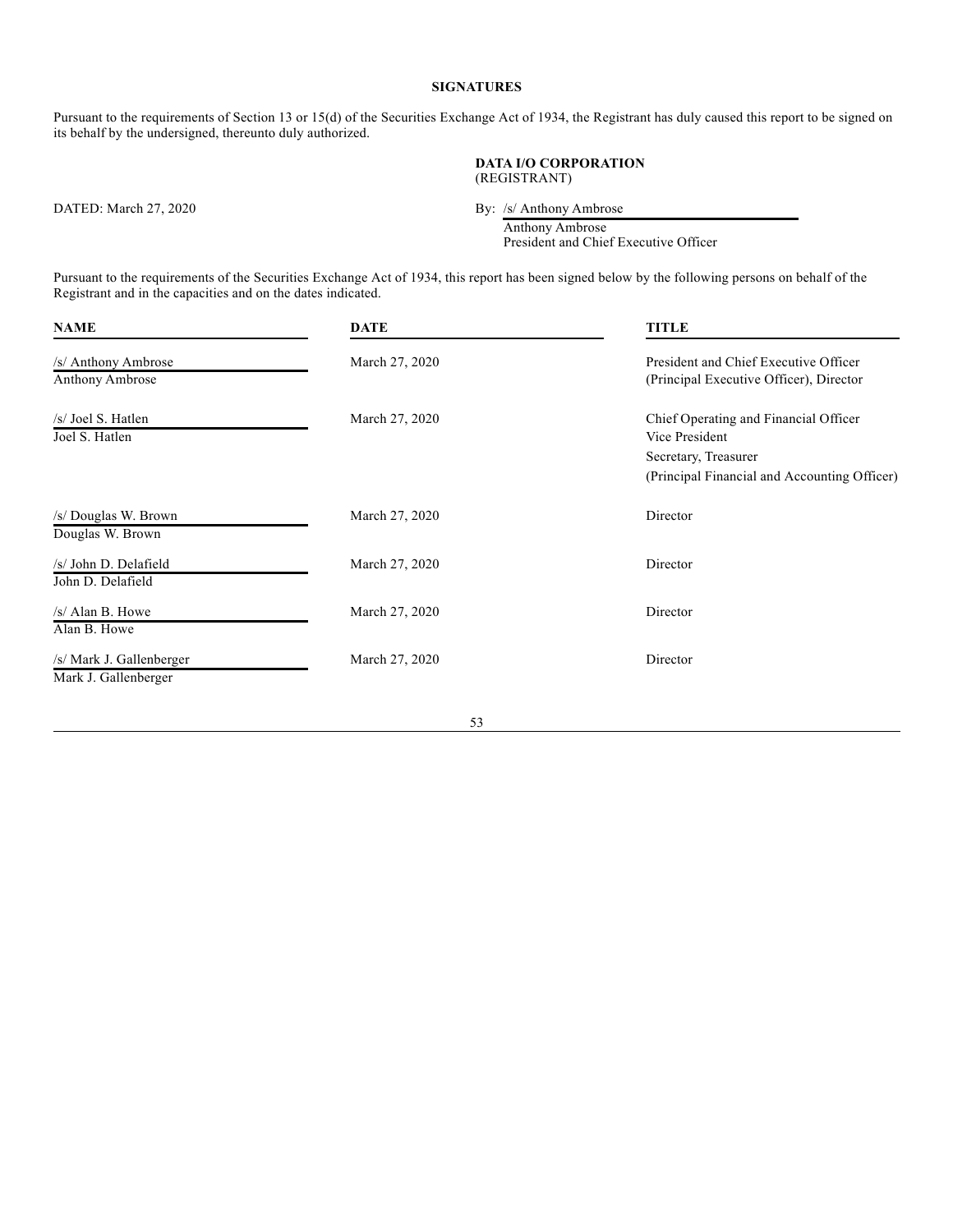## SIGNATURES

Pursuant to the requirements of Section 13 or 15(d) of the Securities Exchange Act of 1934, the Registrant has duly caused this report to be signed on its behalf by the undersigned, thereunto duly authorized.

**DATA I/O CORPORATION**
(REGISTRANT)

DATED: March 27, 2020

By: /s/ Anthony Ambrose
Anthony Ambrose
President and Chief Executive Officer

Pursuant to the requirements of the Securities Exchange Act of 1934, this report has been signed below by the following persons on behalf of the Registrant and in the capacities and on the dates indicated.

| NAME | DATE | TITLE |
|---|---|---|
| /s/ Anthony Ambrose<br>Anthony Ambrose | March 27, 2020 | President and Chief Executive Officer<br>(Principal Executive Officer), Director |
| /s/ Joel S. Hatlen<br>Joel S. Hatlen | March 27, 2020 | Chief Operating and Financial Officer<br>Vice President<br>Secretary, Treasurer<br>(Principal Financial and Accounting Officer) |
| /s/ Douglas W. Brown<br>Douglas W. Brown | March 27, 2020 | Director |
| /s/ John D. Delafield<br>John D. Delafield | March 27, 2020 | Director |
| /s/ Alan B. Howe<br>Alan B. Howe | March 27, 2020 | Director |
| /s/ Mark J. Gallenberger<br>Mark J. Gallenberger | March 27, 2020 | Director |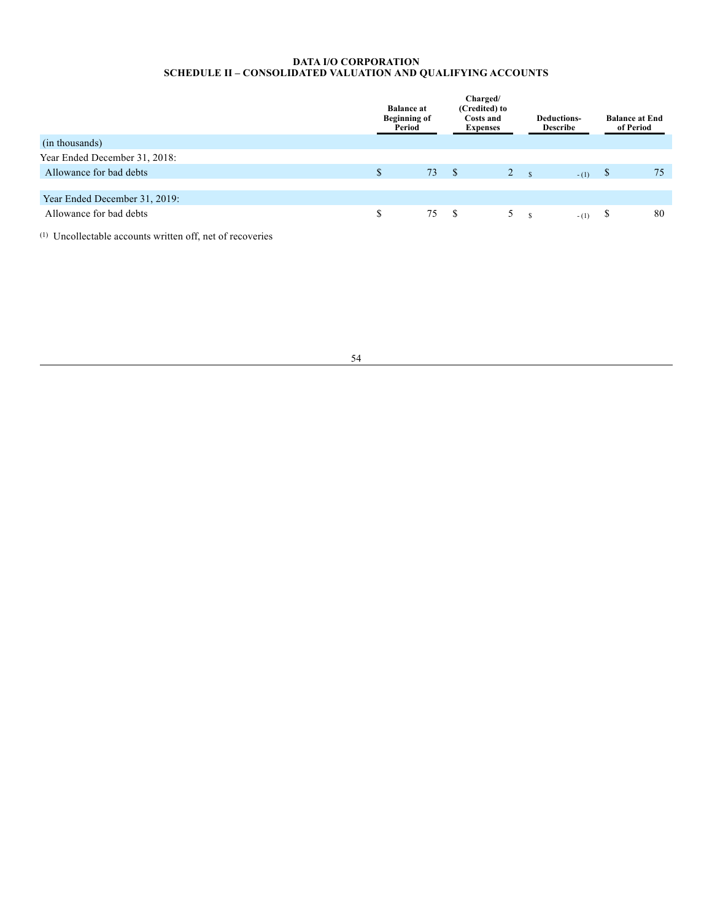**DATA I/O CORPORATION**
**SCHEDULE II – CONSOLIDATED VALUATION AND QUALIFYING ACCOUNTS**

| | Balance at Beginning of Period | Charged/ (Credited) to Costs and Expenses | Deductions-Describe | Balance at End of Period |
|---|---|---|---|---|
| (in thousands) | | | | |
| Year Ended December 31, 2018: | | | | |
| Allowance for bad debts | $ 73 | $ 2 | $ - (1) | $ 75 |
| | | | | |
| Year Ended December 31, 2019: | | | | |
| Allowance for bad debts | $ 75 | $ 5 | $ - (1) | $ 80 |

(1) Uncollectable accounts written off, net of recoveries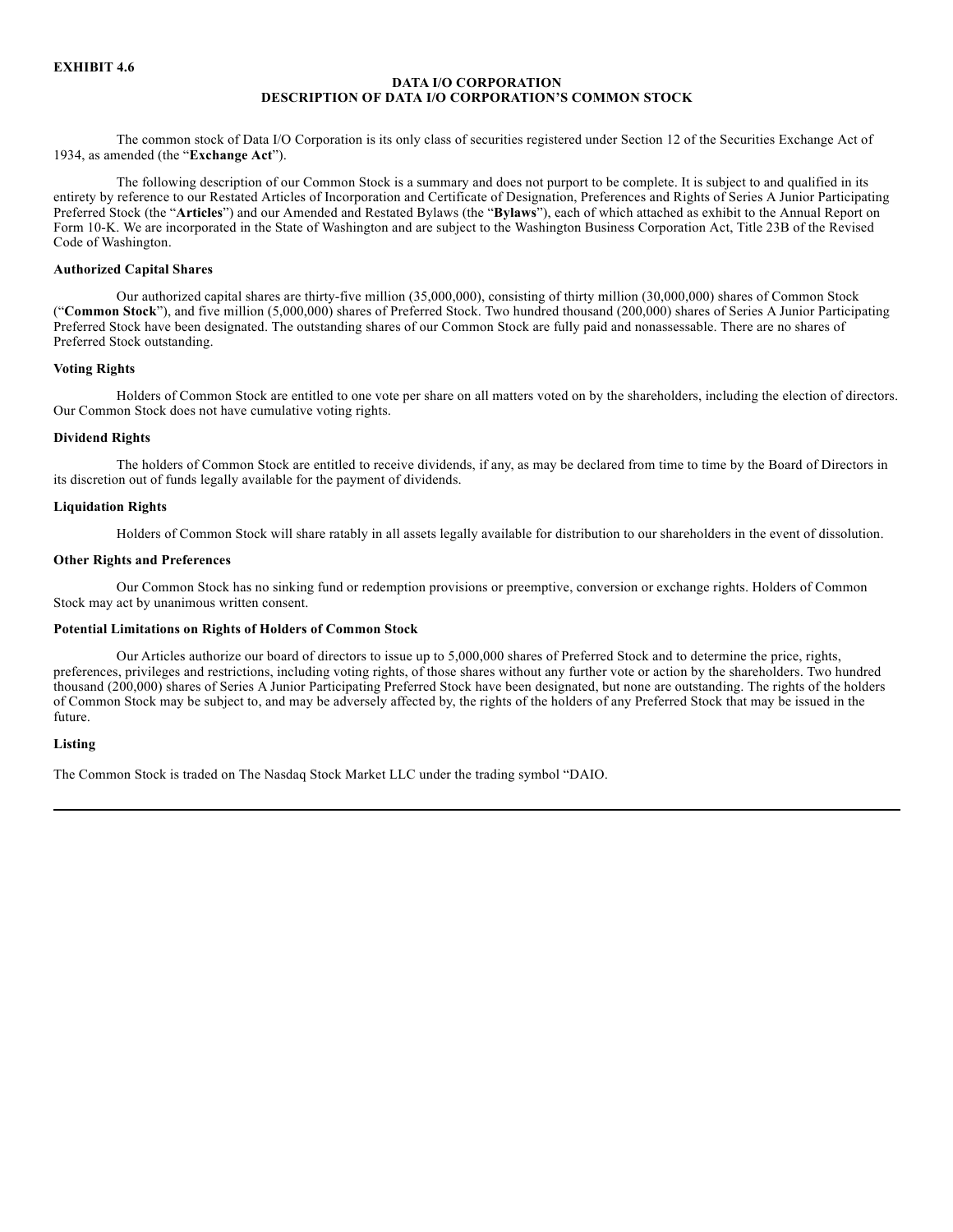**EXHIBIT 4.6**

**DATA I/O CORPORATION**
**DESCRIPTION OF DATA I/O CORPORATION'S COMMON STOCK**

The common stock of Data I/O Corporation is its only class of securities registered under Section 12 of the Securities Exchange Act of 1934, as amended (the "**Exchange Act**").

The following description of our Common Stock is a summary and does not purport to be complete. It is subject to and qualified in its entirety by reference to our Restated Articles of Incorporation and Certificate of Designation, Preferences and Rights of Series A Junior Participating Preferred Stock (the "**Articles**") and our Amended and Restated Bylaws (the "**Bylaws**"), each of which attached as exhibit to the Annual Report on Form 10-K. We are incorporated in the State of Washington and are subject to the Washington Business Corporation Act, Title 23B of the Revised Code of Washington.

**Authorized Capital Shares**

Our authorized capital shares are thirty-five million (35,000,000), consisting of thirty million (30,000,000) shares of Common Stock ("**Common Stock**"), and five million (5,000,000) shares of Preferred Stock. Two hundred thousand (200,000) shares of Series A Junior Participating Preferred Stock have been designated. The outstanding shares of our Common Stock are fully paid and nonassessable. There are no shares of Preferred Stock outstanding.

**Voting Rights**

Holders of Common Stock are entitled to one vote per share on all matters voted on by the shareholders, including the election of directors. Our Common Stock does not have cumulative voting rights.

**Dividend Rights**

The holders of Common Stock are entitled to receive dividends, if any, as may be declared from time to time by the Board of Directors in its discretion out of funds legally available for the payment of dividends.

**Liquidation Rights**

Holders of Common Stock will share ratably in all assets legally available for distribution to our shareholders in the event of dissolution.

**Other Rights and Preferences**

Our Common Stock has no sinking fund or redemption provisions or preemptive, conversion or exchange rights. Holders of Common Stock may act by unanimous written consent.

**Potential Limitations on Rights of Holders of Common Stock**

Our Articles authorize our board of directors to issue up to 5,000,000 shares of Preferred Stock and to determine the price, rights, preferences, privileges and restrictions, including voting rights, of those shares without any further vote or action by the shareholders. Two hundred thousand (200,000) shares of Series A Junior Participating Preferred Stock have been designated, but none are outstanding. The rights of the holders of Common Stock may be subject to, and may be adversely affected by, the rights of the holders of any Preferred Stock that may be issued in the future.

**Listing**

The Common Stock is traded on The Nasdaq Stock Market LLC under the trading symbol "DAIO.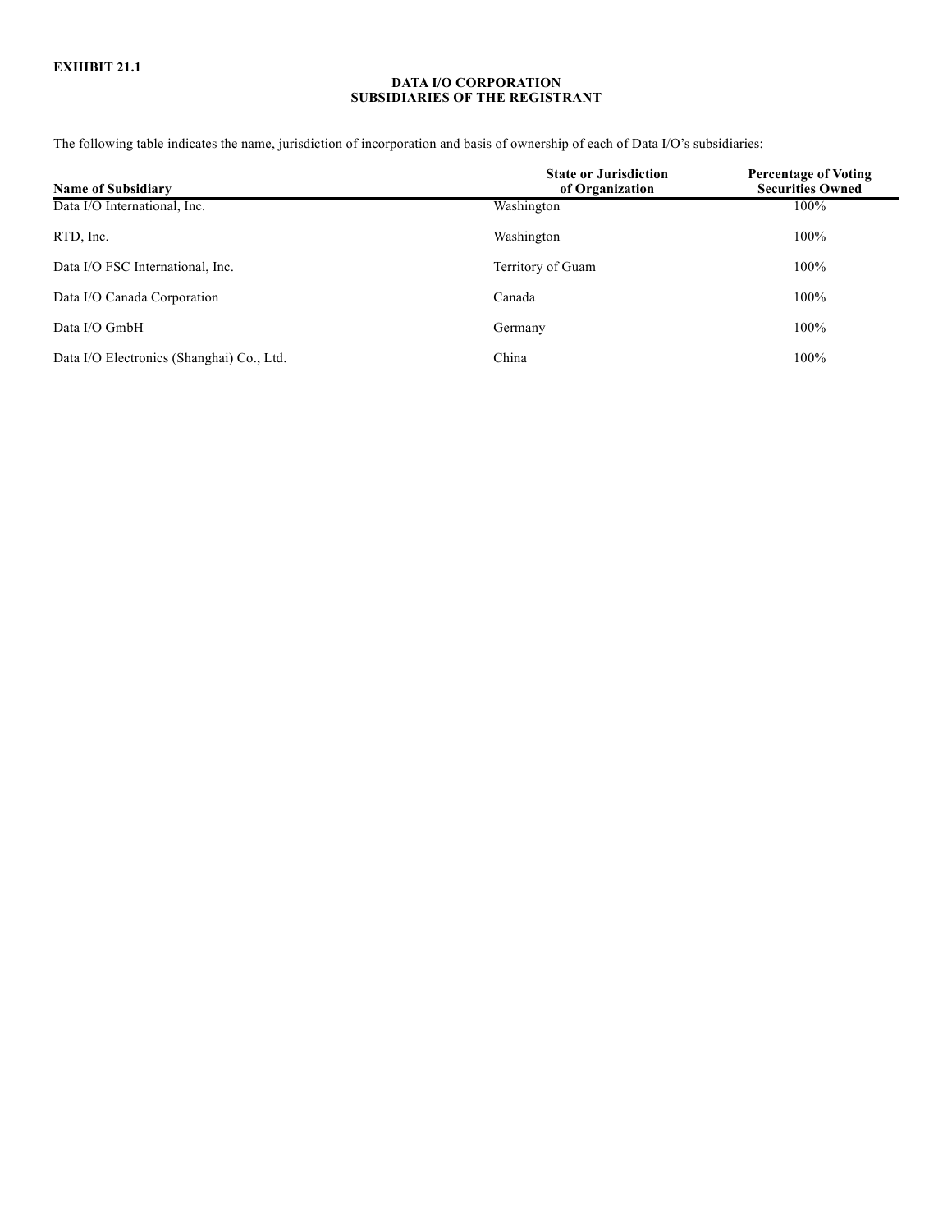**EXHIBIT 21.1**

**DATA I/O CORPORATION**
**SUBSIDIARIES OF THE REGISTRANT**

The following table indicates the name, jurisdiction of incorporation and basis of ownership of each of Data I/O's subsidiaries:

| Name of Subsidiary | State or Jurisdiction of Organization | Percentage of Voting Securities Owned |
|---|---|---|
| Data I/O International, Inc. | Washington | 100% |
| RTD, Inc. | Washington | 100% |
| Data I/O FSC International, Inc. | Territory of Guam | 100% |
| Data I/O Canada Corporation | Canada | 100% |
| Data I/O GmbH | Germany | 100% |
| Data I/O Electronics (Shanghai) Co., Ltd. | China | 100% |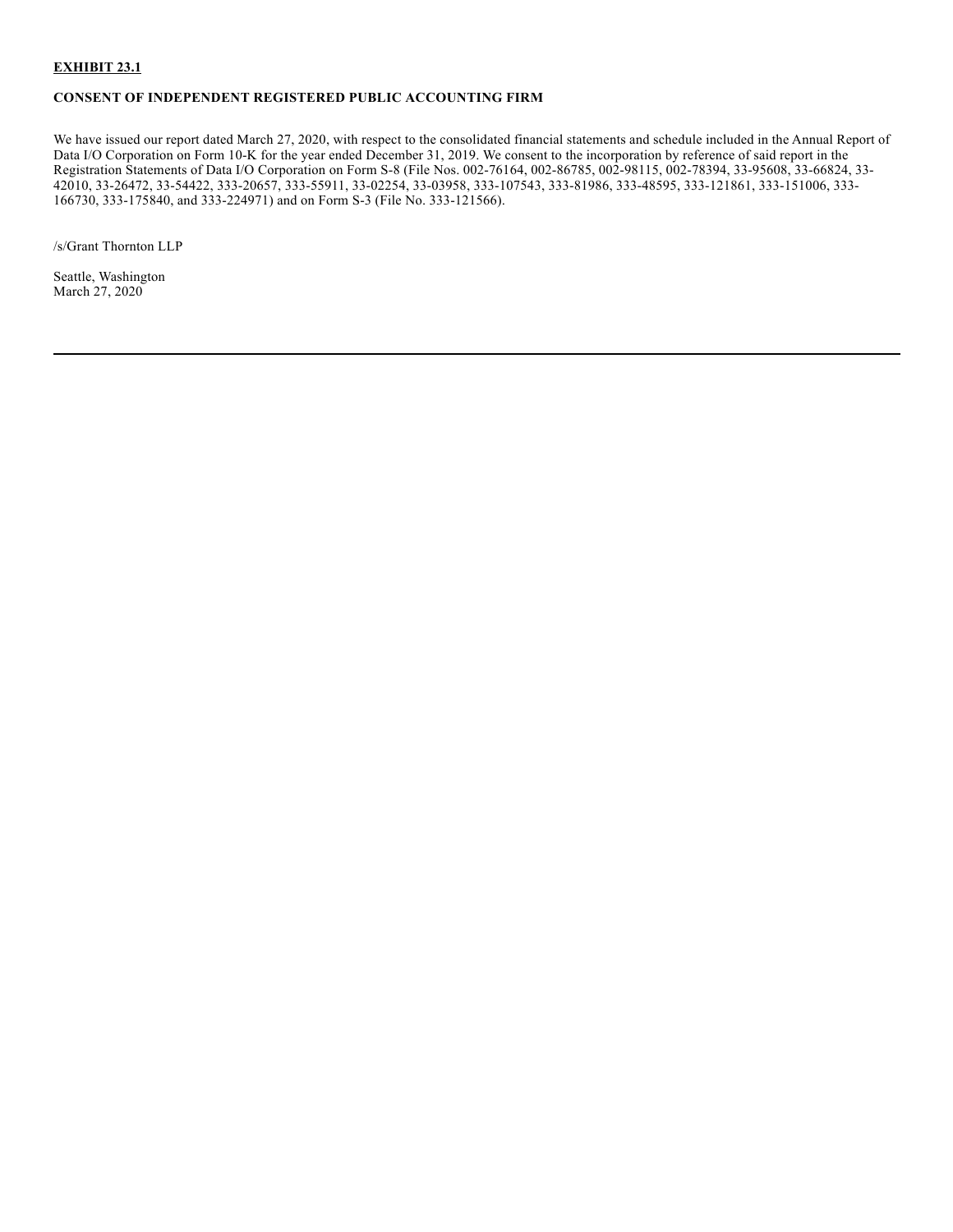**EXHIBIT 23.1**

**CONSENT OF INDEPENDENT REGISTERED PUBLIC ACCOUNTING FIRM**

We have issued our report dated March 27, 2020, with respect to the consolidated financial statements and schedule included in the Annual Report of Data I/O Corporation on Form 10-K for the year ended December 31, 2019. We consent to the incorporation by reference of said report in the Registration Statements of Data I/O Corporation on Form S-8 (File Nos. 002-76164, 002-86785, 002-98115, 002-78394, 33-95608, 33-66824, 33-42010, 33-26472, 33-54422, 333-20657, 333-55911, 33-02254, 33-03958, 333-107543, 333-81986, 333-48595, 333-121861, 333-151006, 333-166730, 333-175840, and 333-224971) and on Form S-3 (File No. 333-121566).

/s/Grant Thornton LLP

Seattle, Washington
March 27, 2020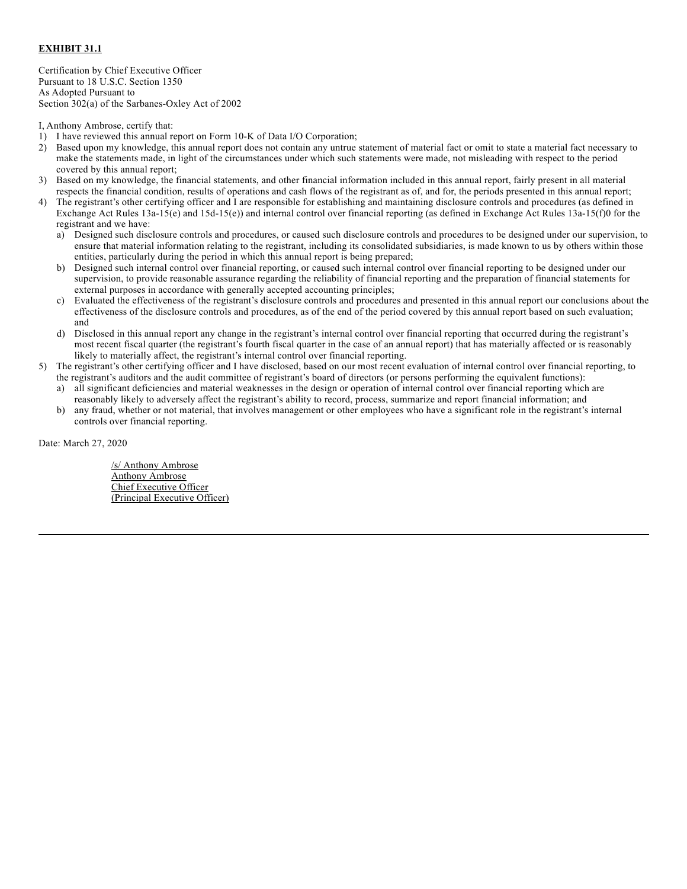**EXHIBIT 31.1**

Certification by Chief Executive Officer
Pursuant to 18 U.S.C. Section 1350
As Adopted Pursuant to
Section 302(a) of the Sarbanes-Oxley Act of 2002

I, Anthony Ambrose, certify that:

1) I have reviewed this annual report on Form 10-K of Data I/O Corporation;
2) Based upon my knowledge, this annual report does not contain any untrue statement of material fact or omit to state a material fact necessary to make the statements made, in light of the circumstances under which such statements were made, not misleading with respect to the period covered by this annual report;
3) Based on my knowledge, the financial statements, and other financial information included in this annual report, fairly present in all material respects the financial condition, results of operations and cash flows of the registrant as of, and for, the periods presented in this annual report;
4) The registrant's other certifying officer and I are responsible for establishing and maintaining disclosure controls and procedures (as defined in Exchange Act Rules 13a-15(e) and 15d-15(e)) and internal control over financial reporting (as defined in Exchange Act Rules 13a-15(f)0 for the registrant and we have:
   a) Designed such disclosure controls and procedures, or caused such disclosure controls and procedures to be designed under our supervision, to ensure that material information relating to the registrant, including its consolidated subsidiaries, is made known to us by others within those entities, particularly during the period in which this annual report is being prepared;
   b) Designed such internal control over financial reporting, or caused such internal control over financial reporting to be designed under our supervision, to provide reasonable assurance regarding the reliability of financial reporting and the preparation of financial statements for external purposes in accordance with generally accepted accounting principles;
   c) Evaluated the effectiveness of the registrant's disclosure controls and procedures and presented in this annual report our conclusions about the effectiveness of the disclosure controls and procedures, as of the end of the period covered by this annual report based on such evaluation; and
   d) Disclosed in this annual report any change in the registrant's internal control over financial reporting that occurred during the registrant's most recent fiscal quarter (the registrant's fourth fiscal quarter in the case of an annual report) that has materially affected or is reasonably likely to materially affect, the registrant's internal control over financial reporting.
5) The registrant's other certifying officer and I have disclosed, based on our most recent evaluation of internal control over financial reporting, to the registrant's auditors and the audit committee of registrant's board of directors (or persons performing the equivalent functions):
   a) all significant deficiencies and material weaknesses in the design or operation of internal control over financial reporting which are reasonably likely to adversely affect the registrant's ability to record, process, summarize and report financial information; and
   b) any fraud, whether or not material, that involves management or other employees who have a significant role in the registrant's internal controls over financial reporting.

Date: March 27, 2020

/s/ Anthony Ambrose
Anthony Ambrose
Chief Executive Officer
(Principal Executive Officer)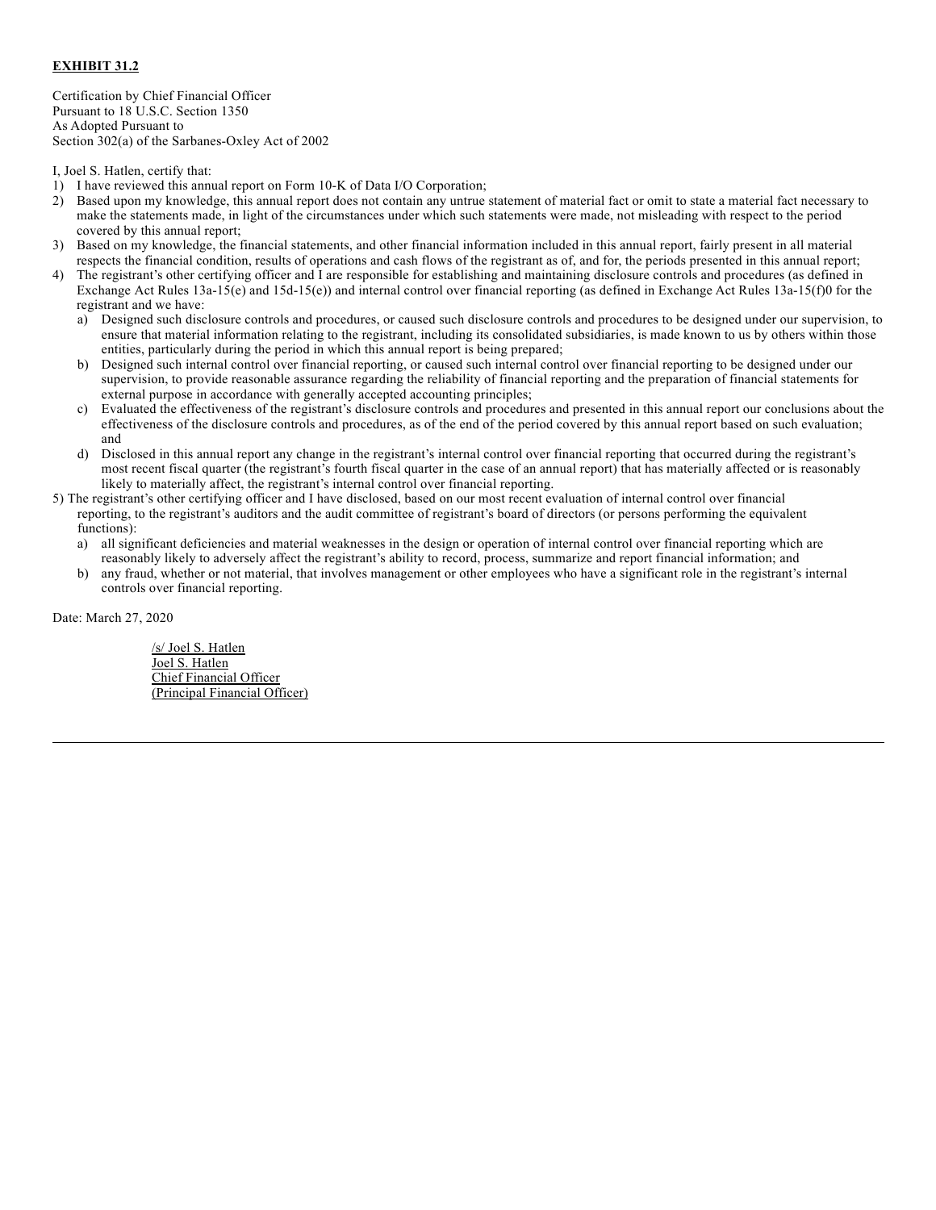**EXHIBIT 31.2**

Certification by Chief Financial Officer
Pursuant to 18 U.S.C. Section 1350
As Adopted Pursuant to
Section 302(a) of the Sarbanes-Oxley Act of 2002

I, Joel S. Hatlen, certify that:

1) I have reviewed this annual report on Form 10-K of Data I/O Corporation;
2) Based upon my knowledge, this annual report does not contain any untrue statement of material fact or omit to state a material fact necessary to make the statements made, in light of the circumstances under which such statements were made, not misleading with respect to the period covered by this annual report;
3) Based on my knowledge, the financial statements, and other financial information included in this annual report, fairly present in all material respects the financial condition, results of operations and cash flows of the registrant as of, and for, the periods presented in this annual report;
4) The registrant's other certifying officer and I are responsible for establishing and maintaining disclosure controls and procedures (as defined in Exchange Act Rules 13a-15(e) and 15d-15(e)) and internal control over financial reporting (as defined in Exchange Act Rules 13a-15(f)0 for the registrant and we have:
   a) Designed such disclosure controls and procedures, or caused such disclosure controls and procedures to be designed under our supervision, to ensure that material information relating to the registrant, including its consolidated subsidiaries, is made known to us by others within those entities, particularly during the period in which this annual report is being prepared;
   b) Designed such internal control over financial reporting, or caused such internal control over financial reporting to be designed under our supervision, to provide reasonable assurance regarding the reliability of financial reporting and the preparation of financial statements for external purpose in accordance with generally accepted accounting principles;
   c) Evaluated the effectiveness of the registrant's disclosure controls and procedures and presented in this annual report our conclusions about the effectiveness of the disclosure controls and procedures, as of the end of the period covered by this annual report based on such evaluation; and
   d) Disclosed in this annual report any change in the registrant's internal control over financial reporting that occurred during the registrant's most recent fiscal quarter (the registrant's fourth fiscal quarter in the case of an annual report) that has materially affected or is reasonably likely to materially affect, the registrant's internal control over financial reporting.
5) The registrant's other certifying officer and I have disclosed, based on our most recent evaluation of internal control over financial reporting, to the registrant's auditors and the audit committee of registrant's board of directors (or persons performing the equivalent functions):
   a) all significant deficiencies and material weaknesses in the design or operation of internal control over financial reporting which are reasonably likely to adversely affect the registrant's ability to record, process, summarize and report financial information; and
   b) any fraud, whether or not material, that involves management or other employees who have a significant role in the registrant's internal controls over financial reporting.

Date: March 27, 2020

/s/ Joel S. Hatlen
Joel S. Hatlen
Chief Financial Officer
(Principal Financial Officer)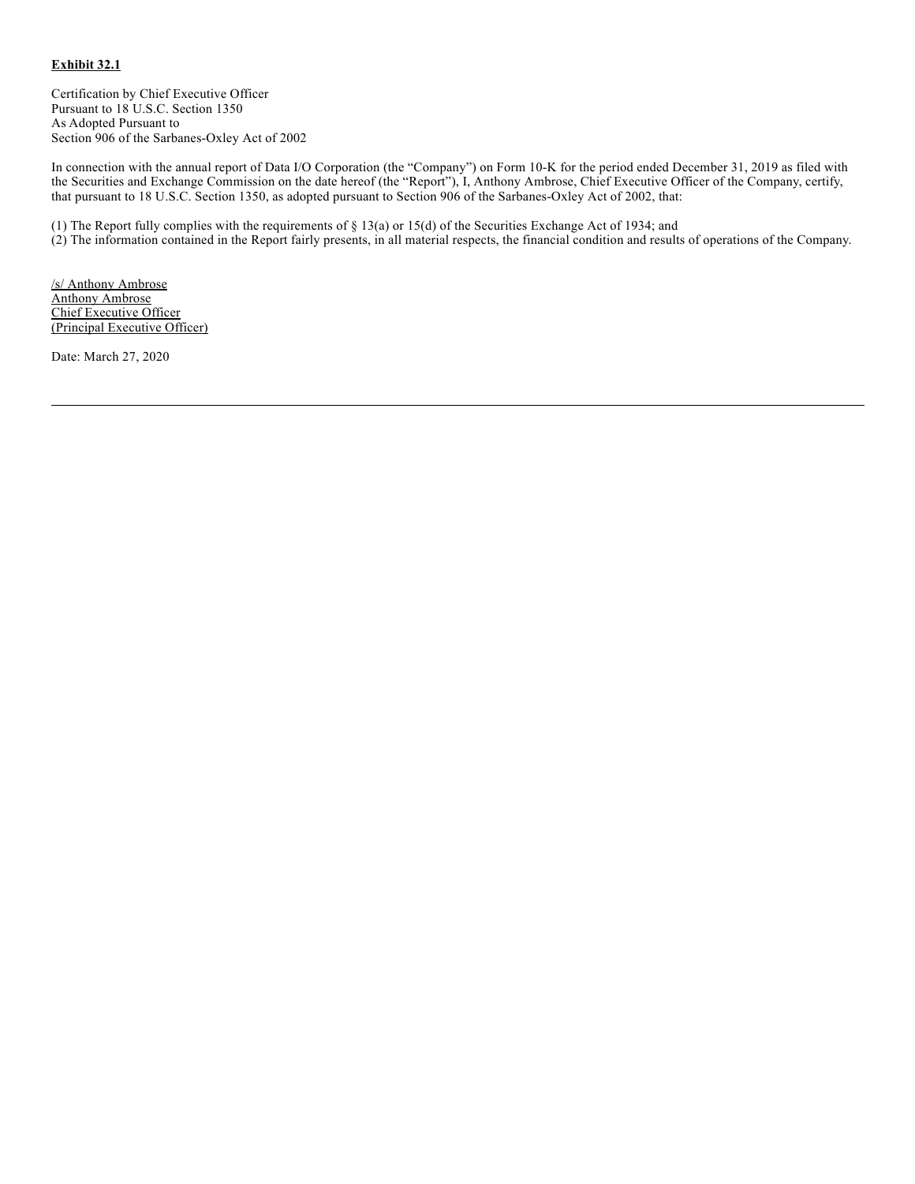**Exhibit 32.1**

Certification by Chief Executive Officer
Pursuant to 18 U.S.C. Section 1350
As Adopted Pursuant to
Section 906 of the Sarbanes-Oxley Act of 2002

In connection with the annual report of Data I/O Corporation (the "Company") on Form 10-K for the period ended December 31, 2019 as filed with the Securities and Exchange Commission on the date hereof (the "Report"), I, Anthony Ambrose, Chief Executive Officer of the Company, certify, that pursuant to 18 U.S.C. Section 1350, as adopted pursuant to Section 906 of the Sarbanes-Oxley Act of 2002, that:

(1) The Report fully complies with the requirements of § 13(a) or 15(d) of the Securities Exchange Act of 1934; and
(2) The information contained in the Report fairly presents, in all material respects, the financial condition and results of operations of the Company.

/s/ Anthony Ambrose
Anthony Ambrose
Chief Executive Officer
(Principal Executive Officer)

Date: March 27, 2020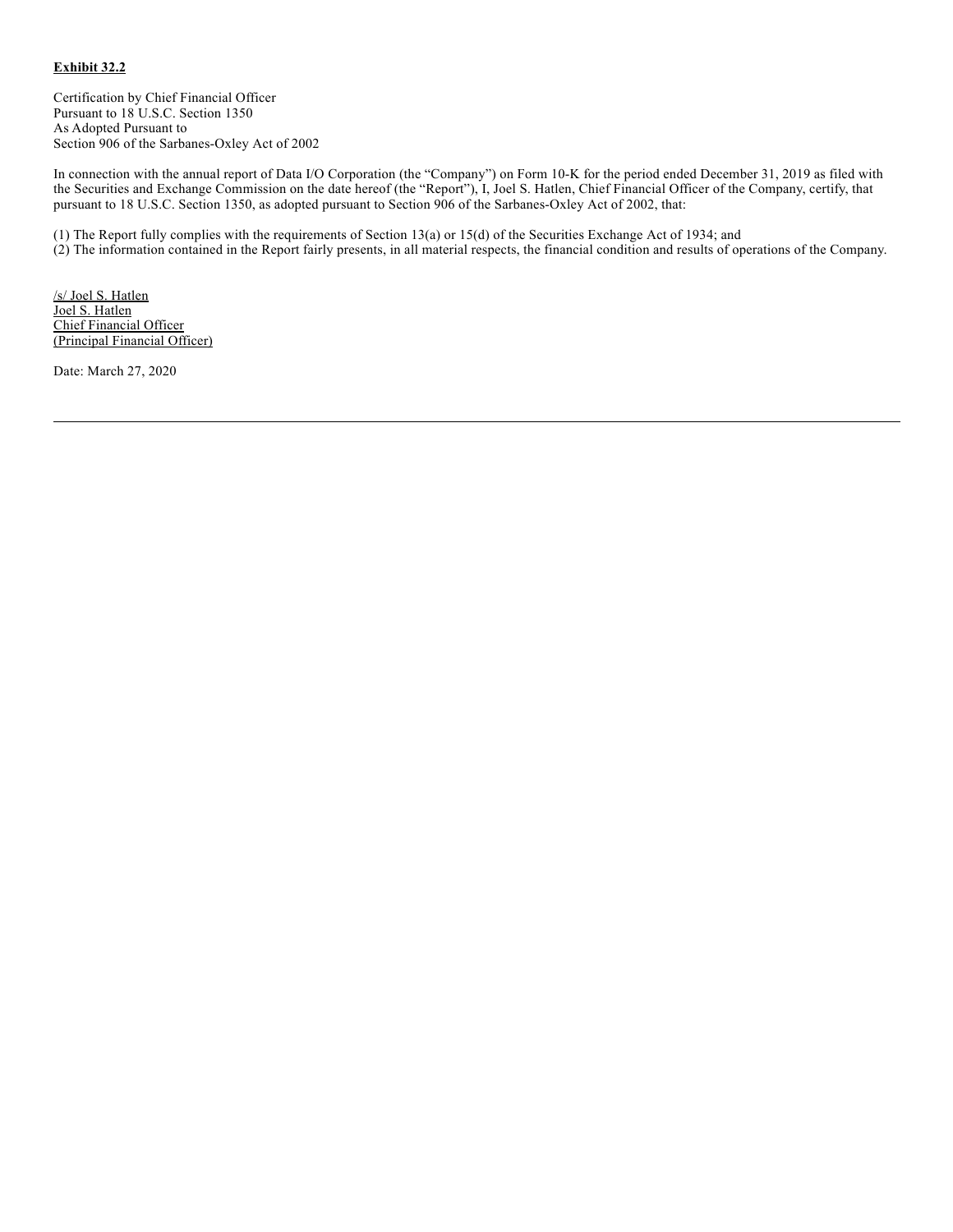**Exhibit 32.2**

Certification by Chief Financial Officer
Pursuant to 18 U.S.C. Section 1350
As Adopted Pursuant to
Section 906 of the Sarbanes-Oxley Act of 2002

In connection with the annual report of Data I/O Corporation (the "Company") on Form 10-K for the period ended December 31, 2019 as filed with the Securities and Exchange Commission on the date hereof (the "Report"), I, Joel S. Hatlen, Chief Financial Officer of the Company, certify, that pursuant to 18 U.S.C. Section 1350, as adopted pursuant to Section 906 of the Sarbanes-Oxley Act of 2002, that:

(1) The Report fully complies with the requirements of Section 13(a) or 15(d) of the Securities Exchange Act of 1934; and
(2) The information contained in the Report fairly presents, in all material respects, the financial condition and results of operations of the Company.

/s/ Joel S. Hatlen
Joel S. Hatlen
Chief Financial Officer
(Principal Financial Officer)

Date: March 27, 2020